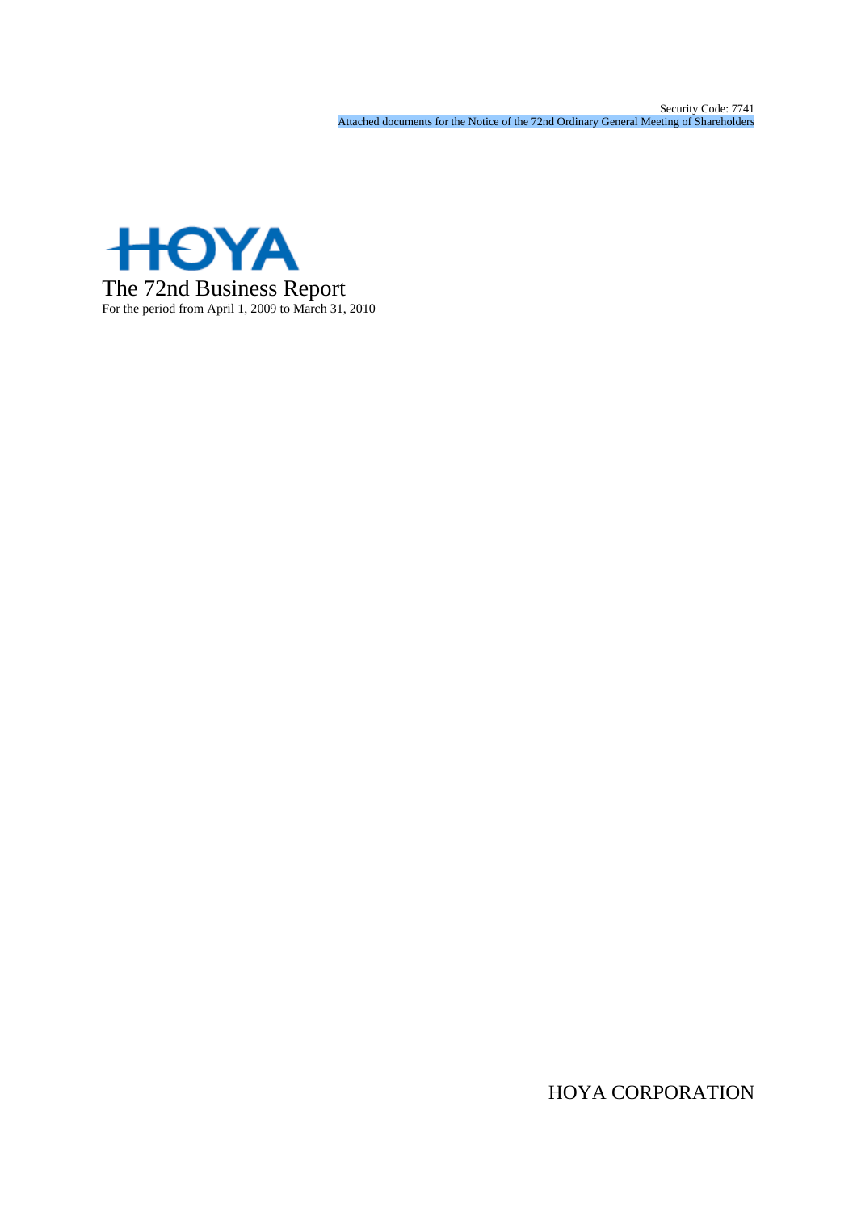Security Code: 7741

Attached documents for the Notice of the 72nd Ordinary General Meeting of Shareholders

HOYA

# The 72nd Business Report

For the period from April 1, 2009 to March 31, 2010

HOYA CORPORATION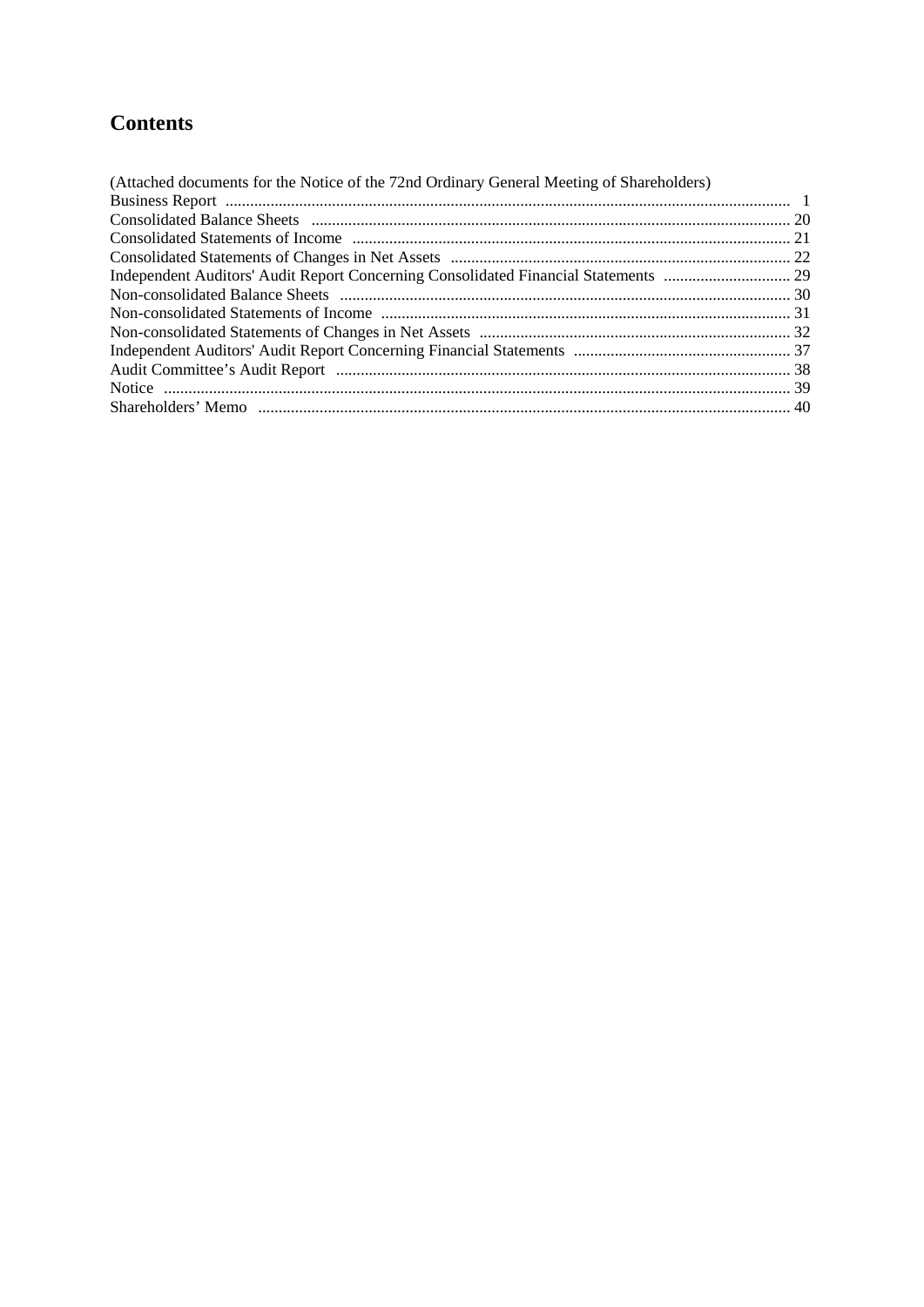# Contents

(Attached documents for the Notice of the 72nd Ordinary General Meeting of Shareholders)

| | |
|---|---|
| Business Report | 1 |
| Consolidated Balance Sheets | 20 |
| Consolidated Statements of Income | 21 |
| Consolidated Statements of Changes in Net Assets | 22 |
| Independent Auditors' Audit Report Concerning Consolidated Financial Statements | 29 |
| Non-consolidated Balance Sheets | 30 |
| Non-consolidated Statements of Income | 31 |
| Non-consolidated Statements of Changes in Net Assets | 32 |
| Independent Auditors' Audit Report Concerning Financial Statements | 37 |
| Audit Committee's Audit Report | 38 |
| Notice | 39 |
| Shareholders' Memo | 40 |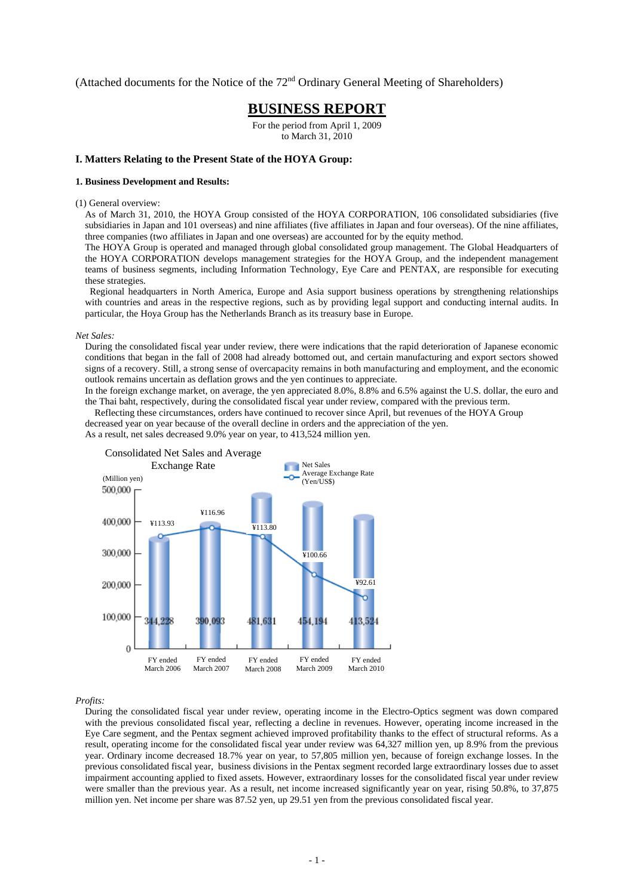(Attached documents for the Notice of the 72nd Ordinary General Meeting of Shareholders)

# BUSINESS REPORT

For the period from April 1, 2009
to March 31, 2010

## I. Matters Relating to the Present State of the HOYA Group:

### 1. Business Development and Results:

(1) General overview:

As of March 31, 2010, the HOYA Group consisted of the HOYA CORPORATION, 106 consolidated subsidiaries (five subsidiaries in Japan and 101 overseas) and nine affiliates (five affiliates in Japan and four overseas). Of the nine affiliates, three companies (two affiliates in Japan and one overseas) are accounted for by the equity method.

The HOYA Group is operated and managed through global consolidated group management. The Global Headquarters of the HOYA CORPORATION develops management strategies for the HOYA Group, and the independent management teams of business segments, including Information Technology, Eye Care and PENTAX, are responsible for executing these strategies.

Regional headquarters in North America, Europe and Asia support business operations by strengthening relationships with countries and areas in the respective regions, such as by providing legal support and conducting internal audits. In particular, the Hoya Group has the Netherlands Branch as its treasury base in Europe.

*Net Sales:*

During the consolidated fiscal year under review, there were indications that the rapid deterioration of Japanese economic conditions that began in the fall of 2008 had already bottomed out, and certain manufacturing and export sectors showed signs of a recovery. Still, a strong sense of overcapacity remains in both manufacturing and employment, and the economic outlook remains uncertain as deflation grows and the yen continues to appreciate.

In the foreign exchange market, on average, the yen appreciated 8.0%, 8.8% and 6.5% against the U.S. dollar, the euro and the Thai baht, respectively, during the consolidated fiscal year under review, compared with the previous term.

Reflecting these circumstances, orders have continued to recover since April, but revenues of the HOYA Group decreased year on year because of the overall decline in orders and the appreciation of the yen.

As a result, net sales decreased 9.0% year on year, to 413,524 million yen.

Consolidated Net Sales and Average Exchange Rate

(Million yen)

| | FY ended March 2006 | FY ended March 2007 | FY ended March 2008 | FY ended March 2009 | FY ended March 2010 |
|---|---|---|---|---|---|
| Net Sales | 344,228 | 390,093 | 481,631 | 454,194 | 413,524 |
| Average Exchange Rate (Yen/US$) | ¥113.93 | ¥116.96 | ¥113.80 | ¥100.66 | ¥92.61 |

*Profits:*

During the consolidated fiscal year under review, operating income in the Electro-Optics segment was down compared with the previous consolidated fiscal year, reflecting a decline in revenues. However, operating income increased in the Eye Care segment, and the Pentax segment achieved improved profitability thanks to the effect of structural reforms. As a result, operating income for the consolidated fiscal year under review was 64,327 million yen, up 8.9% from the previous year. Ordinary income decreased 18.7% year on year, to 57,805 million yen, because of foreign exchange losses. In the previous consolidated fiscal year, business divisions in the Pentax segment recorded large extraordinary losses due to asset impairment accounting applied to fixed assets. However, extraordinary losses for the consolidated fiscal year under review were smaller than the previous year. As a result, net income increased significantly year on year, rising 50.8%, to 37,875 million yen. Net income per share was 87.52 yen, up 29.51 yen from the previous consolidated fiscal year.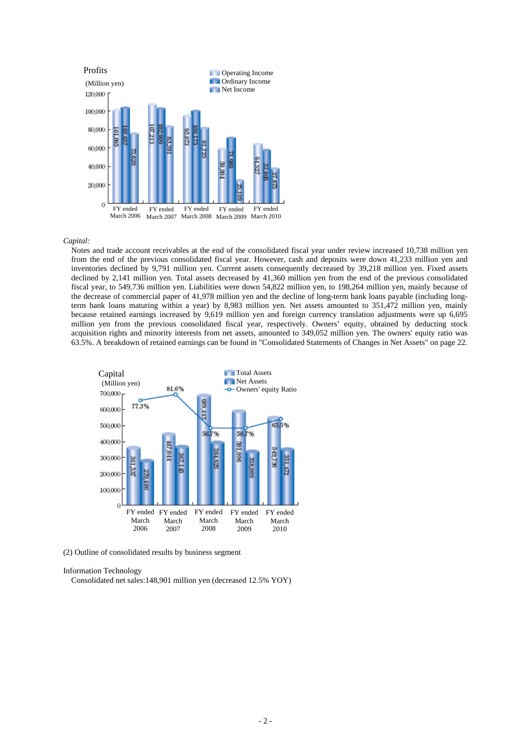Profits

(Million yen)

| | FY ended March 2006 | FY ended March 2007 | FY ended March 2008 | FY ended March 2009 | FY ended March 2010 |
|---|---|---|---|---|---|
| Operating Income | 101,095 | 107,213 | 95,073 | 59,004 | 64,327 |
| Ordinary Income | 103,637 | 102,909 | 100,173 | 71,080 | 57,806 |
| Net Income | 75,620 | 83,391 | 81,725 | 25,109 | 37,875 |

*Capital:*

Notes and trade account receivables at the end of the consolidated fiscal year under review increased 10,738 million yen from the end of the previous consolidated fiscal year. However, cash and deposits were down 41,233 million yen and inventories declined by 9,791 million yen. Current assets consequently decreased by 39,218 million yen. Fixed assets declined by 2,141 million yen. Total assets decreased by 41,360 million yen from the end of the previous consolidated fiscal year, to 549,736 million yen. Liabilities were down 54,822 million yen, to 198,264 million yen, mainly because of the decrease of commercial paper of 41,978 million yen and the decline of long-term bank loans payable (including long-term bank loans maturing within a year) by 8,983 million yen. Net assets amounted to 351,472 million yen, mainly because retained earnings increased by 9,619 million yen and foreign currency translation adjustments were up 6,695 million yen from the previous consolidated fiscal year, respectively. Owners' equity, obtained by deducting stock acquisition rights and minority interests from net assets, amounted to 349,052 million yen. The owners' equity ratio was 63.5%. A breakdown of retained earnings can be found in "Consolidated Statements of Changes in Net Assets" on page 22.

Capital

(Million yen)

| | FY ended March 2006 | FY ended March 2007 | FY ended March 2008 | FY ended March 2009 | FY ended March 2010 |
|---|---|---|---|---|---|
| Total Assets | 361,537 | 447,644 | 689,443 | 591,096 | 549,736 |
| Net Assets | 279,480 | 367,145 | 394,625 | 338,009 | 351,472 |
| Owners' equity Ratio | 77.3% | 81.6% | 56.7% | 56.7% | 63.5% |

(2) Outline of consolidated results by business segment

Information Technology

Consolidated net sales:148,901 million yen (decreased 12.5% YOY)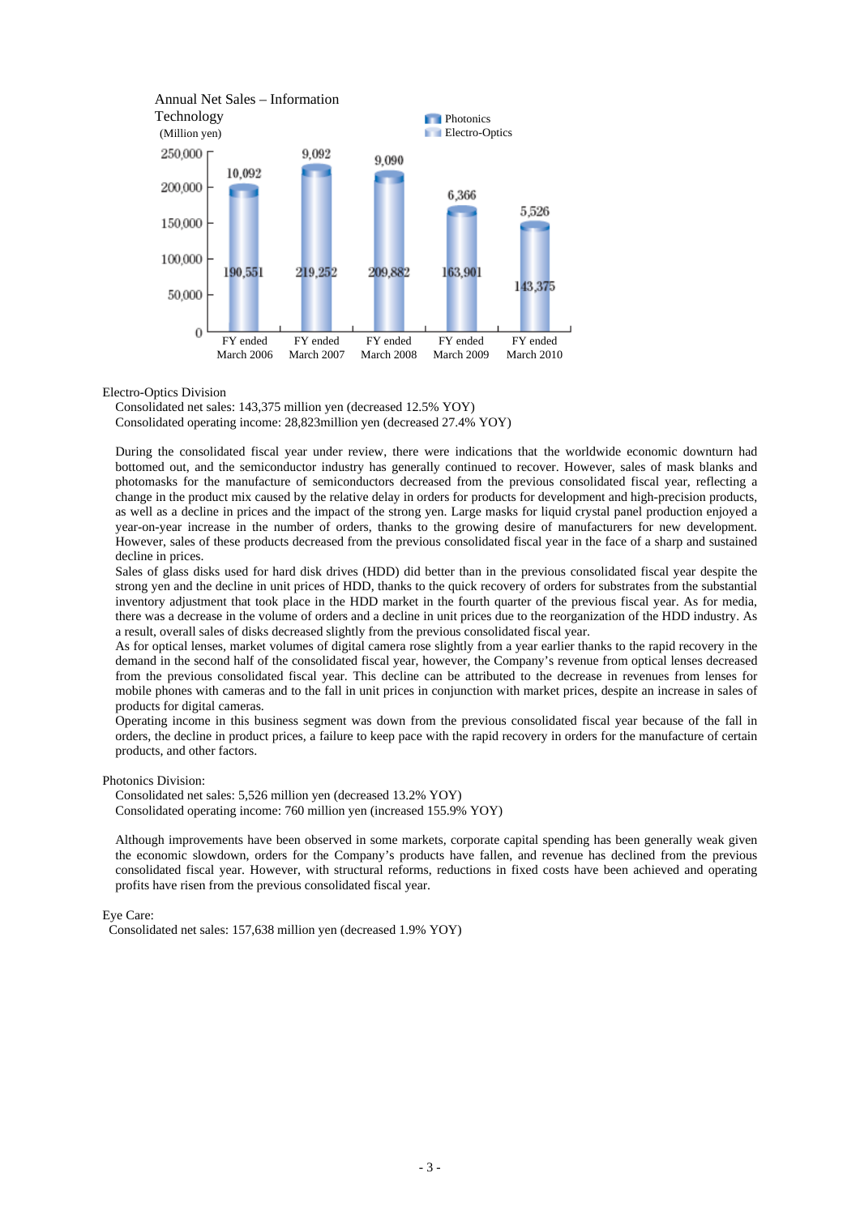Annual Net Sales – Information Technology
(Million yen)

| | FY ended March 2006 | FY ended March 2007 | FY ended March 2008 | FY ended March 2009 | FY ended March 2010 |
|---|---|---|---|---|---|
| Photonics | 10,092 | 9,092 | 9,090 | 6,366 | 5,526 |
| Electro-Optics | 190,551 | 219,252 | 209,882 | 163,901 | 143,375 |

Electro-Optics Division

Consolidated net sales: 143,375 million yen (decreased 12.5% YOY)
Consolidated operating income: 28,823million yen (decreased 27.4% YOY)

During the consolidated fiscal year under review, there were indications that the worldwide economic downturn had bottomed out, and the semiconductor industry has generally continued to recover. However, sales of mask blanks and photomasks for the manufacture of semiconductors decreased from the previous consolidated fiscal year, reflecting a change in the product mix caused by the relative delay in orders for products for development and high-precision products, as well as a decline in prices and the impact of the strong yen. Large masks for liquid crystal panel production enjoyed a year-on-year increase in the number of orders, thanks to the growing desire of manufacturers for new development. However, sales of these products decreased from the previous consolidated fiscal year in the face of a sharp and sustained decline in prices.

Sales of glass disks used for hard disk drives (HDD) did better than in the previous consolidated fiscal year despite the strong yen and the decline in unit prices of HDD, thanks to the quick recovery of orders for substrates from the substantial inventory adjustment that took place in the HDD market in the fourth quarter of the previous fiscal year. As for media, there was a decrease in the volume of orders and a decline in unit prices due to the reorganization of the HDD industry. As a result, overall sales of disks decreased slightly from the previous consolidated fiscal year.

As for optical lenses, market volumes of digital camera rose slightly from a year earlier thanks to the rapid recovery in the demand in the second half of the consolidated fiscal year, however, the Company's revenue from optical lenses decreased from the previous consolidated fiscal year. This decline can be attributed to the decrease in revenues from lenses for mobile phones with cameras and to the fall in unit prices in conjunction with market prices, despite an increase in sales of products for digital cameras.

Operating income in this business segment was down from the previous consolidated fiscal year because of the fall in orders, the decline in product prices, a failure to keep pace with the rapid recovery in orders for the manufacture of certain products, and other factors.

Photonics Division:

Consolidated net sales: 5,526 million yen (decreased 13.2% YOY)
Consolidated operating income: 760 million yen (increased 155.9% YOY)

Although improvements have been observed in some markets, corporate capital spending has been generally weak given the economic slowdown, orders for the Company's products have fallen, and revenue has declined from the previous consolidated fiscal year. However, with structural reforms, reductions in fixed costs have been achieved and operating profits have risen from the previous consolidated fiscal year.

Eye Care:

Consolidated net sales: 157,638 million yen (decreased 1.9% YOY)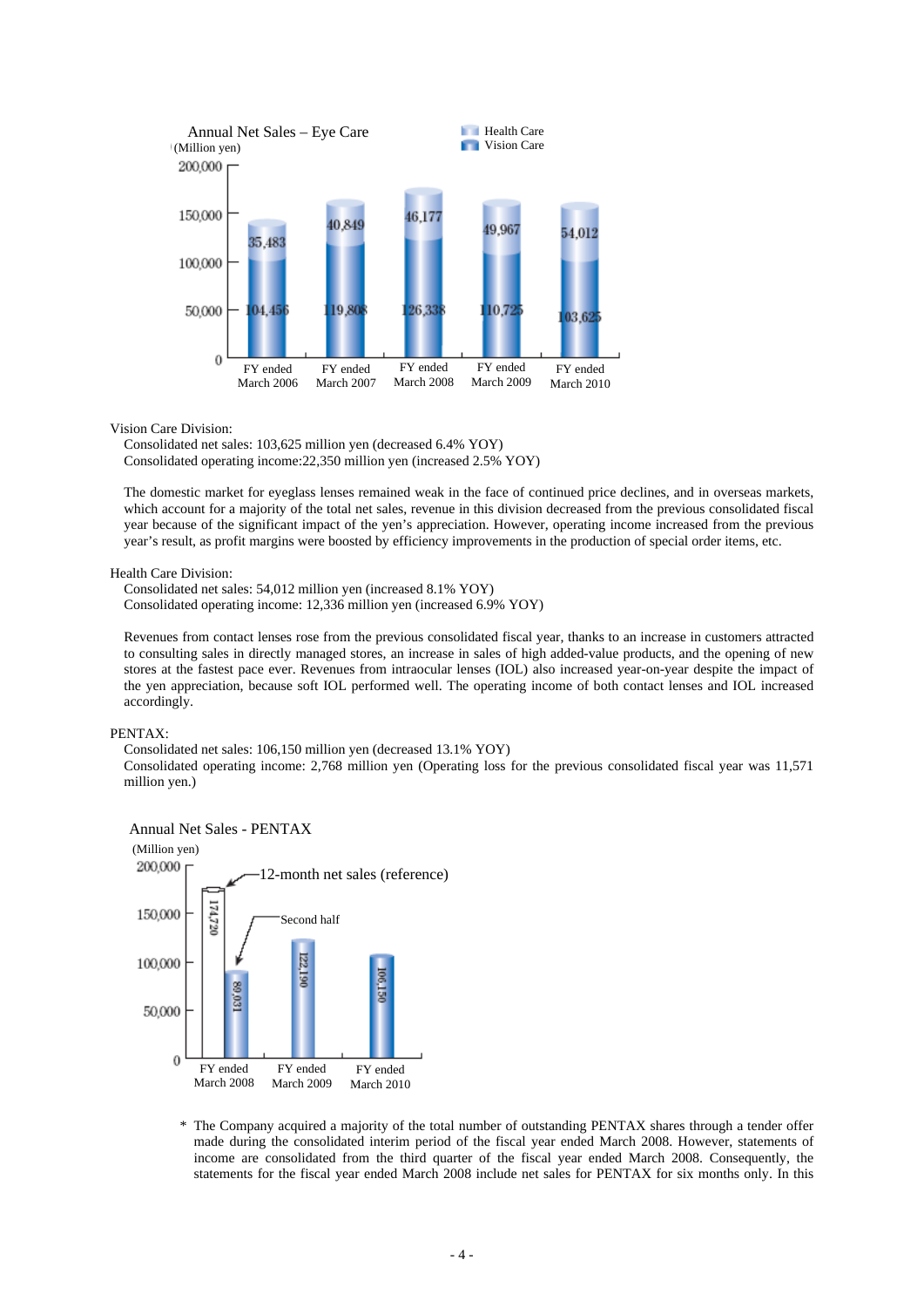Annual Net Sales – Eye Care

(Million yen)

| | FY ended March 2006 | FY ended March 2007 | FY ended March 2008 | FY ended March 2009 | FY ended March 2010 |
|---|---|---|---|---|---|
| Health Care | 35,483 | 40,849 | 46,177 | 49,967 | 54,012 |
| Vision Care | 104,456 | 119,808 | 126,338 | 110,725 | 103,625 |

Vision Care Division:

Consolidated net sales: 103,625 million yen (decreased 6.4% YOY)
Consolidated operating income:22,350 million yen (increased 2.5% YOY)

The domestic market for eyeglass lenses remained weak in the face of continued price declines, and in overseas markets, which account for a majority of the total net sales, revenue in this division decreased from the previous consolidated fiscal year because of the significant impact of the yen's appreciation. However, operating income increased from the previous year's result, as profit margins were boosted by efficiency improvements in the production of special order items, etc.

Health Care Division:

Consolidated net sales: 54,012 million yen (increased 8.1% YOY)
Consolidated operating income: 12,336 million yen (increased 6.9% YOY)

Revenues from contact lenses rose from the previous consolidated fiscal year, thanks to an increase in customers attracted to consulting sales in directly managed stores, an increase in sales of high added-value products, and the opening of new stores at the fastest pace ever. Revenues from intraocular lenses (IOL) also increased year-on-year despite the impact of the yen appreciation, because soft IOL performed well. The operating income of both contact lenses and IOL increased accordingly.

PENTAX:

Consolidated net sales: 106,150 million yen (decreased 13.1% YOY)
Consolidated operating income: 2,768 million yen (Operating loss for the previous consolidated fiscal year was 11,571 million yen.)

Annual Net Sales - PENTAX

(Million yen)

| | FY ended March 2008 | FY ended March 2009 | FY ended March 2010 |
|---|---|---|---|
| 12-month net sales (reference) | 174,720 | | |
| Net sales | 89,031 (Second half) | 122,190 | 106,150 |

* The Company acquired a majority of the total number of outstanding PENTAX shares through a tender offer made during the consolidated interim period of the fiscal year ended March 2008. However, statements of income are consolidated from the third quarter of the fiscal year ended March 2008. Consequently, the statements for the fiscal year ended March 2008 include net sales for PENTAX for six months only. In this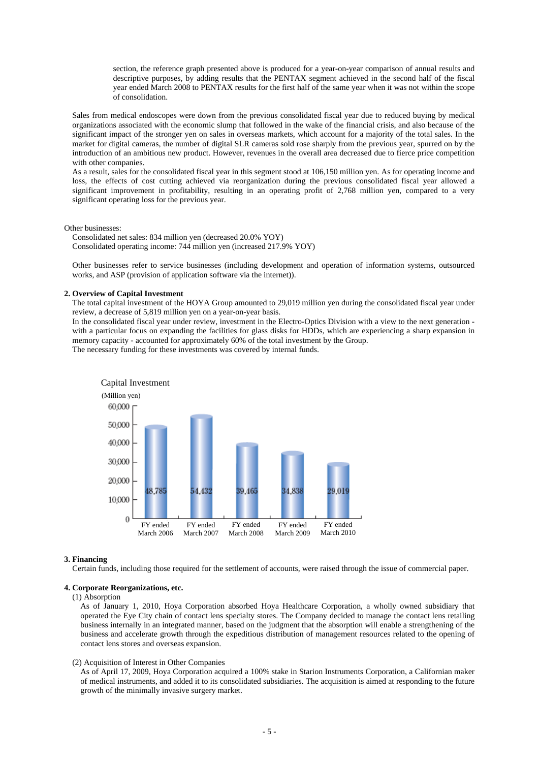section, the reference graph presented above is produced for a year-on-year comparison of annual results and descriptive purposes, by adding results that the PENTAX segment achieved in the second half of the fiscal year ended March 2008 to PENTAX results for the first half of the same year when it was not within the scope of consolidation.

Sales from medical endoscopes were down from the previous consolidated fiscal year due to reduced buying by medical organizations associated with the economic slump that followed in the wake of the financial crisis, and also because of the significant impact of the stronger yen on sales in overseas markets, which account for a majority of the total sales. In the market for digital cameras, the number of digital SLR cameras sold rose sharply from the previous year, spurred on by the introduction of an ambitious new product. However, revenues in the overall area decreased due to fierce price competition with other companies.

As a result, sales for the consolidated fiscal year in this segment stood at 106,150 million yen. As for operating income and loss, the effects of cost cutting achieved via reorganization during the previous consolidated fiscal year allowed a significant improvement in profitability, resulting in an operating profit of 2,768 million yen, compared to a very significant operating loss for the previous year.

Other businesses:

Consolidated net sales: 834 million yen (decreased 20.0% YOY)
Consolidated operating income: 744 million yen (increased 217.9% YOY)

Other businesses refer to service businesses (including development and operation of information systems, outsourced works, and ASP (provision of application software via the internet)).

**2. Overview of Capital Investment**

The total capital investment of the HOYA Group amounted to 29,019 million yen during the consolidated fiscal year under review, a decrease of 5,819 million yen on a year-on-year basis.

In the consolidated fiscal year under review, investment in the Electro-Optics Division with a view to the next generation - with a particular focus on expanding the facilities for glass disks for HDDs, which are experiencing a sharp expansion in memory capacity - accounted for approximately 60% of the total investment by the Group.

The necessary funding for these investments was covered by internal funds.

Capital Investment

(Million yen)

| FY ended March 2006 | FY ended March 2007 | FY ended March 2008 | FY ended March 2009 | FY ended March 2010 |
|---|---|---|---|---|
| 48,785 | 54,432 | 39,465 | 34,838 | 29,019 |

**3. Financing**

Certain funds, including those required for the settlement of accounts, were raised through the issue of commercial paper.

**4. Corporate Reorganizations, etc.**

(1) Absorption

As of January 1, 2010, Hoya Corporation absorbed Hoya Healthcare Corporation, a wholly owned subsidiary that operated the Eye City chain of contact lens specialty stores. The Company decided to manage the contact lens retailing business internally in an integrated manner, based on the judgment that the absorption will enable a strengthening of the business and accelerate growth through the expeditious distribution of management resources related to the opening of contact lens stores and overseas expansion.

(2) Acquisition of Interest in Other Companies

As of April 17, 2009, Hoya Corporation acquired a 100% stake in Starion Instruments Corporation, a Californian maker of medical instruments, and added it to its consolidated subsidiaries. The acquisition is aimed at responding to the future growth of the minimally invasive surgery market.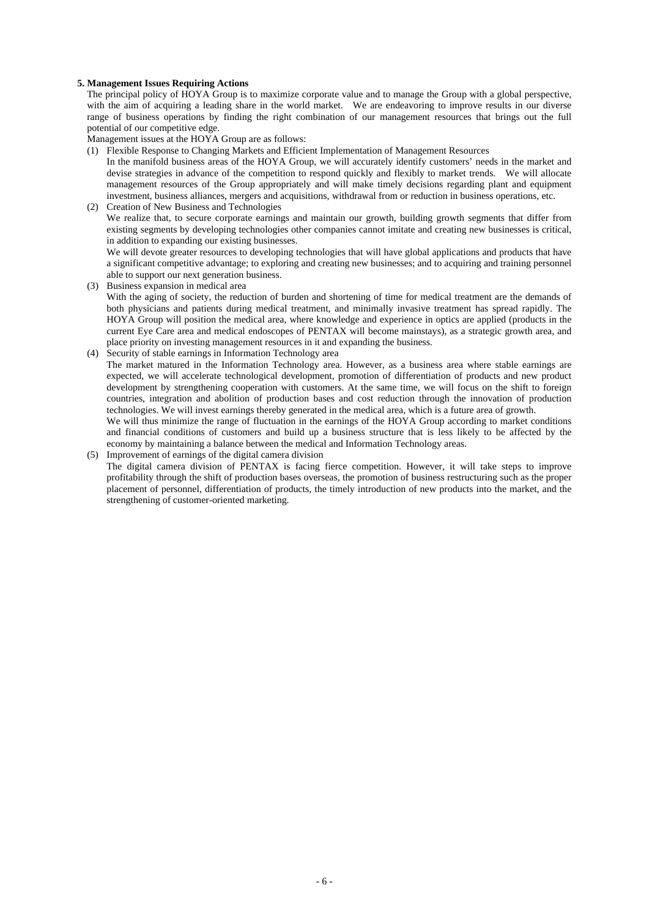## 5. Management Issues Requiring Actions

The principal policy of HOYA Group is to maximize corporate value and to manage the Group with a global perspective, with the aim of acquiring a leading share in the world market. We are endeavoring to improve results in our diverse range of business operations by finding the right combination of our management resources that brings out the full potential of our competitive edge.

Management issues at the HOYA Group are as follows:

(1) Flexible Response to Changing Markets and Efficient Implementation of Management Resources

In the manifold business areas of the HOYA Group, we will accurately identify customers' needs in the market and devise strategies in advance of the competition to respond quickly and flexibly to market trends. We will allocate management resources of the Group appropriately and will make timely decisions regarding plant and equipment investment, business alliances, mergers and acquisitions, withdrawal from or reduction in business operations, etc.

(2) Creation of New Business and Technologies

We realize that, to secure corporate earnings and maintain our growth, building growth segments that differ from existing segments by developing technologies other companies cannot imitate and creating new businesses is critical, in addition to expanding our existing businesses.

We will devote greater resources to developing technologies that will have global applications and products that have a significant competitive advantage; to exploring and creating new businesses; and to acquiring and training personnel able to support our next generation business.

(3) Business expansion in medical area

With the aging of society, the reduction of burden and shortening of time for medical treatment are the demands of both physicians and patients during medical treatment, and minimally invasive treatment has spread rapidly. The HOYA Group will position the medical area, where knowledge and experience in optics are applied (products in the current Eye Care area and medical endoscopes of PENTAX will become mainstays), as a strategic growth area, and place priority on investing management resources in it and expanding the business.

(4) Security of stable earnings in Information Technology area

The market matured in the Information Technology area. However, as a business area where stable earnings are expected, we will accelerate technological development, promotion of differentiation of products and new product development by strengthening cooperation with customers. At the same time, we will focus on the shift to foreign countries, integration and abolition of production bases and cost reduction through the innovation of production technologies. We will invest earnings thereby generated in the medical area, which is a future area of growth.

We will thus minimize the range of fluctuation in the earnings of the HOYA Group according to market conditions and financial conditions of customers and build up a business structure that is less likely to be affected by the economy by maintaining a balance between the medical and Information Technology areas.

(5) Improvement of earnings of the digital camera division

The digital camera division of PENTAX is facing fierce competition. However, it will take steps to improve profitability through the shift of production bases overseas, the promotion of business restructuring such as the proper placement of personnel, differentiation of products, the timely introduction of new products into the market, and the strengthening of customer-oriented marketing.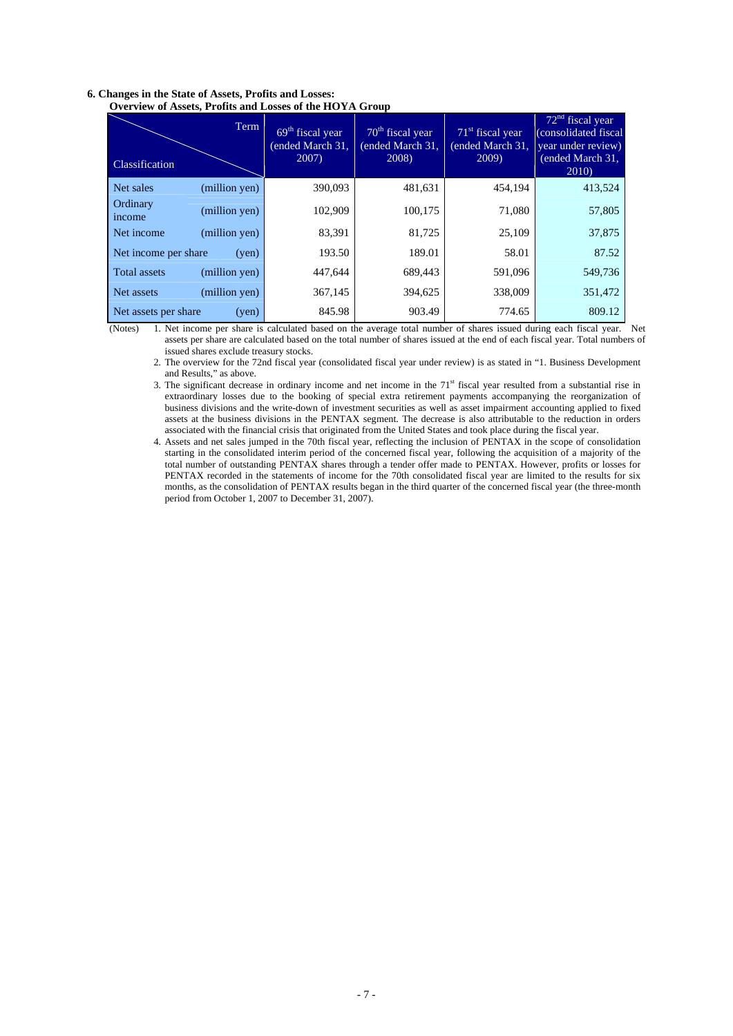**6. Changes in the State of Assets, Profits and Losses:**

**Overview of Assets, Profits and Losses of the HOYA Group**

| Classification \ Term | | 69th fiscal year (ended March 31, 2007) | 70th fiscal year (ended March 31, 2008) | 71st fiscal year (ended March 31, 2009) | 72nd fiscal year (consolidated fiscal year under review) (ended March 31, 2010) |
|---|---|---|---|---|---|
| Net sales | (million yen) | 390,093 | 481,631 | 454,194 | 413,524 |
| Ordinary income | (million yen) | 102,909 | 100,175 | 71,080 | 57,805 |
| Net income | (million yen) | 83,391 | 81,725 | 25,109 | 37,875 |
| Net income per share | (yen) | 193.50 | 189.01 | 58.01 | 87.52 |
| Total assets | (million yen) | 447,644 | 689,443 | 591,096 | 549,736 |
| Net assets | (million yen) | 367,145 | 394,625 | 338,009 | 351,472 |
| Net assets per share | (yen) | 845.98 | 903.49 | 774.65 | 809.12 |

(Notes)

1. Net income per share is calculated based on the average total number of shares issued during each fiscal year. Net assets per share are calculated based on the total number of shares issued at the end of each fiscal year. Total numbers of issued shares exclude treasury stocks.
2. The overview for the 72nd fiscal year (consolidated fiscal year under review) is as stated in "1. Business Development and Results," as above.
3. The significant decrease in ordinary income and net income in the 71st fiscal year resulted from a substantial rise in extraordinary losses due to the booking of special extra retirement payments accompanying the reorganization of business divisions and the write-down of investment securities as well as asset impairment accounting applied to fixed assets at the business divisions in the PENTAX segment. The decrease is also attributable to the reduction in orders associated with the financial crisis that originated from the United States and took place during the fiscal year.
4. Assets and net sales jumped in the 70th fiscal year, reflecting the inclusion of PENTAX in the scope of consolidation starting in the consolidated interim period of the concerned fiscal year, following the acquisition of a majority of the total number of outstanding PENTAX shares through a tender offer made to PENTAX. However, profits or losses for PENTAX recorded in the statements of income for the 70th consolidated fiscal year are limited to the results for six months, as the consolidation of PENTAX results began in the third quarter of the concerned fiscal year (the three-month period from October 1, 2007 to December 31, 2007).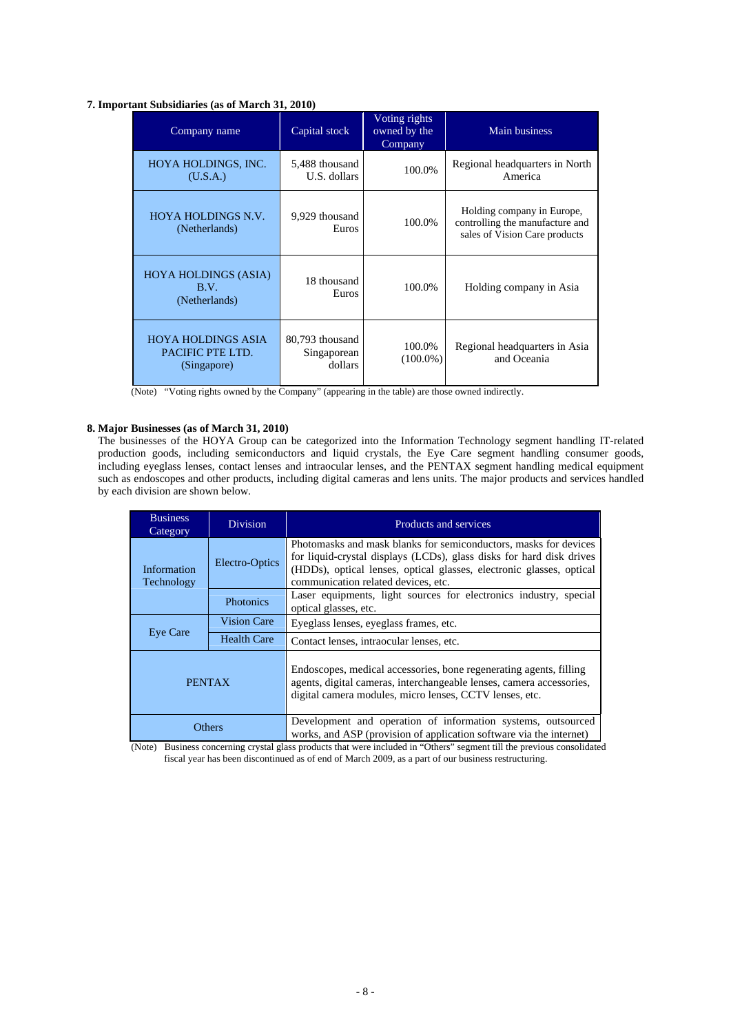### 7. Important Subsidiaries (as of March 31, 2010)

| Company name | Capital stock | Voting rights owned by the Company | Main business |
|---|---|---|---|
| HOYA HOLDINGS, INC. (U.S.A.) | 5,488 thousand U.S. dollars | 100.0% | Regional headquarters in North America |
| HOYA HOLDINGS N.V. (Netherlands) | 9,929 thousand Euros | 100.0% | Holding company in Europe, controlling the manufacture and sales of Vision Care products |
| HOYA HOLDINGS (ASIA) B.V. (Netherlands) | 18 thousand Euros | 100.0% | Holding company in Asia |
| HOYA HOLDINGS ASIA PACIFIC PTE LTD. (Singapore) | 80,793 thousand Singaporean dollars | 100.0% (100.0%) | Regional headquarters in Asia and Oceania |

(Note) "Voting rights owned by the Company" (appearing in the table) are those owned indirectly.

### 8. Major Businesses (as of March 31, 2010)

The businesses of the HOYA Group can be categorized into the Information Technology segment handling IT-related production goods, including semiconductors and liquid crystals, the Eye Care segment handling consumer goods, including eyeglass lenses, contact lenses and intraocular lenses, and the PENTAX segment handling medical equipment such as endoscopes and other products, including digital cameras and lens units. The major products and services handled by each division are shown below.

| Business Category | Division | Products and services |
|---|---|---|
| Information Technology | Electro-Optics | Photomasks and mask blanks for semiconductors, masks for devices for liquid-crystal displays (LCDs), glass disks for hard disk drives (HDDs), optical lenses, optical glasses, electronic glasses, optical communication related devices, etc. |
| | Photonics | Laser equipments, light sources for electronics industry, special optical glasses, etc. |
| Eye Care | Vision Care | Eyeglass lenses, eyeglass frames, etc. |
| | Health Care | Contact lenses, intraocular lenses, etc. |
| PENTAX | | Endoscopes, medical accessories, bone regenerating agents, filling agents, digital cameras, interchangeable lenses, camera accessories, digital camera modules, micro lenses, CCTV lenses, etc. |
| Others | | Development and operation of information systems, outsourced works, and ASP (provision of application software via the internet) |

(Note) Business concerning crystal glass products that were included in "Others" segment till the previous consolidated fiscal year has been discontinued as of end of March 2009, as a part of our business restructuring.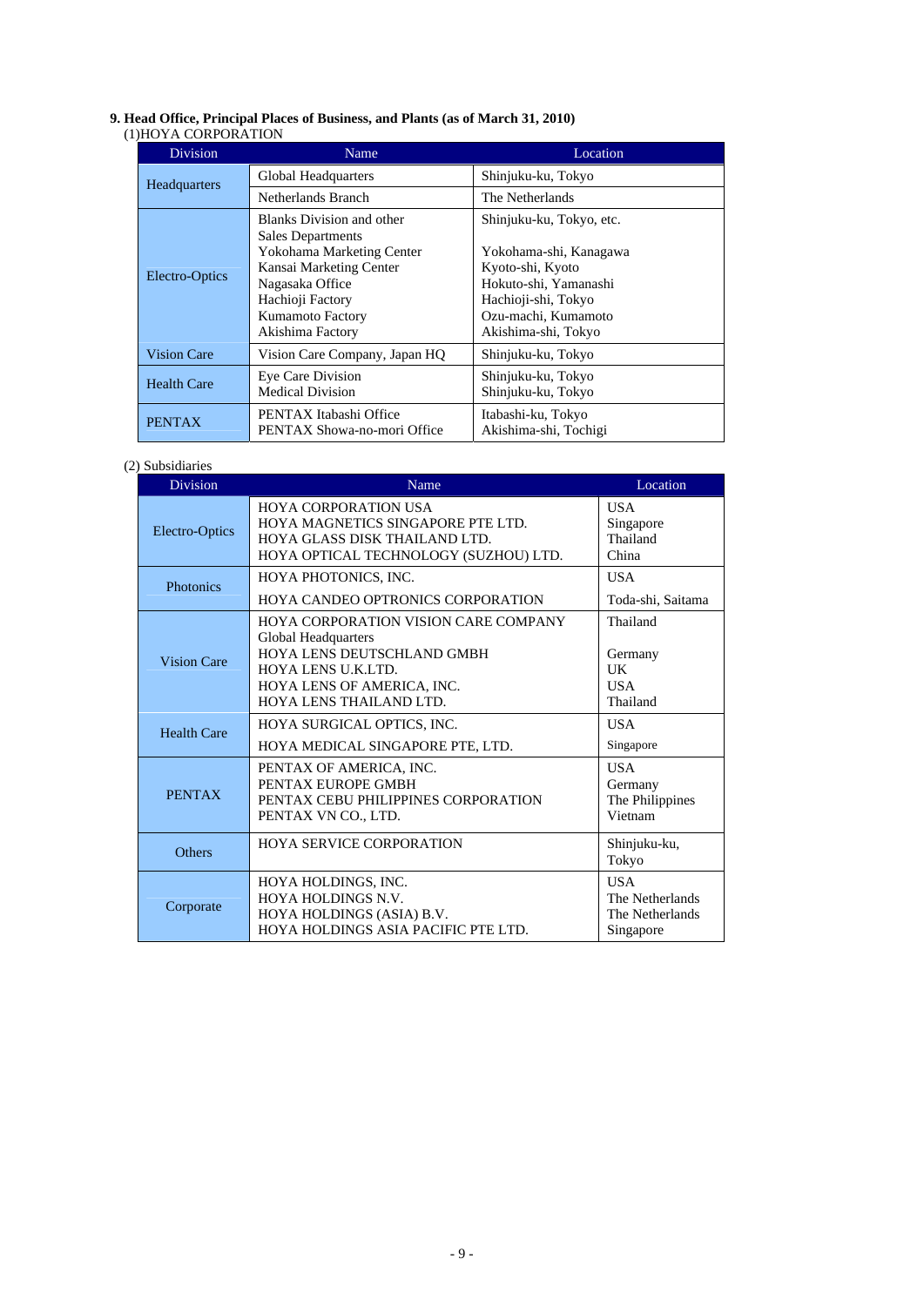### 9. Head Office, Principal Places of Business, and Plants (as of March 31, 2010)

(1)HOYA CORPORATION

| Division | Name | Location |
|---|---|---|
| Headquarters | Global Headquarters | Shinjuku-ku, Tokyo |
| | Netherlands Branch | The Netherlands |
| Electro-Optics | Blanks Division and other Sales Departments<br>Yokohama Marketing Center<br>Kansai Marketing Center<br>Nagasaka Office<br>Hachioji Factory<br>Kumamoto Factory<br>Akishima Factory | Shinjuku-ku, Tokyo, etc.<br>Yokohama-shi, Kanagawa<br>Kyoto-shi, Kyoto<br>Hokuto-shi, Yamanashi<br>Hachioji-shi, Tokyo<br>Ozu-machi, Kumamoto<br>Akishima-shi, Tokyo |
| Vision Care | Vision Care Company, Japan HQ | Shinjuku-ku, Tokyo |
| Health Care | Eye Care Division<br>Medical Division | Shinjuku-ku, Tokyo<br>Shinjuku-ku, Tokyo |
| PENTAX | PENTAX Itabashi Office<br>PENTAX Showa-no-mori Office | Itabashi-ku, Tokyo<br>Akishima-shi, Tochigi |

(2) Subsidiaries

| Division | Name | Location |
|---|---|---|
| Electro-Optics | HOYA CORPORATION USA<br>HOYA MAGNETICS SINGAPORE PTE LTD.<br>HOYA GLASS DISK THAILAND LTD.<br>HOYA OPTICAL TECHNOLOGY (SUZHOU) LTD. | USA<br>Singapore<br>Thailand<br>China |
| Photonics | HOYA PHOTONICS, INC.<br>HOYA CANDEO OPTRONICS CORPORATION | USA<br>Toda-shi, Saitama |
| Vision Care | HOYA CORPORATION VISION CARE COMPANY Global Headquarters<br>HOYA LENS DEUTSCHLAND GMBH<br>HOYA LENS U.K.LTD.<br>HOYA LENS OF AMERICA, INC.<br>HOYA LENS THAILAND LTD. | Thailand<br>Germany<br>UK<br>USA<br>Thailand |
| Health Care | HOYA SURGICAL OPTICS, INC.<br>HOYA MEDICAL SINGAPORE PTE, LTD. | USA<br>Singapore |
| PENTAX | PENTAX OF AMERICA, INC.<br>PENTAX EUROPE GMBH<br>PENTAX CEBU PHILIPPINES CORPORATION<br>PENTAX VN CO., LTD. | USA<br>Germany<br>The Philippines<br>Vietnam |
| Others | HOYA SERVICE CORPORATION | Shinjuku-ku, Tokyo |
| Corporate | HOYA HOLDINGS, INC.<br>HOYA HOLDINGS N.V.<br>HOYA HOLDINGS (ASIA) B.V.<br>HOYA HOLDINGS ASIA PACIFIC PTE LTD. | USA<br>The Netherlands<br>The Netherlands<br>Singapore |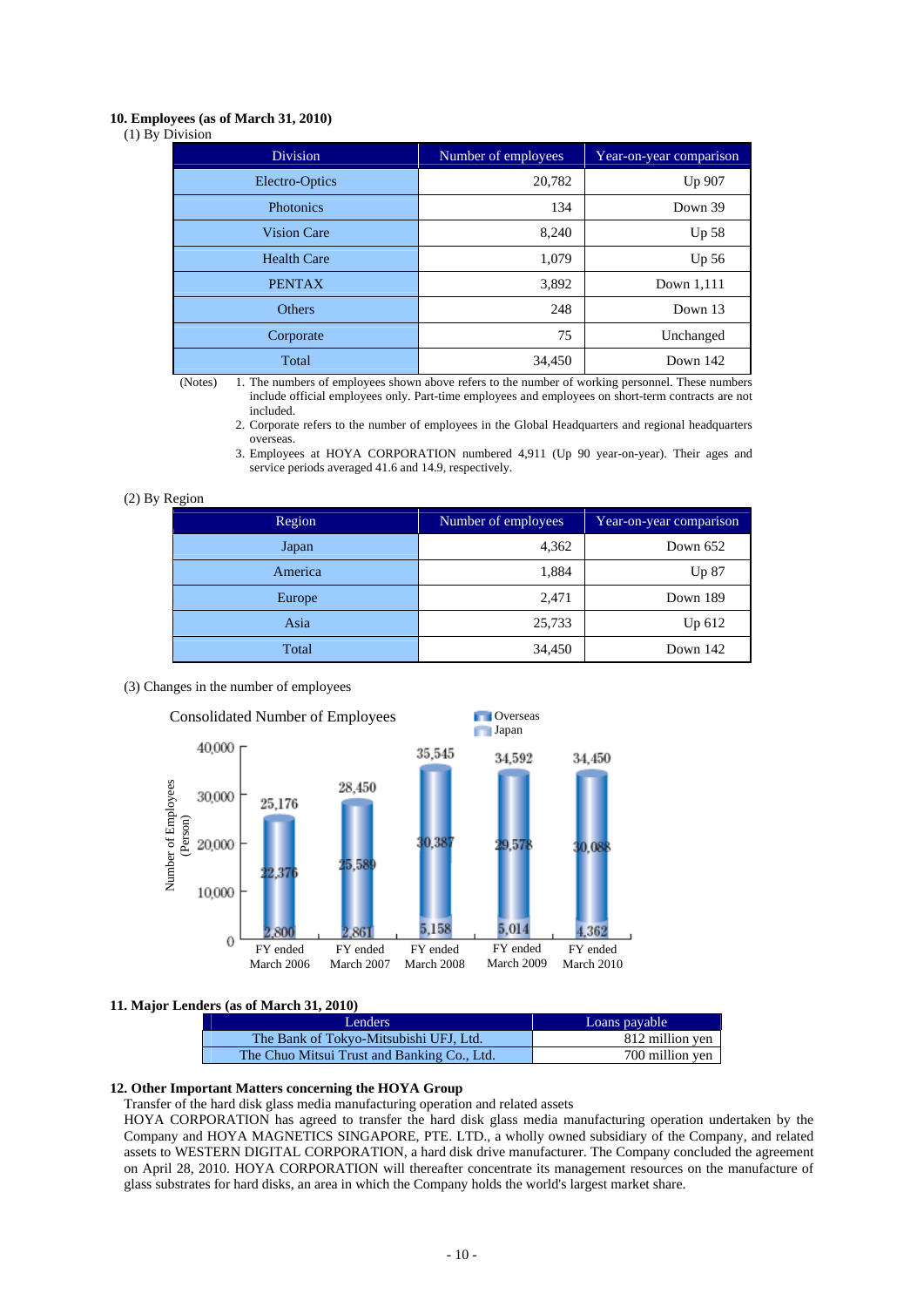### 10. Employees (as of March 31, 2010)

(1) By Division

| Division | Number of employees | Year-on-year comparison |
|---|---|---|
| Electro-Optics | 20,782 | Up 907 |
| Photonics | 134 | Down 39 |
| Vision Care | 8,240 | Up 58 |
| Health Care | 1,079 | Up 56 |
| PENTAX | 3,892 | Down 1,111 |
| Others | 248 | Down 13 |
| Corporate | 75 | Unchanged |
| Total | 34,450 | Down 142 |

(Notes)
1. The numbers of employees shown above refers to the number of working personnel. These numbers include official employees only. Part-time employees and employees on short-term contracts are not included.
2. Corporate refers to the number of employees in the Global Headquarters and regional headquarters overseas.
3. Employees at HOYA CORPORATION numbered 4,911 (Up 90 year-on-year). Their ages and service periods averaged 41.6 and 14.9, respectively.

(2) By Region

| Region | Number of employees | Year-on-year comparison |
|---|---|---|
| Japan | 4,362 | Down 652 |
| America | 1,884 | Up 87 |
| Europe | 2,471 | Down 189 |
| Asia | 25,733 | Up 612 |
| Total | 34,450 | Down 142 |

(3) Changes in the number of employees

Consolidated Number of Employees

| | FY ended March 2006 | FY ended March 2007 | FY ended March 2008 | FY ended March 2009 | FY ended March 2010 |
|---|---|---|---|---|---|
| Overseas | 22,376 | 25,589 | 30,387 | 29,578 | 30,088 |
| Japan | 2,800 | 2,861 | 5,158 | 5,014 | 4,362 |
| Total | 25,176 | 28,450 | 35,545 | 34,592 | 34,450 |

### 11. Major Lenders (as of March 31, 2010)

| Lenders | Loans payable |
|---|---|
| The Bank of Tokyo-Mitsubishi UFJ, Ltd. | 812 million yen |
| The Chuo Mitsui Trust and Banking Co., Ltd. | 700 million yen |

### 12. Other Important Matters concerning the HOYA Group

Transfer of the hard disk glass media manufacturing operation and related assets

HOYA CORPORATION has agreed to transfer the hard disk glass media manufacturing operation undertaken by the Company and HOYA MAGNETICS SINGAPORE, PTE. LTD., a wholly owned subsidiary of the Company, and related assets to WESTERN DIGITAL CORPORATION, a hard disk drive manufacturer. The Company concluded the agreement on April 28, 2010. HOYA CORPORATION will thereafter concentrate its management resources on the manufacture of glass substrates for hard disks, an area in which the Company holds the world's largest market share.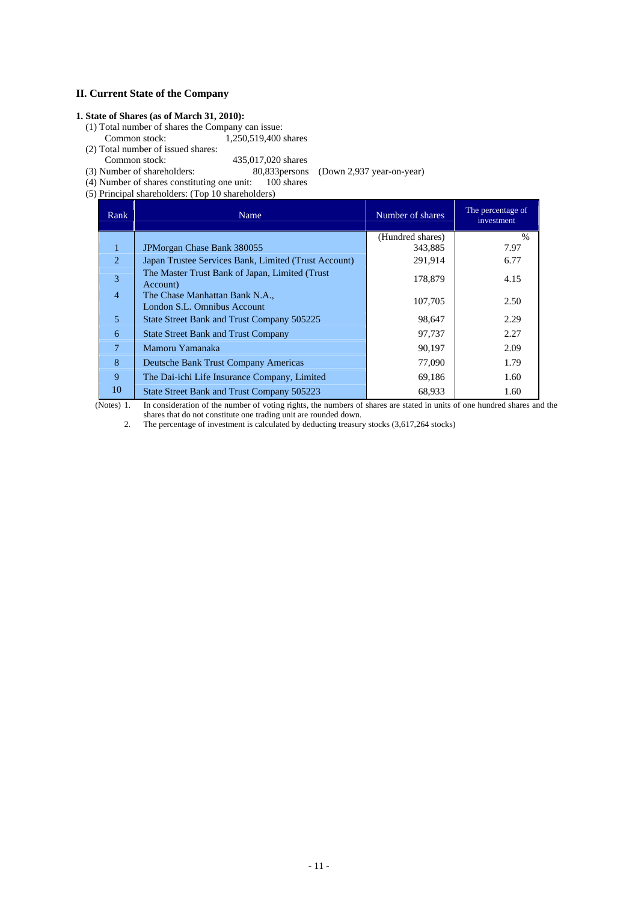## II. Current State of the Company

### 1. State of Shares (as of March 31, 2010):

(1) Total number of shares the Company can issue:
Common stock: 1,250,519,400 shares

(2) Total number of issued shares:
Common stock: 435,017,020 shares

(3) Number of shareholders: 80,833persons (Down 2,937 year-on-year)

(4) Number of shares constituting one unit: 100 shares

(5) Principal shareholders: (Top 10 shareholders)

| Rank | Name | Number of shares | The percentage of investment |
|---|---|---|---|
| | | (Hundred shares) | % |
| 1 | JPMorgan Chase Bank 380055 | 343,885 | 7.97 |
| 2 | Japan Trustee Services Bank, Limited (Trust Account) | 291,914 | 6.77 |
| 3 | The Master Trust Bank of Japan, Limited (Trust Account) | 178,879 | 4.15 |
| 4 | The Chase Manhattan Bank N.A., London S.L. Omnibus Account | 107,705 | 2.50 |
| 5 | State Street Bank and Trust Company 505225 | 98,647 | 2.29 |
| 6 | State Street Bank and Trust Company | 97,737 | 2.27 |
| 7 | Mamoru Yamanaka | 90,197 | 2.09 |
| 8 | Deutsche Bank Trust Company Americas | 77,090 | 1.79 |
| 9 | The Dai-ichi Life Insurance Company, Limited | 69,186 | 1.60 |
| 10 | State Street Bank and Trust Company 505223 | 68,933 | 1.60 |

(Notes) 1. In consideration of the number of voting rights, the numbers of shares are stated in units of one hundred shares and the shares that do not constitute one trading unit are rounded down.

2. The percentage of investment is calculated by deducting treasury stocks (3,617,264 stocks)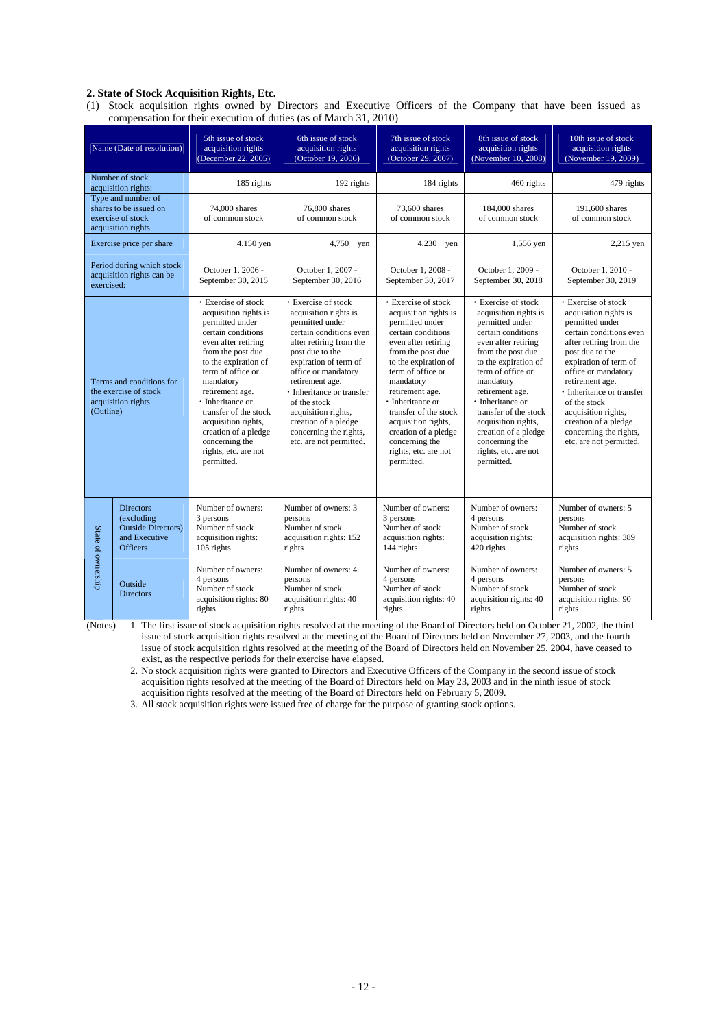## 2. State of Stock Acquisition Rights, Etc.

(1) Stock acquisition rights owned by Directors and Executive Officers of the Company that have been issued as compensation for their execution of duties (as of March 31, 2010)

| Name (Date of resolution) | | 5th issue of stock acquisition rights (December 22, 2005) | 6th issue of stock acquisition rights (October 19, 2006) | 7th issue of stock acquisition rights (October 29, 2007) | 8th issue of stock acquisition rights (November 10, 2008) | 10th issue of stock acquisition rights (November 19, 2009) |
|---|---|---|---|---|---|---|
| Number of stock acquisition rights: | | 185 rights | 192 rights | 184 rights | 460 rights | 479 rights |
| Type and number of shares to be issued on exercise of stock acquisition rights | | 74,000 shares of common stock | 76,800 shares of common stock | 73,600 shares of common stock | 184,000 shares of common stock | 191,600 shares of common stock |
| Exercise price per share | | 4,150 yen | 4,750 yen | 4,230 yen | 1,556 yen | 2,215 yen |
| Period during which stock acquisition rights can be exercised: | | October 1, 2006 - September 30, 2015 | October 1, 2007 - September 30, 2016 | October 1, 2008 - September 30, 2017 | October 1, 2009 - September 30, 2018 | October 1, 2010 - September 30, 2019 |
| Terms and conditions for the exercise of stock acquisition rights (Outline) | | ・Exercise of stock acquisition rights is permitted under certain conditions even after retiring from the post due to the expiration of term of office or mandatory retirement age. ・Inheritance or transfer of the stock acquisition rights, creation of a pledge concerning the rights, etc. are not permitted. | ・Exercise of stock acquisition rights is permitted under certain conditions even after retiring from the post due to the expiration of term of office or mandatory retirement age. ・Inheritance or transfer of the stock acquisition rights, creation of a pledge concerning the rights, etc. are not permitted. | ・Exercise of stock acquisition rights is permitted under certain conditions even after retiring from the post due to the expiration of term of office or mandatory retirement age. ・Inheritance or transfer of the stock acquisition rights, creation of a pledge concerning the rights, etc. are not permitted. | ・Exercise of stock acquisition rights is permitted under certain conditions even after retiring from the post due to the expiration of term of office or mandatory retirement age. ・Inheritance or transfer of the stock acquisition rights, creation of a pledge concerning the rights, etc. are not permitted. | ・Exercise of stock acquisition rights is permitted under certain conditions even after retiring from the post due to the expiration of term of office or mandatory retirement age. ・Inheritance or transfer of the stock acquisition rights, creation of a pledge concerning the rights, etc. are not permitted. |
| State of ownership | Directors (excluding Outside Directors) and Executive Officers | Number of owners: 3 persons<br>Number of stock acquisition rights: 105 rights | Number of owners: 3 persons<br>Number of stock acquisition rights: 152 rights | Number of owners: 3 persons<br>Number of stock acquisition rights: 144 rights | Number of owners: 4 persons<br>Number of stock acquisition rights: 420 rights | Number of owners: 5 persons<br>Number of stock acquisition rights: 389 rights |
| | Outside Directors | Number of owners: 4 persons<br>Number of stock acquisition rights: 80 rights | Number of owners: 4 persons<br>Number of stock acquisition rights: 40 rights | Number of owners: 4 persons<br>Number of stock acquisition rights: 40 rights | Number of owners: 4 persons<br>Number of stock acquisition rights: 40 rights | Number of owners: 5 persons<br>Number of stock acquisition rights: 90 rights |

(Notes)
1. The first issue of stock acquisition rights resolved at the meeting of the Board of Directors held on October 21, 2002, the third issue of stock acquisition rights resolved at the meeting of the Board of Directors held on November 27, 2003, and the fourth issue of stock acquisition rights resolved at the meeting of the Board of Directors held on November 25, 2004, have ceased to exist, as the respective periods for their exercise have elapsed.
2. No stock acquisition rights were granted to Directors and Executive Officers of the Company in the second issue of stock acquisition rights resolved at the meeting of the Board of Directors held on May 23, 2003 and in the ninth issue of stock acquisition rights resolved at the meeting of the Board of Directors held on February 5, 2009.
3. All stock acquisition rights were issued free of charge for the purpose of granting stock options.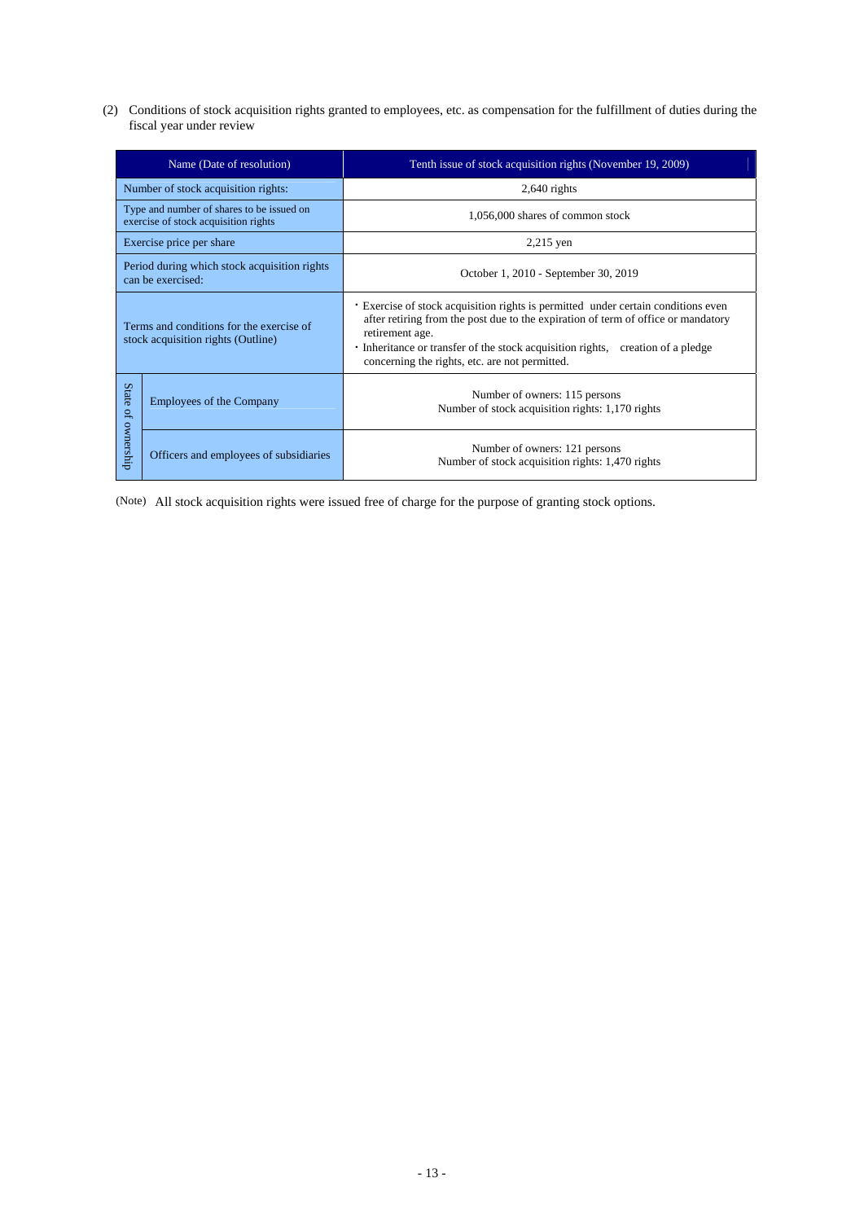(2) Conditions of stock acquisition rights granted to employees, etc. as compensation for the fulfillment of duties during the fiscal year under review

| Name (Date of resolution) | | Tenth issue of stock acquisition rights (November 19, 2009) |
|---|---|---|
| Number of stock acquisition rights: | | 2,640 rights |
| Type and number of shares to be issued on exercise of stock acquisition rights | | 1,056,000 shares of common stock |
| Exercise price per share | | 2,215 yen |
| Period during which stock acquisition rights can be exercised: | | October 1, 2010 - September 30, 2019 |
| Terms and conditions for the exercise of stock acquisition rights (Outline) | | ・Exercise of stock acquisition rights is permitted under certain conditions even after retiring from the post due to the expiration of term of office or mandatory retirement age.<br>・Inheritance or transfer of the stock acquisition rights, creation of a pledge concerning the rights, etc. are not permitted. |
| State of ownership | Employees of the Company | Number of owners: 115 persons<br>Number of stock acquisition rights: 1,170 rights |
| | Officers and employees of subsidiaries | Number of owners: 121 persons<br>Number of stock acquisition rights: 1,470 rights |

(Note) All stock acquisition rights were issued free of charge for the purpose of granting stock options.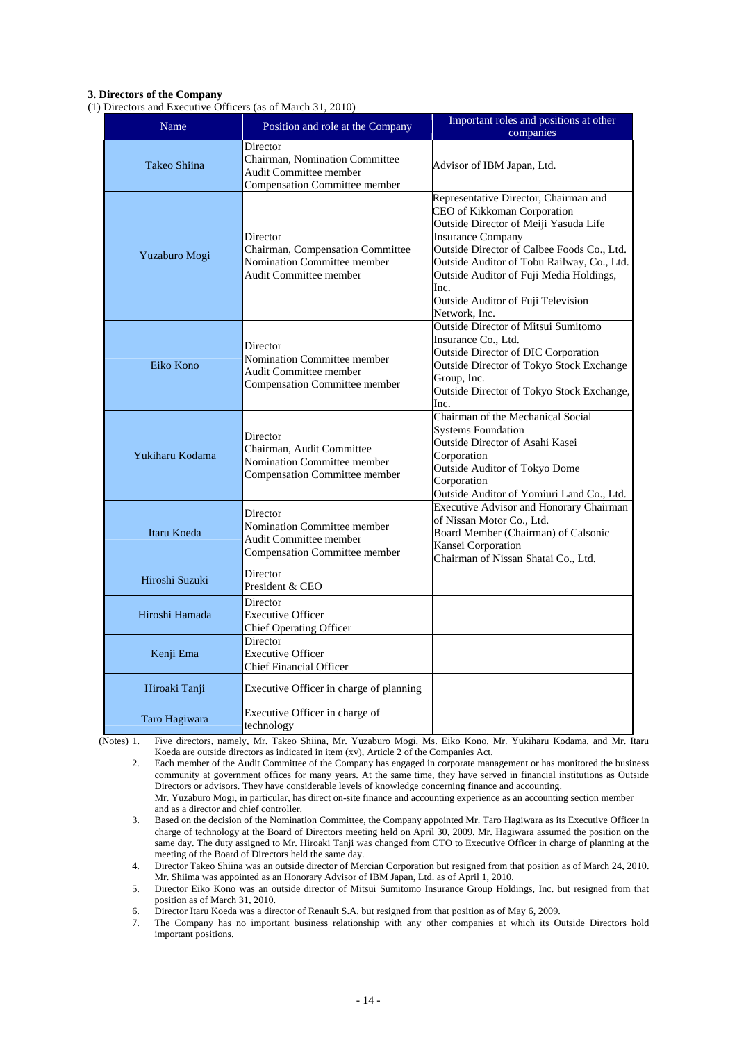### 3. Directors of the Company

(1) Directors and Executive Officers (as of March 31, 2010)

| Name | Position and role at the Company | Important roles and positions at other companies |
|---|---|---|
| Takeo Shiina | Director<br>Chairman, Nomination Committee<br>Audit Committee member<br>Compensation Committee member | Advisor of IBM Japan, Ltd. |
| Yuzaburo Mogi | Director<br>Chairman, Compensation Committee<br>Nomination Committee member<br>Audit Committee member | Representative Director, Chairman and CEO of Kikkoman Corporation<br>Outside Director of Meiji Yasuda Life Insurance Company<br>Outside Director of Calbee Foods Co., Ltd.<br>Outside Auditor of Tobu Railway, Co., Ltd.<br>Outside Auditor of Fuji Media Holdings, Inc.<br>Outside Auditor of Fuji Television Network, Inc. |
| Eiko Kono | Director<br>Nomination Committee member<br>Audit Committee member<br>Compensation Committee member | Outside Director of Mitsui Sumitomo Insurance Co., Ltd.<br>Outside Director of DIC Corporation<br>Outside Director of Tokyo Stock Exchange Group, Inc.<br>Outside Director of Tokyo Stock Exchange, Inc. |
| Yukiharu Kodama | Director<br>Chairman, Audit Committee<br>Nomination Committee member<br>Compensation Committee member | Chairman of the Mechanical Social Systems Foundation<br>Outside Director of Asahi Kasei Corporation<br>Outside Auditor of Tokyo Dome Corporation<br>Outside Auditor of Yomiuri Land Co., Ltd. |
| Itaru Koeda | Director<br>Nomination Committee member<br>Audit Committee member<br>Compensation Committee member | Executive Advisor and Honorary Chairman of Nissan Motor Co., Ltd.<br>Board Member (Chairman) of Calsonic Kansei Corporation<br>Chairman of Nissan Shatai Co., Ltd. |
| Hiroshi Suzuki | Director<br>President & CEO | |
| Hiroshi Hamada | Director<br>Executive Officer<br>Chief Operating Officer | |
| Kenji Ema | Director<br>Executive Officer<br>Chief Financial Officer | |
| Hiroaki Tanji | Executive Officer in charge of planning | |
| Taro Hagiwara | Executive Officer in charge of technology | |

(Notes)
1. Five directors, namely, Mr. Takeo Shiina, Mr. Yuzaburo Mogi, Ms. Eiko Kono, Mr. Yukiharu Kodama, and Mr. Itaru Koeda are outside directors as indicated in item (xv), Article 2 of the Companies Act.
2. Each member of the Audit Committee of the Company has engaged in corporate management or has monitored the business community at government offices for many years. At the same time, they have served in financial institutions as Outside Directors or advisors. They have considerable levels of knowledge concerning finance and accounting.
   Mr. Yuzaburo Mogi, in particular, has direct on-site finance and accounting experience as an accounting section member and as a director and chief controller.
3. Based on the decision of the Nomination Committee, the Company appointed Mr. Taro Hagiwara as its Executive Officer in charge of technology at the Board of Directors meeting held on April 30, 2009. Mr. Hagiwara assumed the position on the same day. The duty assigned to Mr. Hiroaki Tanji was changed from CTO to Executive Officer in charge of planning at the meeting of the Board of Directors held the same day.
4. Director Takeo Shiina was an outside director of Mercian Corporation but resigned from that position as of March 24, 2010. Mr. Shiima was appointed as an Honorary Advisor of IBM Japan, Ltd. as of April 1, 2010.
5. Director Eiko Kono was an outside director of Mitsui Sumitomo Insurance Group Holdings, Inc. but resigned from that position as of March 31, 2010.
6. Director Itaru Koeda was a director of Renault S.A. but resigned from that position as of May 6, 2009.
7. The Company has no important business relationship with any other companies at which its Outside Directors hold important positions.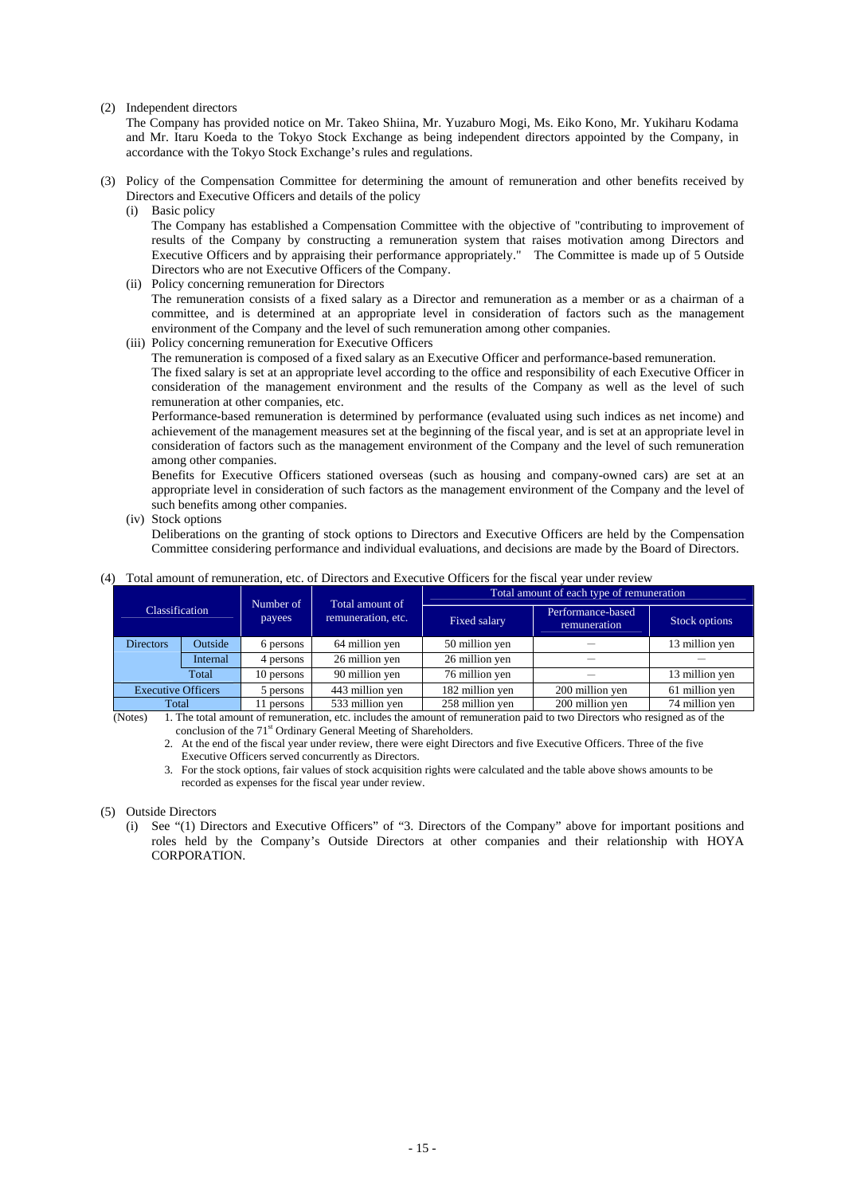(2) Independent directors

The Company has provided notice on Mr. Takeo Shiina, Mr. Yuzaburo Mogi, Ms. Eiko Kono, Mr. Yukiharu Kodama and Mr. Itaru Koeda to the Tokyo Stock Exchange as being independent directors appointed by the Company, in accordance with the Tokyo Stock Exchange's rules and regulations.

(3) Policy of the Compensation Committee for determining the amount of remuneration and other benefits received by Directors and Executive Officers and details of the policy

(i) Basic policy

The Company has established a Compensation Committee with the objective of "contributing to improvement of results of the Company by constructing a remuneration system that raises motivation among Directors and Executive Officers and by appraising their performance appropriately." The Committee is made up of 5 Outside Directors who are not Executive Officers of the Company.

(ii) Policy concerning remuneration for Directors

The remuneration consists of a fixed salary as a Director and remuneration as a member or as a chairman of a committee, and is determined at an appropriate level in consideration of factors such as the management environment of the Company and the level of such remuneration among other companies.

(iii) Policy concerning remuneration for Executive Officers

The remuneration is composed of a fixed salary as an Executive Officer and performance-based remuneration.

The fixed salary is set at an appropriate level according to the office and responsibility of each Executive Officer in consideration of the management environment and the results of the Company as well as the level of such remuneration at other companies, etc.

Performance-based remuneration is determined by performance (evaluated using such indices as net income) and achievement of the management measures set at the beginning of the fiscal year, and is set at an appropriate level in consideration of factors such as the management environment of the Company and the level of such remuneration among other companies.

Benefits for Executive Officers stationed overseas (such as housing and company-owned cars) are set at an appropriate level in consideration of such factors as the management environment of the Company and the level of such benefits among other companies.

(iv) Stock options

Deliberations on the granting of stock options to Directors and Executive Officers are held by the Compensation Committee considering performance and individual evaluations, and decisions are made by the Board of Directors.

(4) Total amount of remuneration, etc. of Directors and Executive Officers for the fiscal year under review

| Classification | | Number of payees | Total amount of remuneration, etc. | Total amount of each type of remuneration | | |
|---|---|---|---|---|---|---|
| | | | | Fixed salary | Performance-based remuneration | Stock options |
| Directors | Outside | 6 persons | 64 million yen | 50 million yen | — | 13 million yen |
| | Internal | 4 persons | 26 million yen | 26 million yen | — | — |
| | Total | 10 persons | 90 million yen | 76 million yen | — | 13 million yen |
| Executive Officers | | 5 persons | 443 million yen | 182 million yen | 200 million yen | 61 million yen |
| Total | | 11 persons | 533 million yen | 258 million yen | 200 million yen | 74 million yen |

(Notes)
1. The total amount of remuneration, etc. includes the amount of remuneration paid to two Directors who resigned as of the conclusion of the 71st Ordinary General Meeting of Shareholders.
2. At the end of the fiscal year under review, there were eight Directors and five Executive Officers. Three of the five Executive Officers served concurrently as Directors.
3. For the stock options, fair values of stock acquisition rights were calculated and the table above shows amounts to be recorded as expenses for the fiscal year under review.

(5) Outside Directors

(i) See "(1) Directors and Executive Officers" of "3. Directors of the Company" above for important positions and roles held by the Company's Outside Directors at other companies and their relationship with HOYA CORPORATION.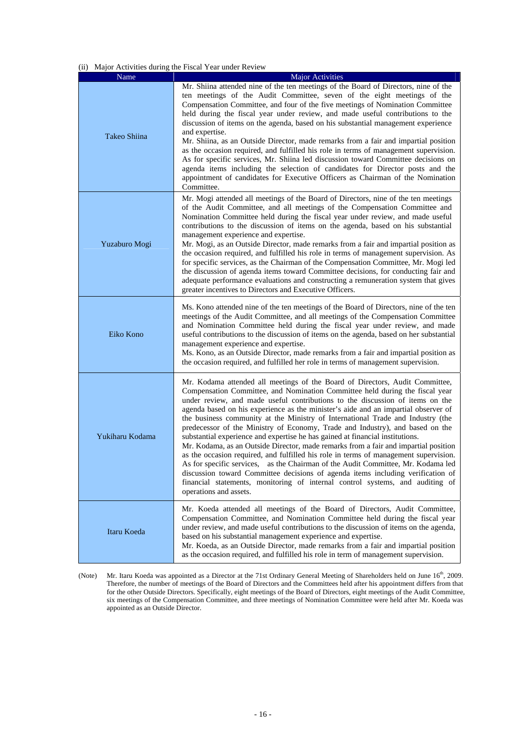(ii) Major Activities during the Fiscal Year under Review

| Name | Major Activities |
|---|---|
| Takeo Shiina | Mr. Shiina attended nine of the ten meetings of the Board of Directors, nine of the ten meetings of the Audit Committee, seven of the eight meetings of the Compensation Committee, and four of the five meetings of Nomination Committee held during the fiscal year under review, and made useful contributions to the discussion of items on the agenda, based on his substantial management experience and expertise.<br>Mr. Shiina, as an Outside Director, made remarks from a fair and impartial position as the occasion required, and fulfilled his role in terms of management supervision. As for specific services, Mr. Shiina led discussion toward Committee decisions on agenda items including the selection of candidates for Director posts and the appointment of candidates for Executive Officers as Chairman of the Nomination Committee. |
| Yuzaburo Mogi | Mr. Mogi attended all meetings of the Board of Directors, nine of the ten meetings of the Audit Committee, and all meetings of the Compensation Committee and Nomination Committee held during the fiscal year under review, and made useful contributions to the discussion of items on the agenda, based on his substantial management experience and expertise.<br>Mr. Mogi, as an Outside Director, made remarks from a fair and impartial position as the occasion required, and fulfilled his role in terms of management supervision. As for specific services, as the Chairman of the Compensation Committee, Mr. Mogi led the discussion of agenda items toward Committee decisions, for conducting fair and adequate performance evaluations and constructing a remuneration system that gives greater incentives to Directors and Executive Officers. |
| Eiko Kono | Ms. Kono attended nine of the ten meetings of the Board of Directors, nine of the ten meetings of the Audit Committee, and all meetings of the Compensation Committee and Nomination Committee held during the fiscal year under review, and made useful contributions to the discussion of items on the agenda, based on her substantial management experience and expertise.<br>Ms. Kono, as an Outside Director, made remarks from a fair and impartial position as the occasion required, and fulfilled her role in terms of management supervision. |
| Yukiharu Kodama | Mr. Kodama attended all meetings of the Board of Directors, Audit Committee, Compensation Committee, and Nomination Committee held during the fiscal year under review, and made useful contributions to the discussion of items on the agenda based on his experience as the minister's aide and an impartial observer of the business community at the Ministry of International Trade and Industry (the predecessor of the Ministry of Economy, Trade and Industry), and based on the substantial experience and expertise he has gained at financial institutions.<br>Mr. Kodama, as an Outside Director, made remarks from a fair and impartial position as the occasion required, and fulfilled his role in terms of management supervision. As for specific services, as the Chairman of the Audit Committee, Mr. Kodama led discussion toward Committee decisions of agenda items including verification of financial statements, monitoring of internal control systems, and auditing of operations and assets. |
| Itaru Koeda | Mr. Koeda attended all meetings of the Board of Directors, Audit Committee, Compensation Committee, and Nomination Committee held during the fiscal year under review, and made useful contributions to the discussion of items on the agenda, based on his substantial management experience and expertise.<br>Mr. Koeda, as an Outside Director, made remarks from a fair and impartial position as the occasion required, and fulfilled his role in term of management supervision. |

(Note) Mr. Itaru Koeda was appointed as a Director at the 71st Ordinary General Meeting of Shareholders held on June 16th, 2009. Therefore, the number of meetings of the Board of Directors and the Committees held after his appointment differs from that for the other Outside Directors. Specifically, eight meetings of the Board of Directors, eight meetings of the Audit Committee, six meetings of the Compensation Committee, and three meetings of Nomination Committee were held after Mr. Koeda was appointed as an Outside Director.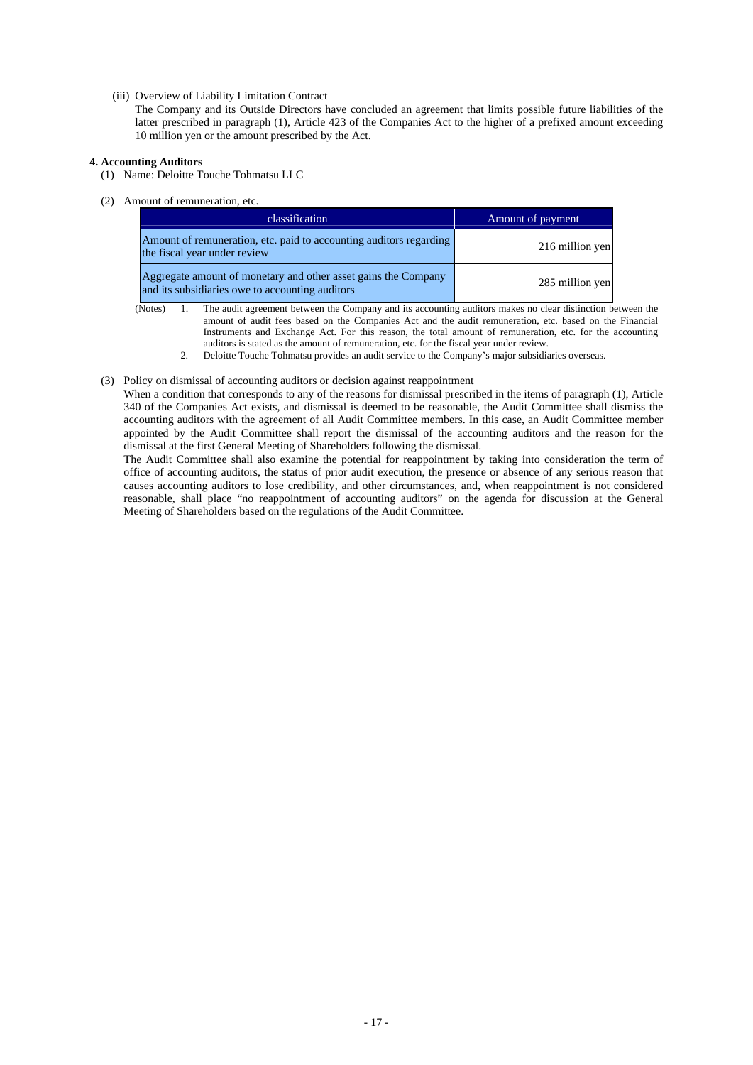(iii) Overview of Liability Limitation Contract

The Company and its Outside Directors have concluded an agreement that limits possible future liabilities of the latter prescribed in paragraph (1), Article 423 of the Companies Act to the higher of a prefixed amount exceeding 10 million yen or the amount prescribed by the Act.

**4. Accounting Auditors**

(1) Name: Deloitte Touche Tohmatsu LLC

(2) Amount of remuneration, etc.

| classification | Amount of payment |
|---|---|
| Amount of remuneration, etc. paid to accounting auditors regarding the fiscal year under review | 216 million yen |
| Aggregate amount of monetary and other asset gains the Company and its subsidiaries owe to accounting auditors | 285 million yen |

(Notes) 1. The audit agreement between the Company and its accounting auditors makes no clear distinction between the amount of audit fees based on the Companies Act and the audit remuneration, etc. based on the Financial Instruments and Exchange Act. For this reason, the total amount of remuneration, etc. for the accounting auditors is stated as the amount of remuneration, etc. for the fiscal year under review.

2. Deloitte Touche Tohmatsu provides an audit service to the Company's major subsidiaries overseas.

(3) Policy on dismissal of accounting auditors or decision against reappointment

When a condition that corresponds to any of the reasons for dismissal prescribed in the items of paragraph (1), Article 340 of the Companies Act exists, and dismissal is deemed to be reasonable, the Audit Committee shall dismiss the accounting auditors with the agreement of all Audit Committee members. In this case, an Audit Committee member appointed by the Audit Committee shall report the dismissal of the accounting auditors and the reason for the dismissal at the first General Meeting of Shareholders following the dismissal.

The Audit Committee shall also examine the potential for reappointment by taking into consideration the term of office of accounting auditors, the status of prior audit execution, the presence or absence of any serious reason that causes accounting auditors to lose credibility, and other circumstances, and, when reappointment is not considered reasonable, shall place "no reappointment of accounting auditors" on the agenda for discussion at the General Meeting of Shareholders based on the regulations of the Audit Committee.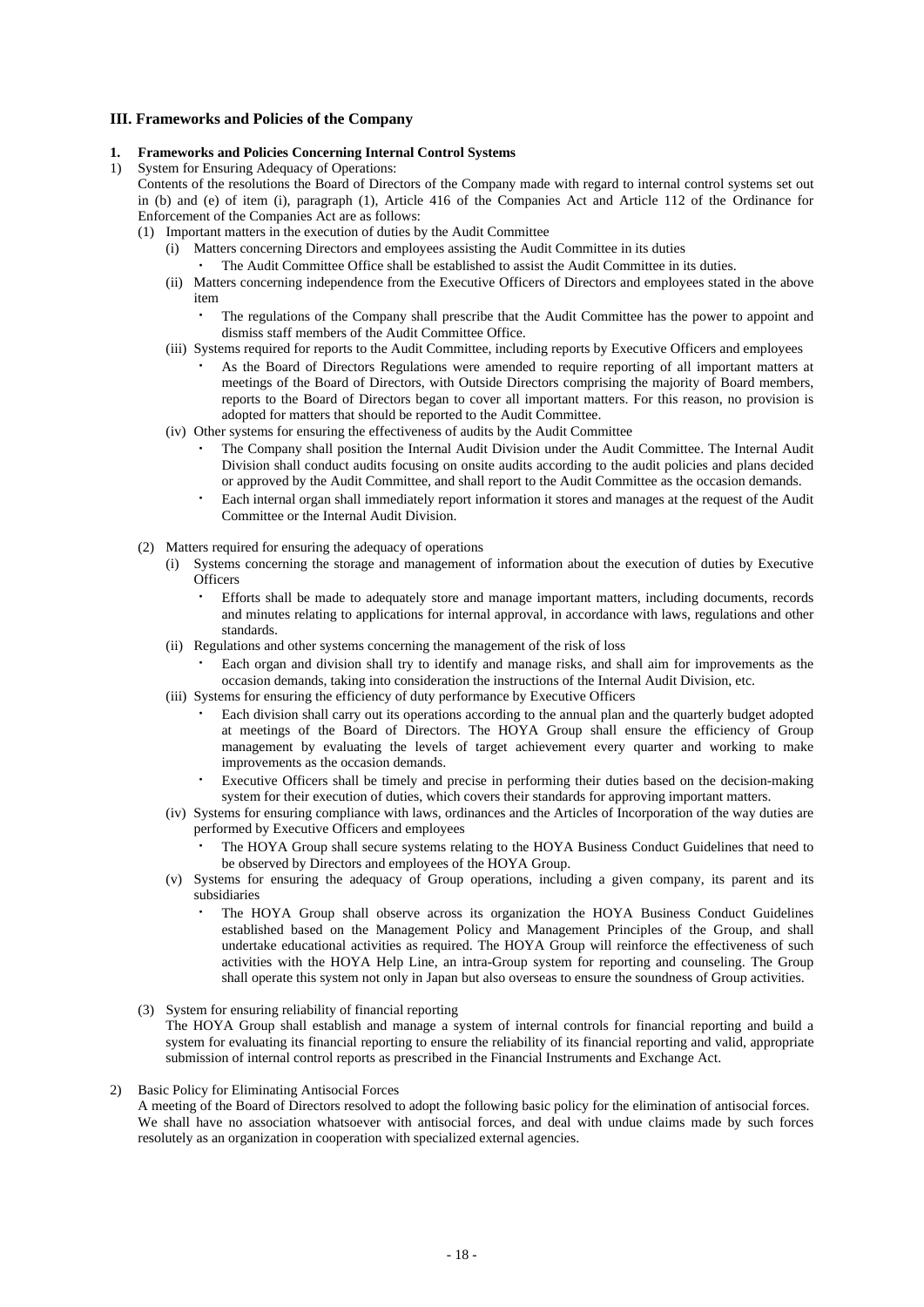### III. Frameworks and Policies of the Company

**1. Frameworks and Policies Concerning Internal Control Systems**

1) System for Ensuring Adequacy of Operations:

Contents of the resolutions the Board of Directors of the Company made with regard to internal control systems set out in (b) and (e) of item (i), paragraph (1), Article 416 of the Companies Act and Article 112 of the Ordinance for Enforcement of the Companies Act are as follows:

(1) Important matters in the execution of duties by the Audit Committee

(i) Matters concerning Directors and employees assisting the Audit Committee in its duties

- The Audit Committee Office shall be established to assist the Audit Committee in its duties.

(ii) Matters concerning independence from the Executive Officers of Directors and employees stated in the above item

- The regulations of the Company shall prescribe that the Audit Committee has the power to appoint and dismiss staff members of the Audit Committee Office.

(iii) Systems required for reports to the Audit Committee, including reports by Executive Officers and employees

- As the Board of Directors Regulations were amended to require reporting of all important matters at meetings of the Board of Directors, with Outside Directors comprising the majority of Board members, reports to the Board of Directors began to cover all important matters. For this reason, no provision is adopted for matters that should be reported to the Audit Committee.

(iv) Other systems for ensuring the effectiveness of audits by the Audit Committee

- The Company shall position the Internal Audit Division under the Audit Committee. The Internal Audit Division shall conduct audits focusing on onsite audits according to the audit policies and plans decided or approved by the Audit Committee, and shall report to the Audit Committee as the occasion demands.
- Each internal organ shall immediately report information it stores and manages at the request of the Audit Committee or the Internal Audit Division.

(2) Matters required for ensuring the adequacy of operations

(i) Systems concerning the storage and management of information about the execution of duties by Executive Officers

- Efforts shall be made to adequately store and manage important matters, including documents, records and minutes relating to applications for internal approval, in accordance with laws, regulations and other standards.

(ii) Regulations and other systems concerning the management of the risk of loss

- Each organ and division shall try to identify and manage risks, and shall aim for improvements as the occasion demands, taking into consideration the instructions of the Internal Audit Division, etc.

(iii) Systems for ensuring the efficiency of duty performance by Executive Officers

- Each division shall carry out its operations according to the annual plan and the quarterly budget adopted at meetings of the Board of Directors. The HOYA Group shall ensure the efficiency of Group management by evaluating the levels of target achievement every quarter and working to make improvements as the occasion demands.
- Executive Officers shall be timely and precise in performing their duties based on the decision-making system for their execution of duties, which covers their standards for approving important matters.

(iv) Systems for ensuring compliance with laws, ordinances and the Articles of Incorporation of the way duties are performed by Executive Officers and employees

- The HOYA Group shall secure systems relating to the HOYA Business Conduct Guidelines that need to be observed by Directors and employees of the HOYA Group.

(v) Systems for ensuring the adequacy of Group operations, including a given company, its parent and its subsidiaries

- The HOYA Group shall observe across its organization the HOYA Business Conduct Guidelines established based on the Management Policy and Management Principles of the Group, and shall undertake educational activities as required. The HOYA Group will reinforce the effectiveness of such activities with the HOYA Help Line, an intra-Group system for reporting and counseling. The Group shall operate this system not only in Japan but also overseas to ensure the soundness of Group activities.

(3) System for ensuring reliability of financial reporting

The HOYA Group shall establish and manage a system of internal controls for financial reporting and build a system for evaluating its financial reporting to ensure the reliability of its financial reporting and valid, appropriate submission of internal control reports as prescribed in the Financial Instruments and Exchange Act.

2) Basic Policy for Eliminating Antisocial Forces

A meeting of the Board of Directors resolved to adopt the following basic policy for the elimination of antisocial forces. We shall have no association whatsoever with antisocial forces, and deal with undue claims made by such forces resolutely as an organization in cooperation with specialized external agencies.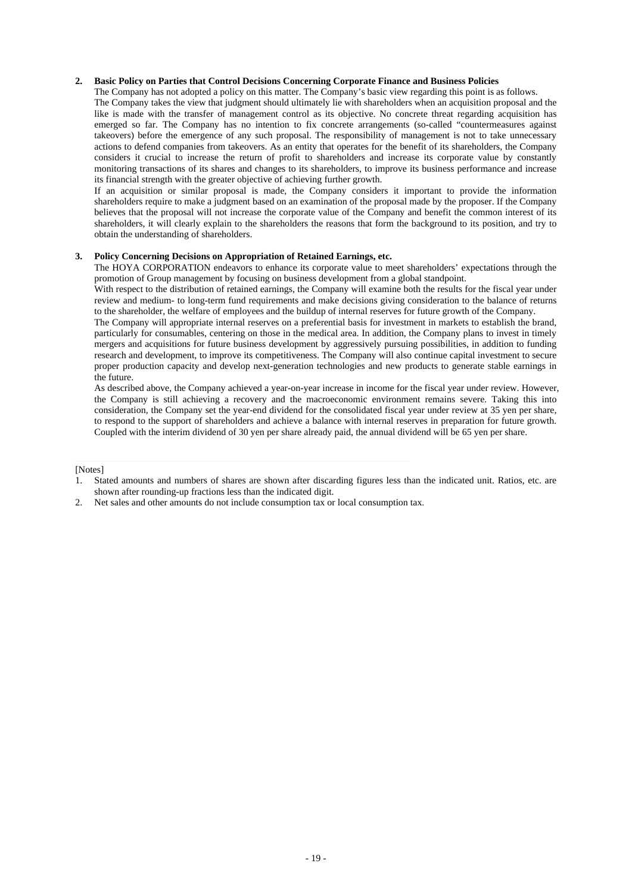## 2. Basic Policy on Parties that Control Decisions Concerning Corporate Finance and Business Policies

The Company has not adopted a policy on this matter. The Company's basic view regarding this point is as follows.

The Company takes the view that judgment should ultimately lie with shareholders when an acquisition proposal and the like is made with the transfer of management control as its objective. No concrete threat regarding acquisition has emerged so far. The Company has no intention to fix concrete arrangements (so-called "countermeasures against takeovers) before the emergence of any such proposal. The responsibility of management is not to take unnecessary actions to defend companies from takeovers. As an entity that operates for the benefit of its shareholders, the Company considers it crucial to increase the return of profit to shareholders and increase its corporate value by constantly monitoring transactions of its shares and changes to its shareholders, to improve its business performance and increase its financial strength with the greater objective of achieving further growth.

If an acquisition or similar proposal is made, the Company considers it important to provide the information shareholders require to make a judgment based on an examination of the proposal made by the proposer. If the Company believes that the proposal will not increase the corporate value of the Company and benefit the common interest of its shareholders, it will clearly explain to the shareholders the reasons that form the background to its position, and try to obtain the understanding of shareholders.

## 3. Policy Concerning Decisions on Appropriation of Retained Earnings, etc.

The HOYA CORPORATION endeavors to enhance its corporate value to meet shareholders' expectations through the promotion of Group management by focusing on business development from a global standpoint.

With respect to the distribution of retained earnings, the Company will examine both the results for the fiscal year under review and medium- to long-term fund requirements and make decisions giving consideration to the balance of returns to the shareholder, the welfare of employees and the buildup of internal reserves for future growth of the Company.

The Company will appropriate internal reserves on a preferential basis for investment in markets to establish the brand, particularly for consumables, centering on those in the medical area. In addition, the Company plans to invest in timely mergers and acquisitions for future business development by aggressively pursuing possibilities, in addition to funding research and development, to improve its competitiveness. The Company will also continue capital investment to secure proper production capacity and develop next-generation technologies and new products to generate stable earnings in the future.

As described above, the Company achieved a year-on-year increase in income for the fiscal year under review. However, the Company is still achieving a recovery and the macroeconomic environment remains severe. Taking this into consideration, the Company set the year-end dividend for the consolidated fiscal year under review at 35 yen per share, to respond to the support of shareholders and achieve a balance with internal reserves in preparation for future growth. Coupled with the interim dividend of 30 yen per share already paid, the annual dividend will be 65 yen per share.

[Notes]

1. Stated amounts and numbers of shares are shown after discarding figures less than the indicated unit. Ratios, etc. are shown after rounding-up fractions less than the indicated digit.
2. Net sales and other amounts do not include consumption tax or local consumption tax.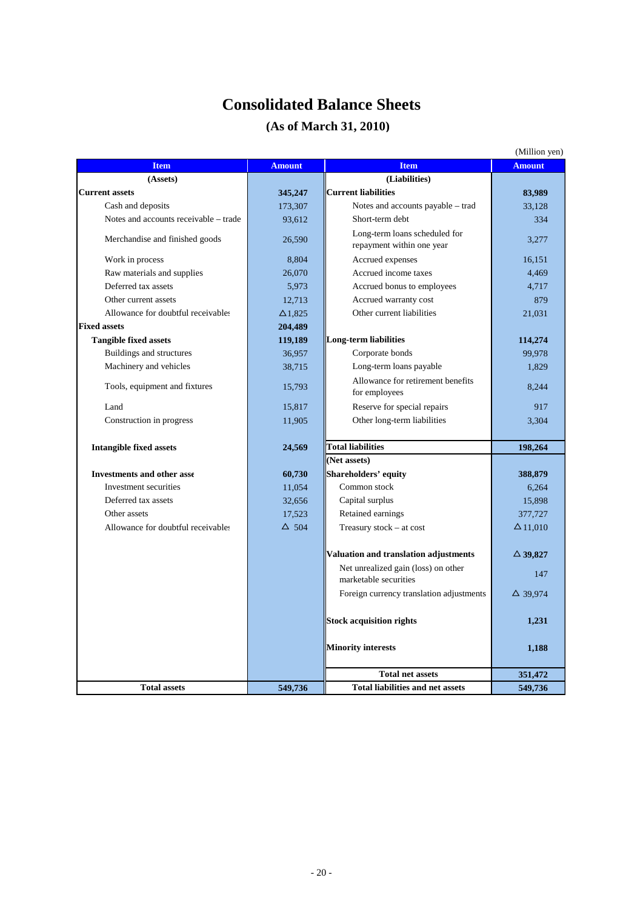# Consolidated Balance Sheets

## (As of March 31, 2010)

(Million yen)

| Item | Amount | Item | Amount |
|---|---|---|---|
| (Assets) | | (Liabilities) | |
| **Current assets** | **345,247** | **Current liabilities** | **83,989** |
| Cash and deposits | 173,307 | Notes and accounts payable – trad | 33,128 |
| Notes and accounts receivable – trade | 93,612 | Short-term debt | 334 |
| Merchandise and finished goods | 26,590 | Long-term loans scheduled for repayment within one year | 3,277 |
| Work in process | 8,804 | Accrued expenses | 16,151 |
| Raw materials and supplies | 26,070 | Accrued income taxes | 4,469 |
| Deferred tax assets | 5,973 | Accrued bonus to employees | 4,717 |
| Other current assets | 12,713 | Accrued warranty cost | 879 |
| Allowance for doubtful receivables | △1,825 | Other current liabilities | 21,031 |
| **Fixed assets** | **204,489** | | |
| **Tangible fixed assets** | **119,189** | **Long-term liabilities** | **114,274** |
| Buildings and structures | 36,957 | Corporate bonds | 99,978 |
| Machinery and vehicles | 38,715 | Long-term loans payable | 1,829 |
| Tools, equipment and fixtures | 15,793 | Allowance for retirement benefits for employees | 8,244 |
| Land | 15,817 | Reserve for special repairs | 917 |
| Construction in progress | 11,905 | Other long-term liabilities | 3,304 |
| **Intangible fixed assets** | **24,569** | **Total liabilities** | **198,264** |
| | | (Net assets) | |
| **Investments and other asse** | **60,730** | **Shareholders' equity** | **388,879** |
| Investment securities | 11,054 | Common stock | 6,264 |
| Deferred tax assets | 32,656 | Capital surplus | 15,898 |
| Other assets | 17,523 | Retained earnings | 377,727 |
| Allowance for doubtful receivables | △ 504 | Treasury stock – at cost | △11,010 |
| | | **Valuation and translation adjustments** | **△ 39,827** |
| | | Net unrealized gain (loss) on other marketable securities | 147 |
| | | Foreign currency translation adjustments | △ 39,974 |
| | | **Stock acquisition rights** | **1,231** |
| | | **Minority interests** | **1,188** |
| | | **Total net assets** | **351,472** |
| **Total assets** | **549,736** | **Total liabilities and net assets** | **549,736** |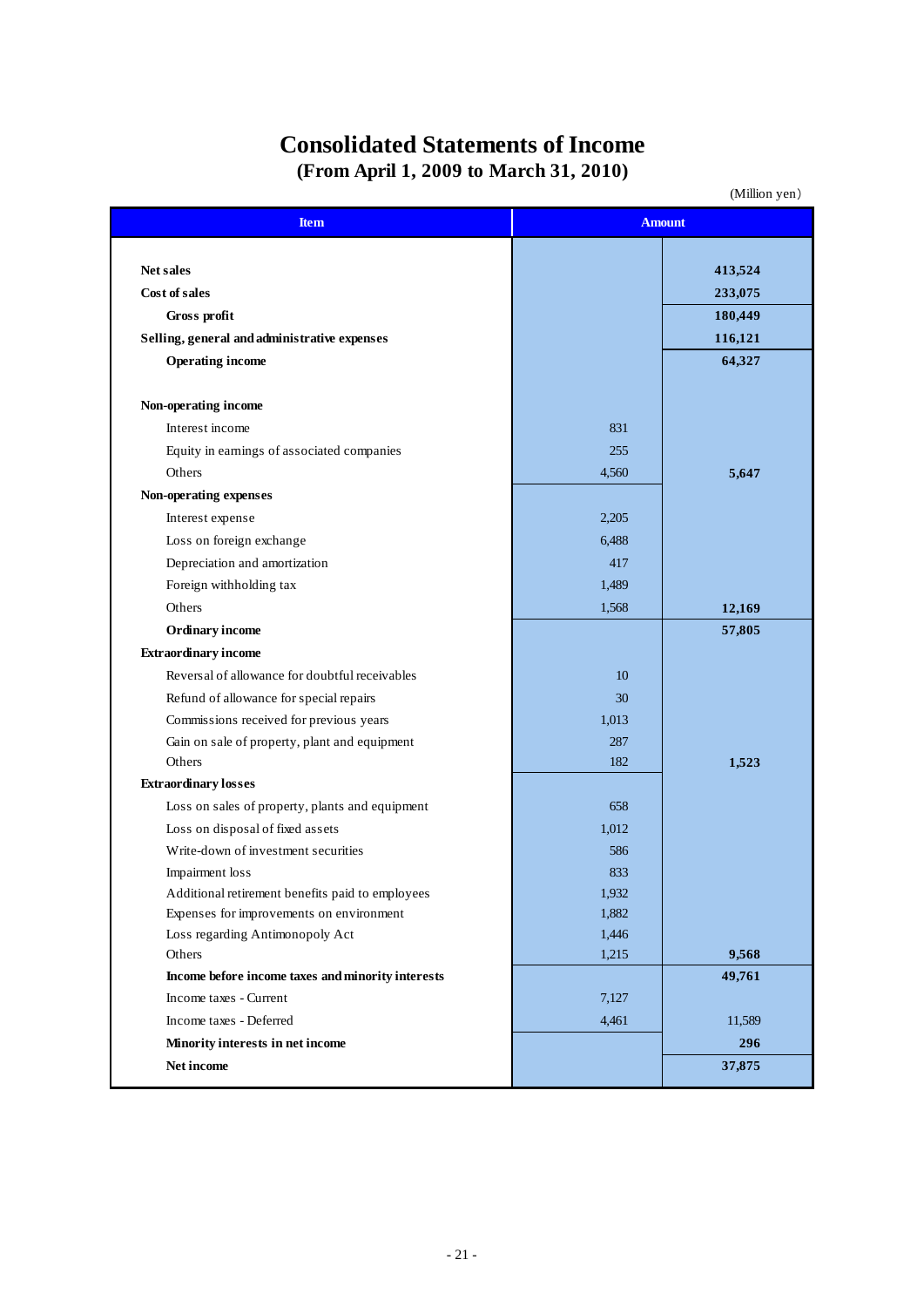# Consolidated Statements of Income

## (From April 1, 2009 to March 31, 2010)

(Million yen)

| Item | Amount | |
|---|---|---|
| **Net sales** | | **413,524** |
| **Cost of sales** | | **233,075** |
| **Gross profit** | | **180,449** |
| **Selling, general and administrative expenses** | | **116,121** |
| **Operating income** | | **64,327** |
| **Non-operating income** | | |
| Interest income | 831 | |
| Equity in earnings of associated companies | 255 | |
| Others | 4,560 | **5,647** |
| **Non-operating expenses** | | |
| Interest expense | 2,205 | |
| Loss on foreign exchange | 6,488 | |
| Depreciation and amortization | 417 | |
| Foreign withholding tax | 1,489 | |
| Others | 1,568 | **12,169** |
| **Ordinary income** | | **57,805** |
| **Extraordinary income** | | |
| Reversal of allowance for doubtful receivables | 10 | |
| Refund of allowance for special repairs | 30 | |
| Commissions received for previous years | 1,013 | |
| Gain on sale of property, plant and equipment | 287 | |
| Others | 182 | **1,523** |
| **Extraordinary losses** | | |
| Loss on sales of property, plants and equipment | 658 | |
| Loss on disposal of fixed assets | 1,012 | |
| Write-down of investment securities | 586 | |
| Impairment loss | 833 | |
| Additional retirement benefits paid to employees | 1,932 | |
| Expenses for improvements on environment | 1,882 | |
| Loss regarding Antimonopoly Act | 1,446 | |
| Others | 1,215 | **9,568** |
| **Income before income taxes and minority interests** | | **49,761** |
| Income taxes - Current | 7,127 | |
| Income taxes - Deferred | 4,461 | 11,589 |
| **Minority interests in net income** | | **296** |
| **Net income** | | **37,875** |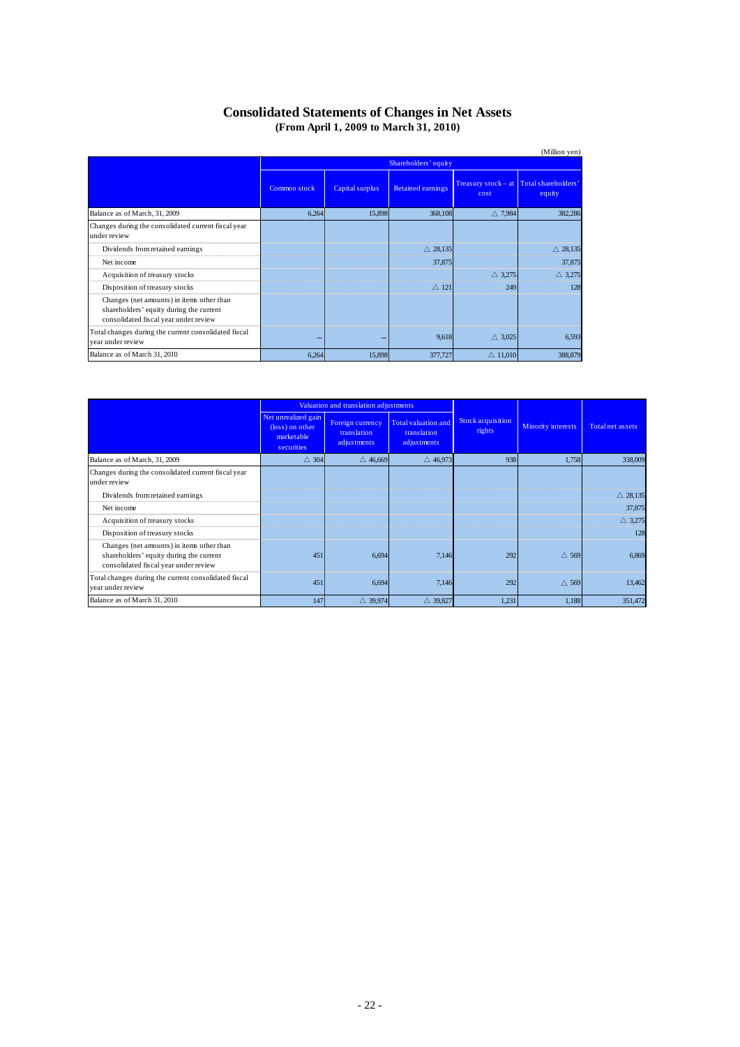# Consolidated Statements of Changes in Net Assets

**(From April 1, 2009 to March 31, 2010)**

(Million yen)

| | Shareholders' equity | | | | |
|---|---|---|---|---|---|
| | Common stock | Capital surplus | Retained earnings | Treasury stock – at cost | Total shareholders' equity |
| Balance as of March, 31, 2009 | 6,264 | 15,898 | 368,108 | △ 7,984 | 382,286 |
| Changes during the consolidated current fiscal year under review | | | | | |
| Dividends from retained earnings | | | △ 28,135 | | △ 28,135 |
| Net income | | | 37,875 | | 37,875 |
| Acquisition of treasury stocks | | | | △ 3,275 | △ 3,275 |
| Disposition of treasury stocks | | | △ 121 | 249 | 128 |
| Changes (net amounts) in items other than shareholders' equity during the current consolidated fiscal year under review | | | | | |
| Total changes during the current consolidated fiscal year under review | – | – | 9,618 | △ 3,025 | 6,593 |
| Balance as of March 31, 2010 | 6,264 | 15,898 | 377,727 | △ 11,010 | 388,879 |

| | Valuation and translation adjustments | | | Stock acquisition rights | Minority interests | Total net assets |
|---|---|---|---|---|---|---|
| | Net unrealized gain (loss) on other marketable securities | Foreign currency translation adjustments | Total valuation and translation adjustments | | | |
| Balance as of March, 31, 2009 | △ 304 | △ 46,669 | △ 46,973 | 938 | 1,758 | 338,009 |
| Changes during the consolidated current fiscal year under review | | | | | | |
| Dividends from retained earnings | | | | | | △ 28,135 |
| Net income | | | | | | 37,875 |
| Acquisition of treasury stocks | | | | | | △ 3,275 |
| Disposition of treasury stocks | | | | | | 128 |
| Changes (net amounts) in items other than shareholders' equity during the current consolidated fiscal year under review | 451 | 6,694 | 7,146 | 292 | △ 569 | 6,869 |
| Total changes during the current consolidated fiscal year under review | 451 | 6,694 | 7,146 | 292 | △ 569 | 13,462 |
| Balance as of March 31, 2010 | 147 | △ 39,974 | △ 39,827 | 1,231 | 1,188 | 351,472 |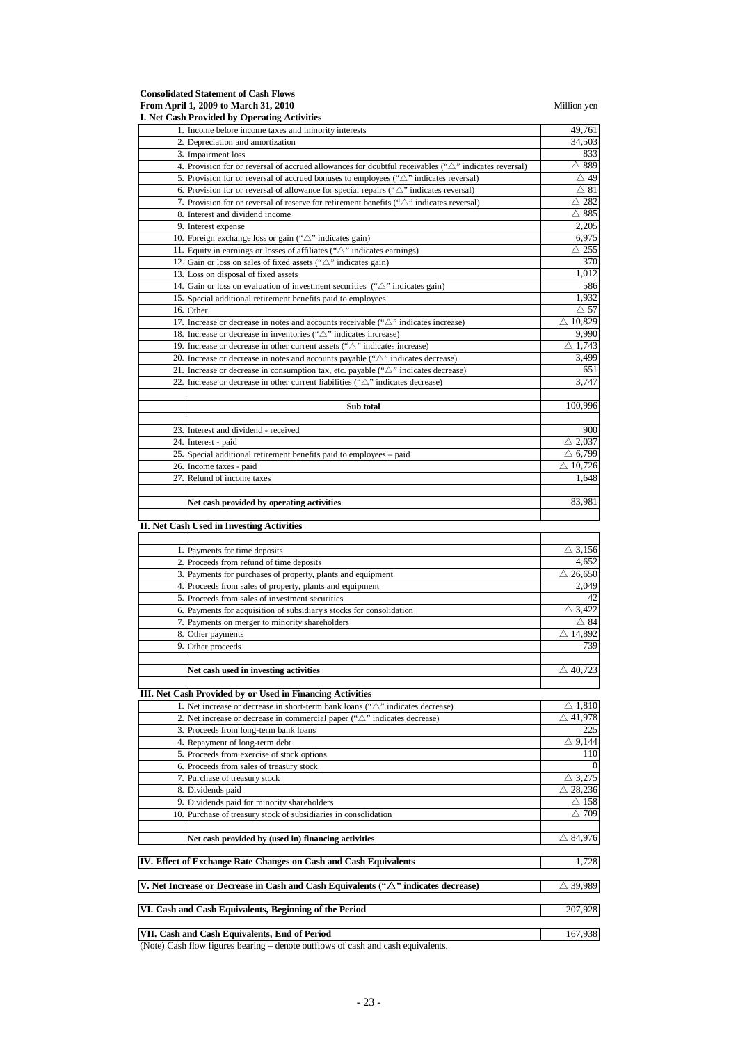**Consolidated Statement of Cash Flows**
**From April 1, 2009 to March 31, 2010**

Million yen

**I. Net Cash Provided by Operating Activities**

| | | |
|---|---|---|
| 1. | Income before income taxes and minority interests | 49,761 |
| 2. | Depreciation and amortization | 34,503 |
| 3. | Impairment loss | 833 |
| 4. | Provision for or reversal of accrued allowances for doubtful receivables ("△" indicates reversal) | △ 889 |
| 5. | Provision for or reversal of accrued bonuses to employees ("△" indicates reversal) | △ 49 |
| 6. | Provision for or reversal of allowance for special repairs ("△" indicates reversal) | △ 81 |
| 7. | Provision for or reversal of reserve for retirement benefits ("△" indicates reversal) | △ 282 |
| 8. | Interest and dividend income | △ 885 |
| 9. | Interest expense | 2,205 |
| 10. | Foreign exchange loss or gain ("△" indicates gain) | 6,975 |
| 11. | Equity in earnings or losses of affiliates ("△" indicates earnings) | △ 255 |
| 12. | Gain or loss on sales of fixed assets ("△" indicates gain) | 370 |
| 13. | Loss on disposal of fixed assets | 1,012 |
| 14. | Gain or loss on evaluation of investment securities ("△" indicates gain) | 586 |
| 15. | Special additional retirement benefits paid to employees | 1,932 |
| 16. | Other | △ 57 |
| 17. | Increase or decrease in notes and accounts receivable ("△" indicates increase) | △ 10,829 |
| 18. | Increase or decrease in inventories ("△" indicates increase) | 9,990 |
| 19. | Increase or decrease in other current assets ("△" indicates increase) | △ 1,743 |
| 20. | Increase or decrease in notes and accounts payable ("△" indicates decrease) | 3,499 |
| 21. | Increase or decrease in consumption tax, etc. payable ("△" indicates decrease) | 651 |
| 22. | Increase or decrease in other current liabilities ("△" indicates decrease) | 3,747 |
| | **Sub total** | 100,996 |
| 23. | Interest and dividend - received | 900 |
| 24. | Interest - paid | △ 2,037 |
| 25. | Special additional retirement benefits paid to employees – paid | △ 6,799 |
| 26. | Income taxes - paid | △ 10,726 |
| 27. | Refund of income taxes | 1,648 |
| | **Net cash provided by operating activities** | 83,981 |

**II. Net Cash Used in Investing Activities**

| | | |
|---|---|---|
| 1. | Payments for time deposits | △ 3,156 |
| 2. | Proceeds from refund of time deposits | 4,652 |
| 3. | Payments for purchases of property, plants and equipment | △ 26,650 |
| 4. | Proceeds from sales of property, plants and equipment | 2,049 |
| 5. | Proceeds from sales of investment securities | 42 |
| 6. | Payments for acquisition of subsidiary's stocks for consolidation | △ 3,422 |
| 7. | Payments on merger to minority shareholders | △ 84 |
| 8. | Other payments | △ 14,892 |
| 9. | Other proceeds | 739 |
| | **Net cash used in investing activities** | △ 40,723 |

**III. Net Cash Provided by or Used in Financing Activities**

| | | |
|---|---|---|
| 1. | Net increase or decrease in short-term bank loans ("△" indicates decrease) | △ 1,810 |
| 2. | Net increase or decrease in commercial paper ("△" indicates decrease) | △ 41,978 |
| 3. | Proceeds from long-term bank loans | 225 |
| 4. | Repayment of long-term debt | △ 9,144 |
| 5. | Proceeds from exercise of stock options | 110 |
| 6. | Proceeds from sales of treasury stock | 0 |
| 7. | Purchase of treasury stock | △ 3,275 |
| 8. | Dividends paid | △ 28,236 |
| 9. | Dividends paid for minority shareholders | △ 158 |
| 10. | Purchase of treasury stock of subsidiaries in consolidation | △ 709 |
| | **Net cash provided by (used in) financing activities** | △ 84,976 |

| | |
|---|---|
| **IV. Effect of Exchange Rate Changes on Cash and Cash Equivalents** | 1,728 |
| **V. Net Increase or Decrease in Cash and Cash Equivalents ("△" indicates decrease)** | △ 39,989 |
| **VI. Cash and Cash Equivalents, Beginning of the Period** | 207,928 |
| **VII. Cash and Cash Equivalents, End of Period** | 167,938 |

(Note) Cash flow figures bearing – denote outflows of cash and cash equivalents.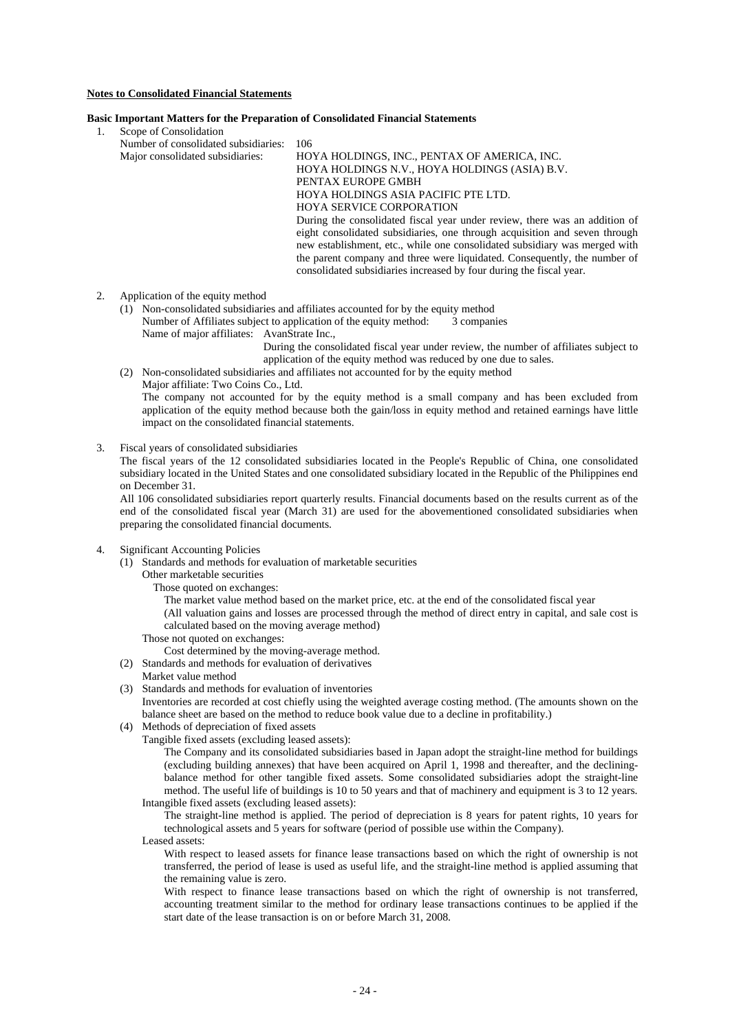**Notes to Consolidated Financial Statements**

**Basic Important Matters for the Preparation of Consolidated Financial Statements**

1. Scope of Consolidation

   Number of consolidated subsidiaries: 106

   Major consolidated subsidiaries: HOYA HOLDINGS, INC., PENTAX OF AMERICA, INC.
   HOYA HOLDINGS N.V., HOYA HOLDINGS (ASIA) B.V.
   PENTAX EUROPE GMBH
   HOYA HOLDINGS ASIA PACIFIC PTE LTD.
   HOYA SERVICE CORPORATION

   During the consolidated fiscal year under review, there was an addition of eight consolidated subsidiaries, one through acquisition and seven through new establishment, etc., while one consolidated subsidiary was merged with the parent company and three were liquidated. Consequently, the number of consolidated subsidiaries increased by four during the fiscal year.

2. Application of the equity method

   (1) Non-consolidated subsidiaries and affiliates accounted for by the equity method

   Number of Affiliates subject to application of the equity method: 3 companies

   Name of major affiliates: AvanStrate Inc.,

   During the consolidated fiscal year under review, the number of affiliates subject to application of the equity method was reduced by one due to sales.

   (2) Non-consolidated subsidiaries and affiliates not accounted for by the equity method

   Major affiliate: Two Coins Co., Ltd.

   The company not accounted for by the equity method is a small company and has been excluded from application of the equity method because both the gain/loss in equity method and retained earnings have little impact on the consolidated financial statements.

3. Fiscal years of consolidated subsidiaries

   The fiscal years of the 12 consolidated subsidiaries located in the People's Republic of China, one consolidated subsidiary located in the United States and one consolidated subsidiary located in the Republic of the Philippines end on December 31.

   All 106 consolidated subsidiaries report quarterly results. Financial documents based on the results current as of the end of the consolidated fiscal year (March 31) are used for the abovementioned consolidated subsidiaries when preparing the consolidated financial documents.

4. Significant Accounting Policies

   (1) Standards and methods for evaluation of marketable securities

   Other marketable securities

   Those quoted on exchanges:

   The market value method based on the market price, etc. at the end of the consolidated fiscal year

   (All valuation gains and losses are processed through the method of direct entry in capital, and sale cost is calculated based on the moving average method)

   Those not quoted on exchanges:

   Cost determined by the moving-average method.

   (2) Standards and methods for evaluation of derivatives

   Market value method

   (3) Standards and methods for evaluation of inventories

   Inventories are recorded at cost chiefly using the weighted average costing method. (The amounts shown on the balance sheet are based on the method to reduce book value due to a decline in profitability.)

   (4) Methods of depreciation of fixed assets

   Tangible fixed assets (excluding leased assets):

   The Company and its consolidated subsidiaries based in Japan adopt the straight-line method for buildings (excluding building annexes) that have been acquired on April 1, 1998 and thereafter, and the declining-balance method for other tangible fixed assets. Some consolidated subsidiaries adopt the straight-line method. The useful life of buildings is 10 to 50 years and that of machinery and equipment is 3 to 12 years.

   Intangible fixed assets (excluding leased assets):

   The straight-line method is applied. The period of depreciation is 8 years for patent rights, 10 years for technological assets and 5 years for software (period of possible use within the Company).

   Leased assets:

   With respect to leased assets for finance lease transactions based on which the right of ownership is not transferred, the period of lease is used as useful life, and the straight-line method is applied assuming that the remaining value is zero.

   With respect to finance lease transactions based on which the right of ownership is not transferred, accounting treatment similar to the method for ordinary lease transactions continues to be applied if the start date of the lease transaction is on or before March 31, 2008.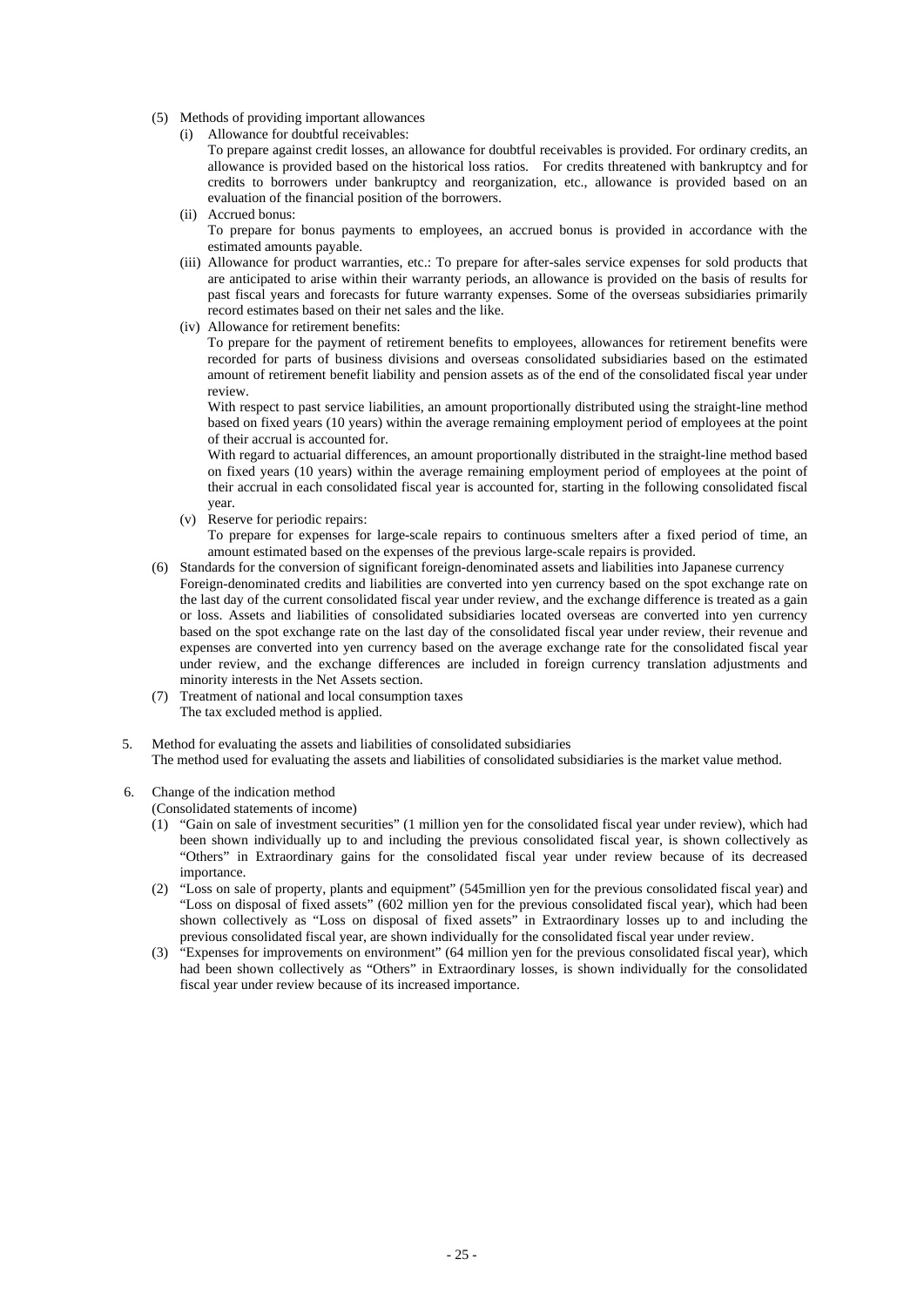(5) Methods of providing important allowances

(i) Allowance for doubtful receivables:

To prepare against credit losses, an allowance for doubtful receivables is provided. For ordinary credits, an allowance is provided based on the historical loss ratios. For credits threatened with bankruptcy and for credits to borrowers under bankruptcy and reorganization, etc., allowance is provided based on an evaluation of the financial position of the borrowers.

(ii) Accrued bonus:

To prepare for bonus payments to employees, an accrued bonus is provided in accordance with the estimated amounts payable.

(iii) Allowance for product warranties, etc.: To prepare for after-sales service expenses for sold products that are anticipated to arise within their warranty periods, an allowance is provided on the basis of results for past fiscal years and forecasts for future warranty expenses. Some of the overseas subsidiaries primarily record estimates based on their net sales and the like.

(iv) Allowance for retirement benefits:

To prepare for the payment of retirement benefits to employees, allowances for retirement benefits were recorded for parts of business divisions and overseas consolidated subsidiaries based on the estimated amount of retirement benefit liability and pension assets as of the end of the consolidated fiscal year under review.

With respect to past service liabilities, an amount proportionally distributed using the straight-line method based on fixed years (10 years) within the average remaining employment period of employees at the point of their accrual is accounted for.

With regard to actuarial differences, an amount proportionally distributed in the straight-line method based on fixed years (10 years) within the average remaining employment period of employees at the point of their accrual in each consolidated fiscal year is accounted for, starting in the following consolidated fiscal year.

(v) Reserve for periodic repairs:

To prepare for expenses for large-scale repairs to continuous smelters after a fixed period of time, an amount estimated based on the expenses of the previous large-scale repairs is provided.

(6) Standards for the conversion of significant foreign-denominated assets and liabilities into Japanese currency

Foreign-denominated credits and liabilities are converted into yen currency based on the spot exchange rate on the last day of the current consolidated fiscal year under review, and the exchange difference is treated as a gain or loss. Assets and liabilities of consolidated subsidiaries located overseas are converted into yen currency based on the spot exchange rate on the last day of the consolidated fiscal year under review, their revenue and expenses are converted into yen currency based on the average exchange rate for the consolidated fiscal year under review, and the exchange differences are included in foreign currency translation adjustments and minority interests in the Net Assets section.

(7) Treatment of national and local consumption taxes

The tax excluded method is applied.

5. Method for evaluating the assets and liabilities of consolidated subsidiaries

The method used for evaluating the assets and liabilities of consolidated subsidiaries is the market value method.

6. Change of the indication method

(Consolidated statements of income)

(1) "Gain on sale of investment securities" (1 million yen for the consolidated fiscal year under review), which had been shown individually up to and including the previous consolidated fiscal year, is shown collectively as "Others" in Extraordinary gains for the consolidated fiscal year under review because of its decreased importance.

(2) "Loss on sale of property, plants and equipment" (545million yen for the previous consolidated fiscal year) and "Loss on disposal of fixed assets" (602 million yen for the previous consolidated fiscal year), which had been shown collectively as "Loss on disposal of fixed assets" in Extraordinary losses up to and including the previous consolidated fiscal year, are shown individually for the consolidated fiscal year under review.

(3) "Expenses for improvements on environment" (64 million yen for the previous consolidated fiscal year), which had been shown collectively as "Others" in Extraordinary losses, is shown individually for the consolidated fiscal year under review because of its increased importance.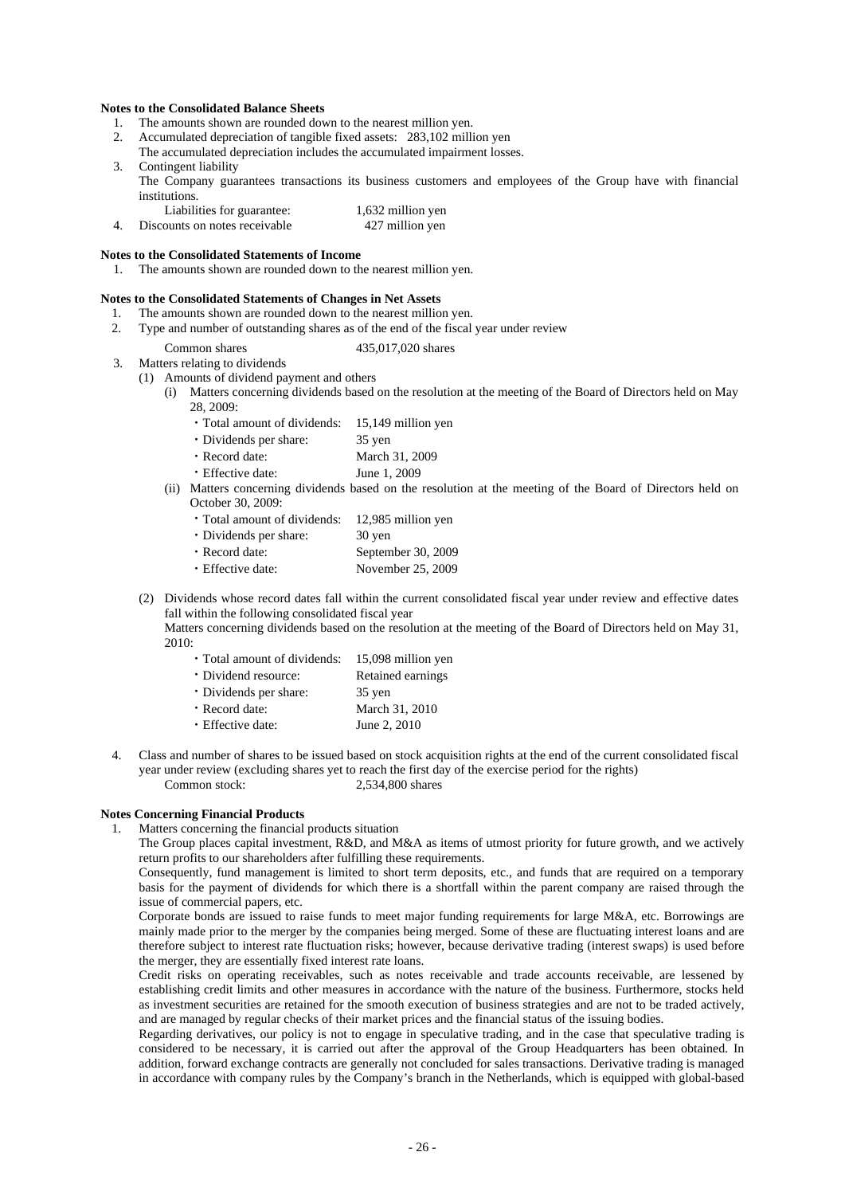**Notes to the Consolidated Balance Sheets**

1. The amounts shown are rounded down to the nearest million yen.
2. Accumulated depreciation of tangible fixed assets: 283,102 million yen
   The accumulated depreciation includes the accumulated impairment losses.
3. Contingent liability
   The Company guarantees transactions its business customers and employees of the Group have with financial institutions.
   Liabilities for guarantee: 1,632 million yen
4. Discounts on notes receivable 427 million yen

**Notes to the Consolidated Statements of Income**

1. The amounts shown are rounded down to the nearest million yen.

**Notes to the Consolidated Statements of Changes in Net Assets**

1. The amounts shown are rounded down to the nearest million yen.
2. Type and number of outstanding shares as of the end of the fiscal year under review
   Common shares 435,017,020 shares
3. Matters relating to dividends
   (1) Amounts of dividend payment and others
      (i) Matters concerning dividends based on the resolution at the meeting of the Board of Directors held on May 28, 2009:
         ・Total amount of dividends: 15,149 million yen
         ・Dividends per share: 35 yen
         ・Record date: March 31, 2009
         ・Effective date: June 1, 2009
      (ii) Matters concerning dividends based on the resolution at the meeting of the Board of Directors held on October 30, 2009:
         ・Total amount of dividends: 12,985 million yen
         ・Dividends per share: 30 yen
         ・Record date: September 30, 2009
         ・Effective date: November 25, 2009

   (2) Dividends whose record dates fall within the current consolidated fiscal year under review and effective dates fall within the following consolidated fiscal year
      Matters concerning dividends based on the resolution at the meeting of the Board of Directors held on May 31, 2010:
         ・Total amount of dividends: 15,098 million yen
         ・Dividend resource: Retained earnings
         ・Dividends per share: 35 yen
         ・Record date: March 31, 2010
         ・Effective date: June 2, 2010

4. Class and number of shares to be issued based on stock acquisition rights at the end of the current consolidated fiscal year under review (excluding shares yet to reach the first day of the exercise period for the rights)
   Common stock: 2,534,800 shares

**Notes Concerning Financial Products**

1. Matters concerning the financial products situation
   The Group places capital investment, R&D, and M&A as items of utmost priority for future growth, and we actively return profits to our shareholders after fulfilling these requirements.
   Consequently, fund management is limited to short term deposits, etc., and funds that are required on a temporary basis for the payment of dividends for which there is a shortfall within the parent company are raised through the issue of commercial papers, etc.
   Corporate bonds are issued to raise funds to meet major funding requirements for large M&A, etc. Borrowings are mainly made prior to the merger by the companies being merged. Some of these are fluctuating interest loans and are therefore subject to interest rate fluctuation risks; however, because derivative trading (interest swaps) is used before the merger, they are essentially fixed interest rate loans.
   Credit risks on operating receivables, such as notes receivable and trade accounts receivable, are lessened by establishing credit limits and other measures in accordance with the nature of the business. Furthermore, stocks held as investment securities are retained for the smooth execution of business strategies and are not to be traded actively, and are managed by regular checks of their market prices and the financial status of the issuing bodies.
   Regarding derivatives, our policy is not to engage in speculative trading, and in the case that speculative trading is considered to be necessary, it is carried out after the approval of the Group Headquarters has been obtained. In addition, forward exchange contracts are generally not concluded for sales transactions. Derivative trading is managed in accordance with company rules by the Company's branch in the Netherlands, which is equipped with global-based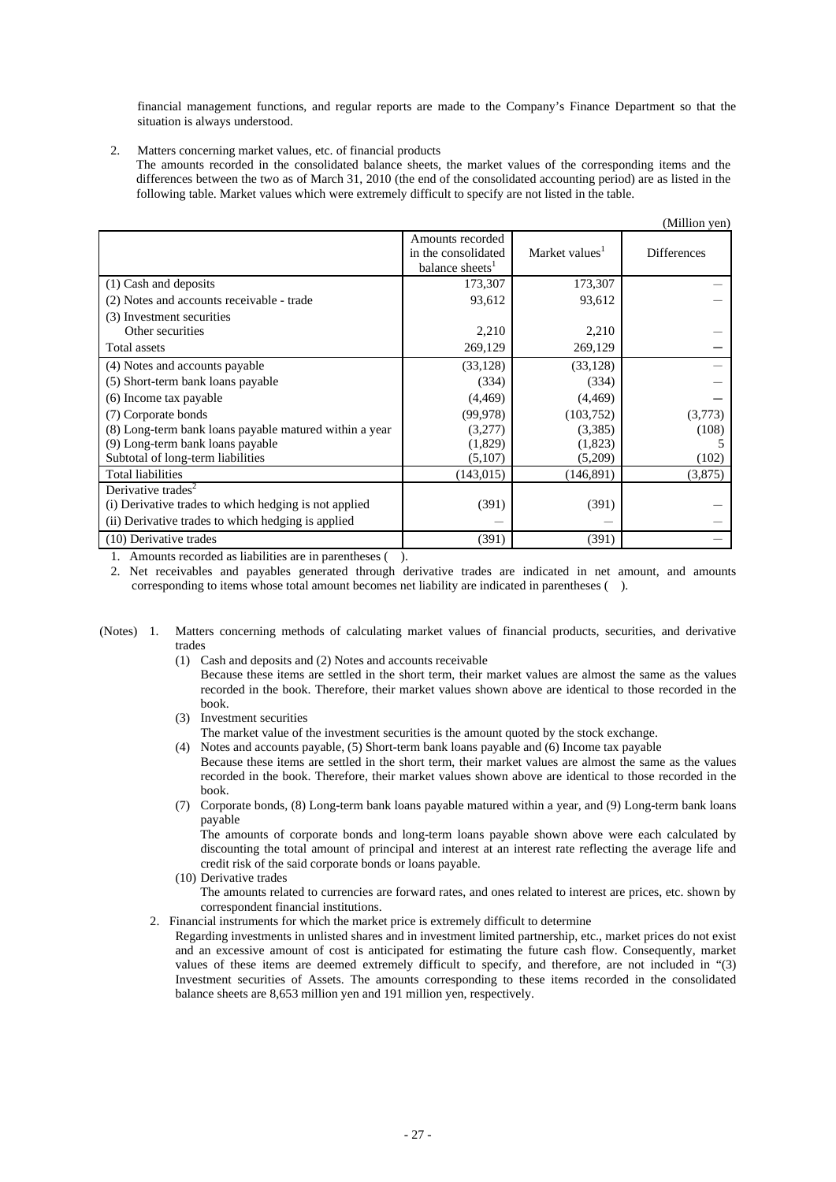financial management functions, and regular reports are made to the Company's Finance Department so that the situation is always understood.

2. Matters concerning market values, etc. of financial products

The amounts recorded in the consolidated balance sheets, the market values of the corresponding items and the differences between the two as of March 31, 2010 (the end of the consolidated accounting period) are as listed in the following table. Market values which were extremely difficult to specify are not listed in the table.

(Million yen)

| | Amounts recorded in the consolidated balance sheets[1] | Market values[1] | Differences |
|---|---|---|---|
| (1) Cash and deposits | 173,307 | 173,307 | — |
| (2) Notes and accounts receivable - trade | 93,612 | 93,612 | — |
| (3) Investment securities | | | |
| Other securities | 2,210 | 2,210 | — |
| Total assets | 269,129 | 269,129 | — |
| (4) Notes and accounts payable | (33,128) | (33,128) | — |
| (5) Short-term bank loans payable | (334) | (334) | — |
| (6) Income tax payable | (4,469) | (4,469) | — |
| (7) Corporate bonds | (99,978) | (103,752) | (3,773) |
| (8) Long-term bank loans payable matured within a year | (3,277) | (3,385) | (108) |
| (9) Long-term bank loans payable | (1,829) | (1,823) | 5 |
| Subtotal of long-term liabilities | (5,107) | (5,209) | (102) |
| Total liabilities | (143,015) | (146,891) | (3,875) |
| Derivative trades[2] | | | |
| (i) Derivative trades to which hedging is not applied | (391) | (391) | — |
| (ii) Derivative trades to which hedging is applied | — | — | — |
| (10) Derivative trades | (391) | (391) | — |

1. Amounts recorded as liabilities are in parentheses ( ).
2. Net receivables and payables generated through derivative trades are indicated in net amount, and amounts corresponding to items whose total amount becomes net liability are indicated in parentheses ( ).

(Notes) 1. Matters concerning methods of calculating market values of financial products, securities, and derivative trades

(1) Cash and deposits and (2) Notes and accounts receivable
Because these items are settled in the short term, their market values are almost the same as the values recorded in the book. Therefore, their market values shown above are identical to those recorded in the book.

(3) Investment securities
The market value of the investment securities is the amount quoted by the stock exchange.

(4) Notes and accounts payable, (5) Short-term bank loans payable and (6) Income tax payable
Because these items are settled in the short term, their market values are almost the same as the values recorded in the book. Therefore, their market values shown above are identical to those recorded in the book.

(7) Corporate bonds, (8) Long-term bank loans payable matured within a year, and (9) Long-term bank loans payable
The amounts of corporate bonds and long-term loans payable shown above were each calculated by discounting the total amount of principal and interest at an interest rate reflecting the average life and credit risk of the said corporate bonds or loans payable.

(10) Derivative trades
The amounts related to currencies are forward rates, and ones related to interest are prices, etc. shown by correspondent financial institutions.

2. Financial instruments for which the market price is extremely difficult to determine

Regarding investments in unlisted shares and in investment limited partnership, etc., market prices do not exist and an excessive amount of cost is anticipated for estimating the future cash flow. Consequently, market values of these items are deemed extremely difficult to specify, and therefore, are not included in "(3) Investment securities of Assets. The amounts corresponding to these items recorded in the consolidated balance sheets are 8,653 million yen and 191 million yen, respectively.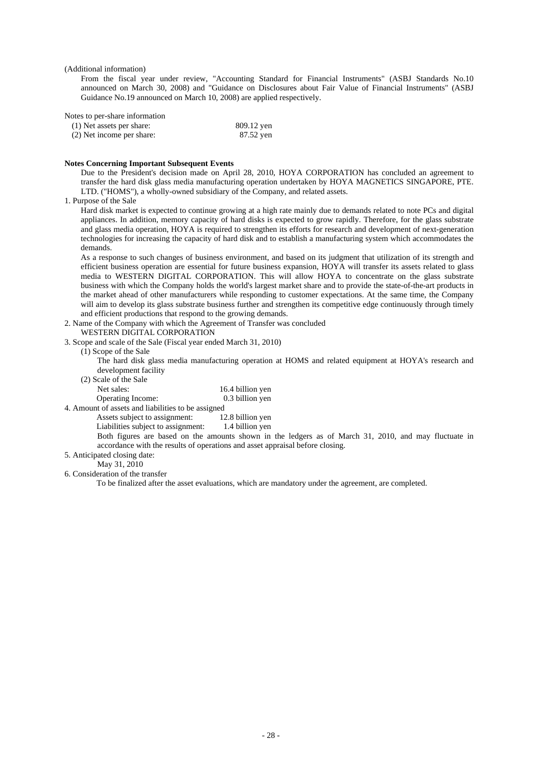(Additional information)

From the fiscal year under review, "Accounting Standard for Financial Instruments" (ASBJ Standards No.10 announced on March 30, 2008) and "Guidance on Disclosures about Fair Value of Financial Instruments" (ASBJ Guidance No.19 announced on March 10, 2008) are applied respectively.

Notes to per-share information

| | |
|---|---|
| (1) Net assets per share: | 809.12 yen |
| (2) Net income per share: | 87.52 yen |

**Notes Concerning Important Subsequent Events**

Due to the President's decision made on April 28, 2010, HOYA CORPORATION has concluded an agreement to transfer the hard disk glass media manufacturing operation undertaken by HOYA MAGNETICS SINGAPORE, PTE. LTD. ("HOMS"), a wholly-owned subsidiary of the Company, and related assets.

1. Purpose of the Sale

Hard disk market is expected to continue growing at a high rate mainly due to demands related to note PCs and digital appliances. In addition, memory capacity of hard disks is expected to grow rapidly. Therefore, for the glass substrate and glass media operation, HOYA is required to strengthen its efforts for research and development of next-generation technologies for increasing the capacity of hard disk and to establish a manufacturing system which accommodates the demands.

As a response to such changes of business environment, and based on its judgment that utilization of its strength and efficient business operation are essential for future business expansion, HOYA will transfer its assets related to glass media to WESTERN DIGITAL CORPORATION. This will allow HOYA to concentrate on the glass substrate business with which the Company holds the world's largest market share and to provide the state-of-the-art products in the market ahead of other manufacturers while responding to customer expectations. At the same time, the Company will aim to develop its glass substrate business further and strengthen its competitive edge continuously through timely and efficient productions that respond to the growing demands.

2. Name of the Company with which the Agreement of Transfer was concluded

WESTERN DIGITAL CORPORATION

3. Scope and scale of the Sale (Fiscal year ended March 31, 2010)

(1) Scope of the Sale

The hard disk glass media manufacturing operation at HOMS and related equipment at HOYA's research and development facility

(2) Scale of the Sale

| | |
|---|---|
| Net sales: | 16.4 billion yen |
| Operating Income: | 0.3 billion yen |

4. Amount of assets and liabilities to be assigned

| | |
|---|---|
| Assets subject to assignment: | 12.8 billion yen |
| Liabilities subject to assignment: | 1.4 billion yen |

Both figures are based on the amounts shown in the ledgers as of March 31, 2010, and may fluctuate in accordance with the results of operations and asset appraisal before closing.

5. Anticipated closing date:

May 31, 2010

6. Consideration of the transfer

To be finalized after the asset evaluations, which are mandatory under the agreement, are completed.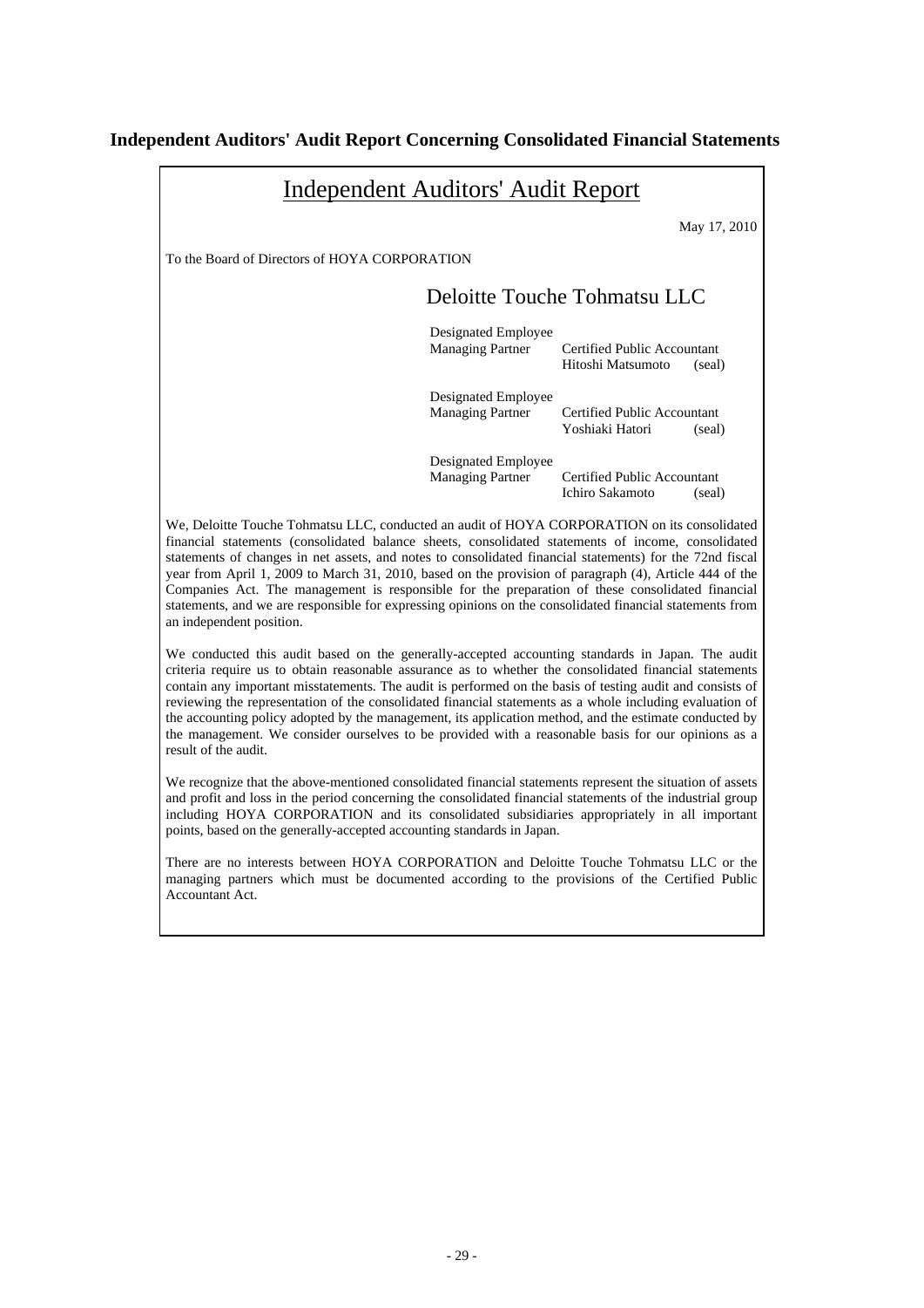## Independent Auditors' Audit Report Concerning Consolidated Financial Statements

# Independent Auditors' Audit Report

May 17, 2010

To the Board of Directors of HOYA CORPORATION

Deloitte Touche Tohmatsu LLC

Designated Employee
Managing Partner Certified Public Accountant
Hitoshi Matsumoto (seal)

Designated Employee
Managing Partner Certified Public Accountant
Yoshiaki Hatori (seal)

Designated Employee
Managing Partner Certified Public Accountant
Ichiro Sakamoto (seal)

We, Deloitte Touche Tohmatsu LLC, conducted an audit of HOYA CORPORATION on its consolidated financial statements (consolidated balance sheets, consolidated statements of income, consolidated statements of changes in net assets, and notes to consolidated financial statements) for the 72nd fiscal year from April 1, 2009 to March 31, 2010, based on the provision of paragraph (4), Article 444 of the Companies Act. The management is responsible for the preparation of these consolidated financial statements, and we are responsible for expressing opinions on the consolidated financial statements from an independent position.

We conducted this audit based on the generally-accepted accounting standards in Japan. The audit criteria require us to obtain reasonable assurance as to whether the consolidated financial statements contain any important misstatements. The audit is performed on the basis of testing audit and consists of reviewing the representation of the consolidated financial statements as a whole including evaluation of the accounting policy adopted by the management, its application method, and the estimate conducted by the management. We consider ourselves to be provided with a reasonable basis for our opinions as a result of the audit.

We recognize that the above-mentioned consolidated financial statements represent the situation of assets and profit and loss in the period concerning the consolidated financial statements of the industrial group including HOYA CORPORATION and its consolidated subsidiaries appropriately in all important points, based on the generally-accepted accounting standards in Japan.

There are no interests between HOYA CORPORATION and Deloitte Touche Tohmatsu LLC or the managing partners which must be documented according to the provisions of the Certified Public Accountant Act.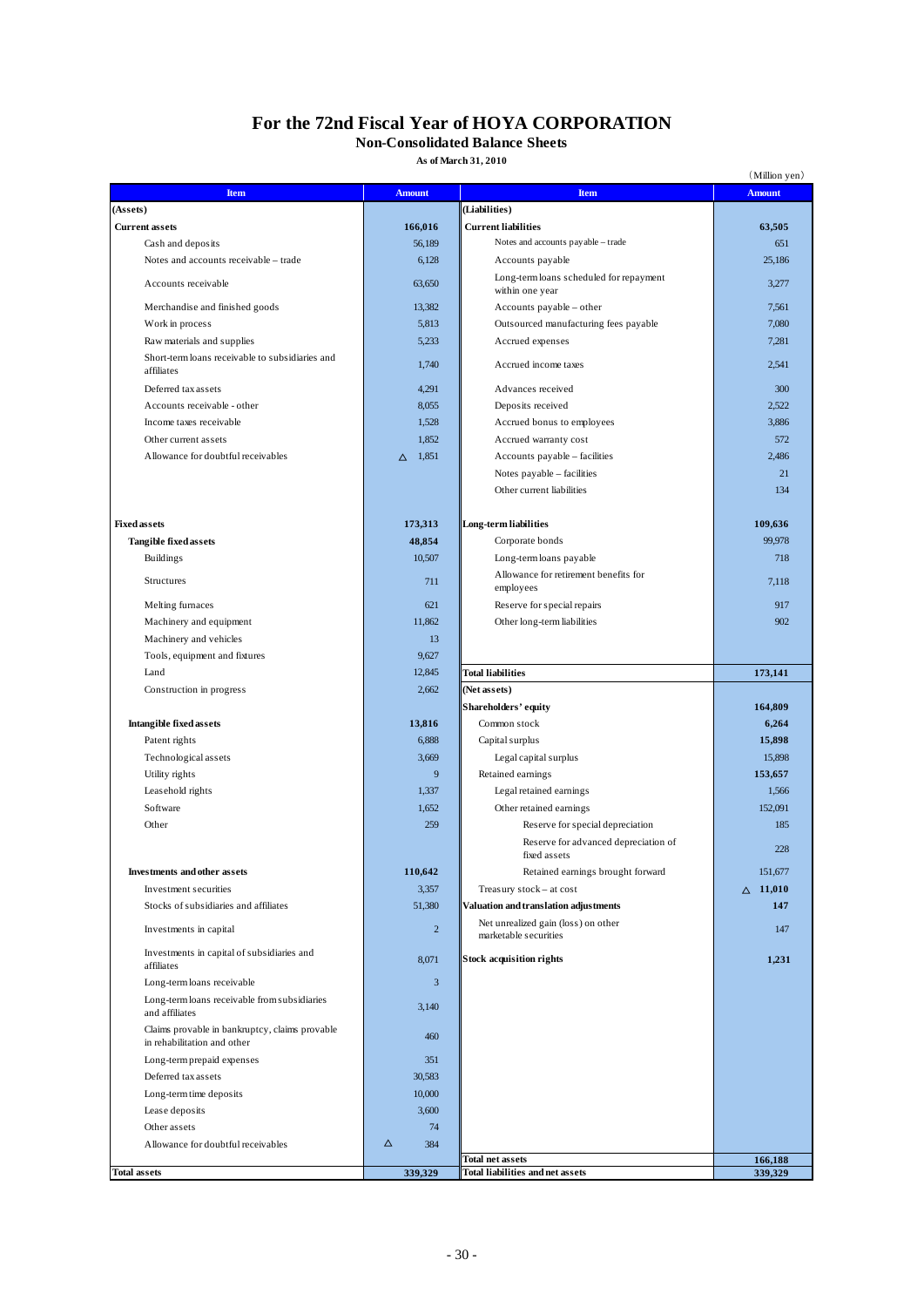# For the 72nd Fiscal Year of HOYA CORPORATION

## Non-Consolidated Balance Sheets

**As of March 31, 2010**

（Million yen）

| Item | Amount | Item | Amount |
|---|---|---|---|
| **(Assets)** | | **(Liabilities)** | |
| **Current assets** | **166,016** | **Current liabilities** | **63,505** |
| Cash and deposits | 56,189 | Notes and accounts payable – trade | 651 |
| Notes and accounts receivable – trade | 6,128 | Accounts payable | 25,186 |
| Accounts receivable | 63,650 | Long-term loans scheduled for repayment within one year | 3,277 |
| Merchandise and finished goods | 13,382 | Accounts payable – other | 7,561 |
| Work in process | 5,813 | Outsourced manufacturing fees payable | 7,080 |
| Raw materials and supplies | 5,233 | Accrued expenses | 7,281 |
| Short-term loans receivable to subsidiaries and affiliates | 1,740 | Accrued income taxes | 2,541 |
| Deferred tax assets | 4,291 | Advances received | 300 |
| Accounts receivable - other | 8,055 | Deposits received | 2,522 |
| Income taxes receivable | 1,528 | Accrued bonus to employees | 3,886 |
| Other current assets | 1,852 | Accrued warranty cost | 572 |
| Allowance for doubtful receivables | △ 1,851 | Accounts payable – facilities | 2,486 |
| | | Notes payable – facilities | 21 |
| | | Other current liabilities | 134 |
| **Fixed assets** | **173,313** | **Long-term liabilities** | **109,636** |
| **Tangible fixed assets** | **48,854** | Corporate bonds | 99,978 |
| Buildings | 10,507 | Long-term loans payable | 718 |
| Structures | 711 | Allowance for retirement benefits for employees | 7,118 |
| Melting furnaces | 621 | Reserve for special repairs | 917 |
| Machinery and equipment | 11,862 | Other long-term liabilities | 902 |
| Machinery and vehicles | 13 | | |
| Tools, equipment and fixtures | 9,627 | | |
| Land | 12,845 | **Total liabilities** | **173,141** |
| Construction in progress | 2,662 | **(Net assets)** | |
| | | **Shareholders' equity** | **164,809** |
| **Intangible fixed assets** | **13,816** | Common stock | **6,264** |
| Patent rights | 6,888 | Capital surplus | **15,898** |
| Technological assets | 3,669 | Legal capital surplus | 15,898 |
| Utility rights | 9 | Retained earnings | **153,657** |
| Leasehold rights | 1,337 | Legal retained earnings | 1,566 |
| Software | 1,652 | Other retained earnings | 152,091 |
| Other | 259 | Reserve for special depreciation | 185 |
| | | Reserve for advanced depreciation of fixed assets | 228 |
| **Investments and other assets** | **110,642** | Retained earnings brought forward | 151,677 |
| Investment securities | 3,357 | Treasury stock – at cost | **△ 11,010** |
| Stocks of subsidiaries and affiliates | 51,380 | **Valuation and translation adjustments** | **147** |
| Investments in capital | 2 | Net unrealized gain (loss) on other marketable securities | 147 |
| Investments in capital of subsidiaries and affiliates | 8,071 | **Stock acquisition rights** | **1,231** |
| Long-term loans receivable | 3 | | |
| Long-term loans receivable from subsidiaries and affiliates | 3,140 | | |
| Claims provable in bankruptcy, claims provable in rehabilitation and other | 460 | | |
| Long-term prepaid expenses | 351 | | |
| Deferred tax assets | 30,583 | | |
| Long-term time deposits | 10,000 | | |
| Lease deposits | 3,600 | | |
| Other assets | 74 | | |
| Allowance for doubtful receivables | △ 384 | | |
| | | **Total net assets** | **166,188** |
| **Total assets** | **339,329** | **Total liabilities and net assets** | **339,329** |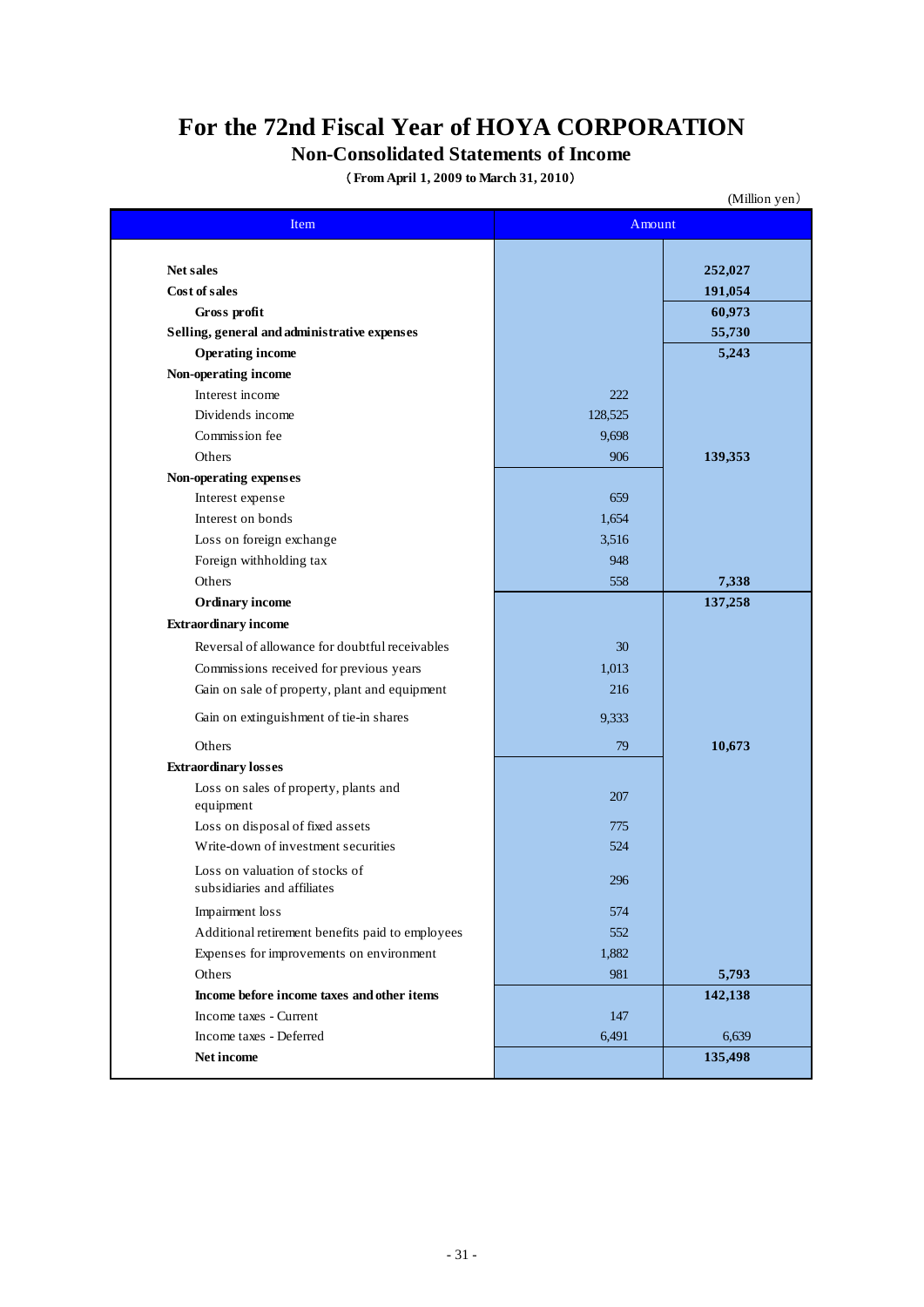# For the 72nd Fiscal Year of HOYA CORPORATION

## Non-Consolidated Statements of Income

**(From April 1, 2009 to March 31, 2010)**

(Million yen)

| Item | Amount | |
|---|---|---|
| **Net sales** | | **252,027** |
| **Cost of sales** | | **191,054** |
| **Gross profit** | | **60,973** |
| **Selling, general and administrative expenses** | | **55,730** |
| **Operating income** | | **5,243** |
| **Non-operating income** | | |
| Interest income | 222 | |
| Dividends income | 128,525 | |
| Commission fee | 9,698 | |
| Others | 906 | **139,353** |
| **Non-operating expenses** | | |
| Interest expense | 659 | |
| Interest on bonds | 1,654 | |
| Loss on foreign exchange | 3,516 | |
| Foreign withholding tax | 948 | |
| Others | 558 | **7,338** |
| **Ordinary income** | | **137,258** |
| **Extraordinary income** | | |
| Reversal of allowance for doubtful receivables | 30 | |
| Commissions received for previous years | 1,013 | |
| Gain on sale of property, plant and equipment | 216 | |
| Gain on extinguishment of tie-in shares | 9,333 | |
| Others | 79 | **10,673** |
| **Extraordinary losses** | | |
| Loss on sales of property, plants and equipment | 207 | |
| Loss on disposal of fixed assets | 775 | |
| Write-down of investment securities | 524 | |
| Loss on valuation of stocks of subsidiaries and affiliates | 296 | |
| Impairment loss | 574 | |
| Additional retirement benefits paid to employees | 552 | |
| Expenses for improvements on environment | 1,882 | |
| Others | 981 | **5,793** |
| **Income before income taxes and other items** | | **142,138** |
| Income taxes - Current | 147 | |
| Income taxes - Deferred | 6,491 | 6,639 |
| **Net income** | | **135,498** |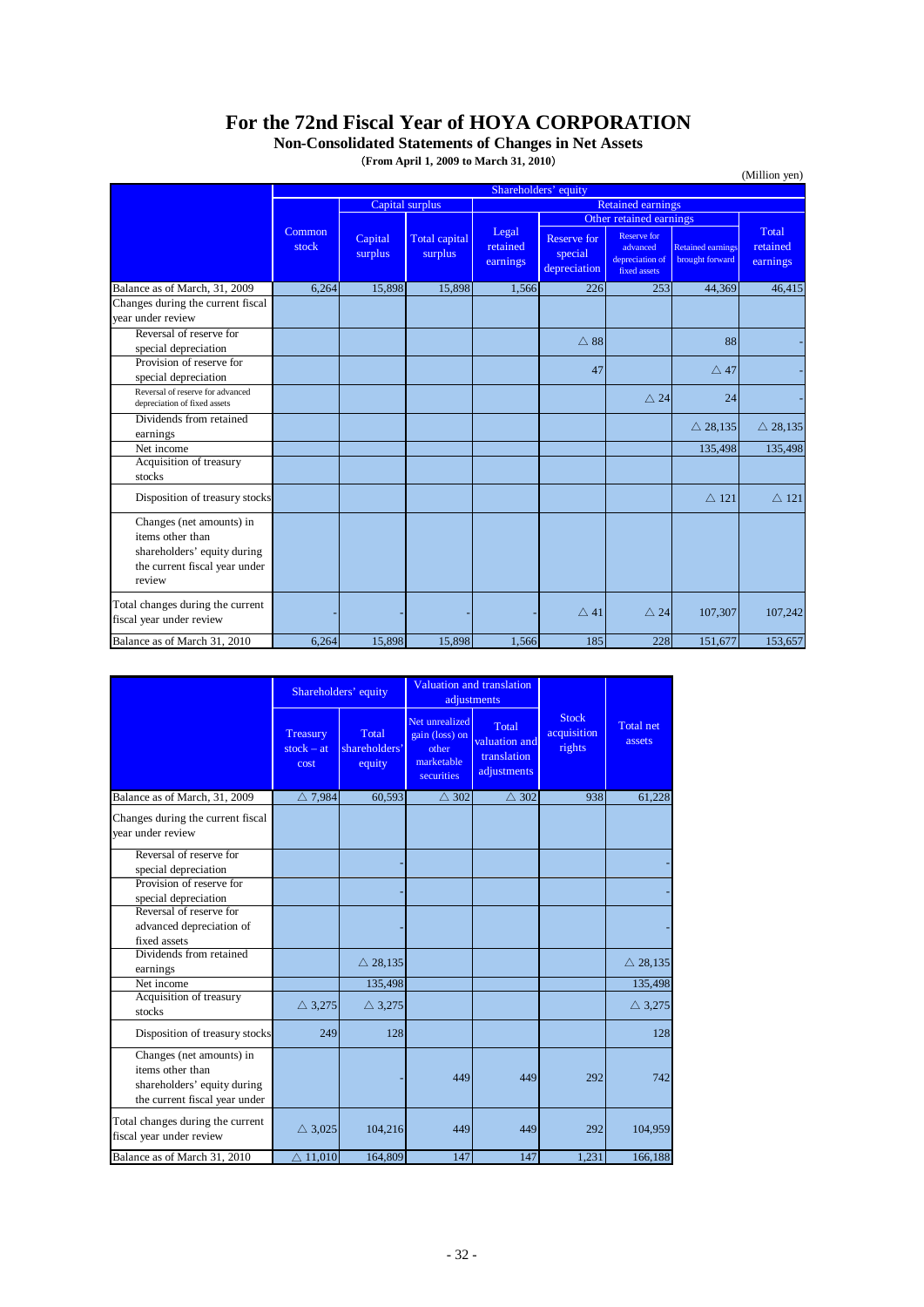# For the 72nd Fiscal Year of HOYA CORPORATION

## Non-Consolidated Statements of Changes in Net Assets

(From April 1, 2009 to March 31, 2010)

(Million yen)

| | Shareholders' equity | | | | | | | |
|---|---|---|---|---|---|---|---|---|
| | | Capital surplus | | Retained earnings | | | | |
| | | | | | Other retained earnings | | | |
| | Common stock | Capital surplus | Total capital surplus | Legal retained earnings | Reserve for special depreciation | Reserve for advanced depreciation of fixed assets | Retained earnings brought forward | Total retained earnings |
| Balance as of March, 31, 2009 | 6,264 | 15,898 | 15,898 | 1,566 | 226 | 253 | 44,369 | 46,415 |
| Changes during the current fiscal year under review | | | | | | | | |
| Reversal of reserve for special depreciation | | | | | △ 88 | | 88 | - |
| Provision of reserve for special depreciation | | | | | 47 | | △ 47 | - |
| Reversal of reserve for advanced depreciation of fixed assets | | | | | | △ 24 | 24 | - |
| Dividends from retained earnings | | | | | | | △ 28,135 | △ 28,135 |
| Net income | | | | | | | 135,498 | 135,498 |
| Acquisition of treasury stocks | | | | | | | | |
| Disposition of treasury stocks | | | | | | | △ 121 | △ 121 |
| Changes (net amounts) in items other than shareholders' equity during the current fiscal year under review | | | | | | | | |
| Total changes during the current fiscal year under review | - | - | - | - | △ 41 | △ 24 | 107,307 | 107,242 |
| Balance as of March 31, 2010 | 6,264 | 15,898 | 15,898 | 1,566 | 185 | 228 | 151,677 | 153,657 |

| | Shareholders' equity | | Valuation and translation adjustments | | Stock acquisition rights | Total net assets |
|---|---|---|---|---|---|---|
| | Treasury stock – at cost | Total shareholders' equity | Net unrealized gain (loss) on other marketable securities | Total valuation and translation adjustments | | |
| Balance as of March, 31, 2009 | △ 7,984 | 60,593 | △ 302 | △ 302 | 938 | 61,228 |
| Changes during the current fiscal year under review | | | | | | |
| Reversal of reserve for special depreciation | | - | | | | - |
| Provision of reserve for special depreciation | | - | | | | - |
| Reversal of reserve for advanced depreciation of fixed assets | | - | | | | - |
| Dividends from retained earnings | | △ 28,135 | | | | △ 28,135 |
| Net income | | 135,498 | | | | 135,498 |
| Acquisition of treasury stocks | △ 3,275 | △ 3,275 | | | | △ 3,275 |
| Disposition of treasury stocks | 249 | 128 | | | | 128 |
| Changes (net amounts) in items other than shareholders' equity during the current fiscal year under | | - | 449 | 449 | 292 | 742 |
| Total changes during the current fiscal year under review | △ 3,025 | 104,216 | 449 | 449 | 292 | 104,959 |
| Balance as of March 31, 2010 | △ 11,010 | 164,809 | 147 | 147 | 1,231 | 166,188 |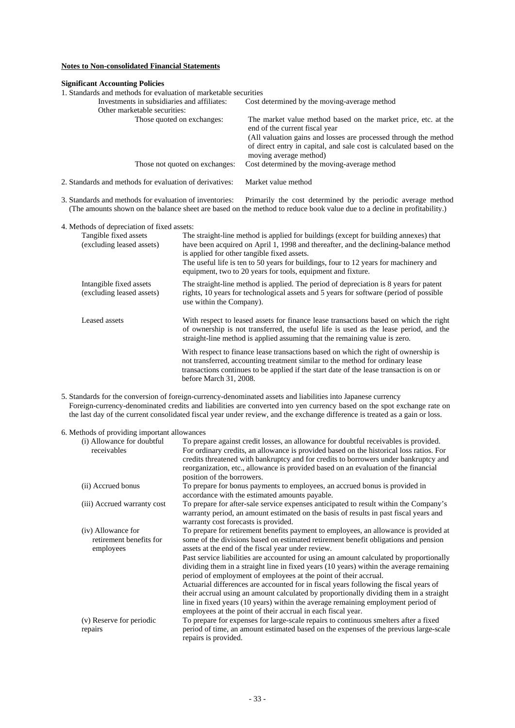**Notes to Non-consolidated Financial Statements**

**Significant Accounting Policies**

1. Standards and methods for evaluation of marketable securities

| | |
|---|---|
| Investments in subsidiaries and affiliates: | Cost determined by the moving-average method |
| Other marketable securities: | |
| Those quoted on exchanges: | The market value method based on the market price, etc. at the end of the current fiscal year<br>(All valuation gains and losses are processed through the method of direct entry in capital, and sale cost is calculated based on the moving average method) |
| Those not quoted on exchanges: | Cost determined by the moving-average method |

2. Standards and methods for evaluation of derivatives: Market value method

3. Standards and methods for evaluation of inventories: Primarily the cost determined by the periodic average method (The amounts shown on the balance sheet are based on the method to reduce book value due to a decline in profitability.)

4. Methods of depreciation of fixed assets:

| | |
|---|---|
| Tangible fixed assets (excluding leased assets) | The straight-line method is applied for buildings (except for building annexes) that have been acquired on April 1, 1998 and thereafter, and the declining-balance method is applied for other tangible fixed assets.<br>The useful life is ten to 50 years for buildings, four to 12 years for machinery and equipment, two to 20 years for tools, equipment and fixture. |
| Intangible fixed assets (excluding leased assets) | The straight-line method is applied. The period of depreciation is 8 years for patent rights, 10 years for technological assets and 5 years for software (period of possible use within the Company). |
| Leased assets | With respect to leased assets for finance lease transactions based on which the right of ownership is not transferred, the useful life is used as the lease period, and the straight-line method is applied assuming that the remaining value is zero.<br>With respect to finance lease transactions based on which the right of ownership is not transferred, accounting treatment similar to the method for ordinary lease transactions continues to be applied if the start date of the lease transaction is on or before March 31, 2008. |

5. Standards for the conversion of foreign-currency-denominated assets and liabilities into Japanese currency
Foreign-currency-denominated credits and liabilities are converted into yen currency based on the spot exchange rate on the last day of the current consolidated fiscal year under review, and the exchange difference is treated as a gain or loss.

6. Methods of providing important allowances

| | |
|---|---|
| (i) Allowance for doubtful receivables | To prepare against credit losses, an allowance for doubtful receivables is provided. For ordinary credits, an allowance is provided based on the historical loss ratios. For credits threatened with bankruptcy and for credits to borrowers under bankruptcy and reorganization, etc., allowance is provided based on an evaluation of the financial position of the borrowers. |
| (ii) Accrued bonus | To prepare for bonus payments to employees, an accrued bonus is provided in accordance with the estimated amounts payable. |
| (iii) Accrued warranty cost | To prepare for after-sale service expenses anticipated to result within the Company's warranty period, an amount estimated on the basis of results in past fiscal years and warranty cost forecasts is provided. |
| (iv) Allowance for retirement benefits for employees | To prepare for retirement benefits payment to employees, an allowance is provided at some of the divisions based on estimated retirement benefit obligations and pension assets at the end of the fiscal year under review.<br>Past service liabilities are accounted for using an amount calculated by proportionally dividing them in a straight line in fixed years (10 years) within the average remaining period of employment of employees at the point of their accrual.<br>Actuarial differences are accounted for in fiscal years following the fiscal years of their accrual using an amount calculated by proportionally dividing them in a straight line in fixed years (10 years) within the average remaining employment period of employees at the point of their accrual in each fiscal year. |
| (v) Reserve for periodic repairs | To prepare for expenses for large-scale repairs to continuous smelters after a fixed period of time, an amount estimated based on the expenses of the previous large-scale repairs is provided. |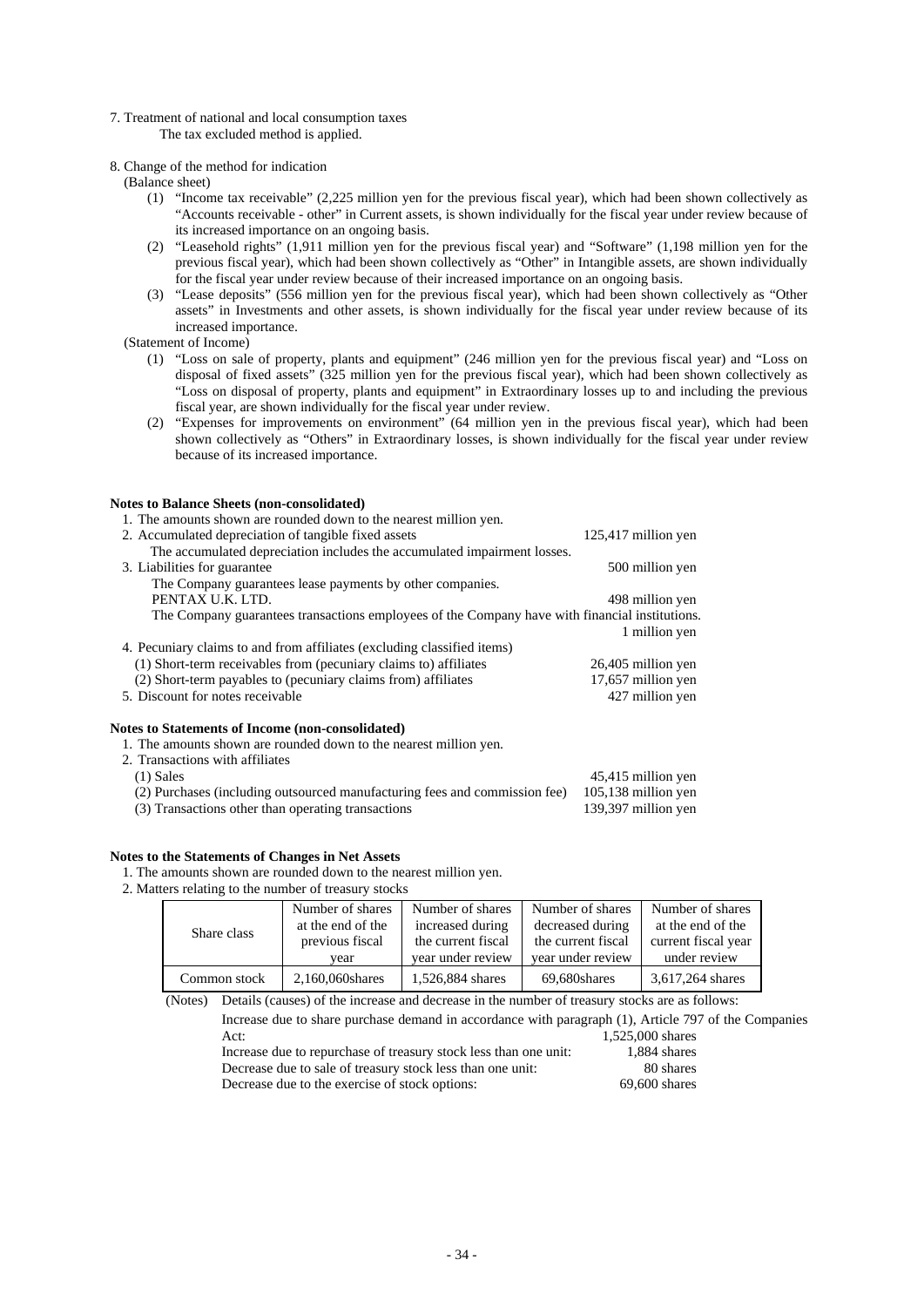7. Treatment of national and local consumption taxes

   The tax excluded method is applied.

8. Change of the method for indication

   (Balance sheet)

   (1) "Income tax receivable" (2,225 million yen for the previous fiscal year), which had been shown collectively as "Accounts receivable - other" in Current assets, is shown individually for the fiscal year under review because of its increased importance on an ongoing basis.

   (2) "Leasehold rights" (1,911 million yen for the previous fiscal year) and "Software" (1,198 million yen for the previous fiscal year), which had been shown collectively as "Other" in Intangible assets, are shown individually for the fiscal year under review because of their increased importance on an ongoing basis.

   (3) "Lease deposits" (556 million yen for the previous fiscal year), which had been shown collectively as "Other assets" in Investments and other assets, is shown individually for the fiscal year under review because of its increased importance.

   (Statement of Income)

   (1) "Loss on sale of property, plants and equipment" (246 million yen for the previous fiscal year) and "Loss on disposal of fixed assets" (325 million yen for the previous fiscal year), which had been shown collectively as "Loss on disposal of property, plants and equipment" in Extraordinary losses up to and including the previous fiscal year, are shown individually for the fiscal year under review.

   (2) "Expenses for improvements on environment" (64 million yen in the previous fiscal year), which had been shown collectively as "Others" in Extraordinary losses, is shown individually for the fiscal year under review because of its increased importance.

**Notes to Balance Sheets (non-consolidated)**

1. The amounts shown are rounded down to the nearest million yen.
2. Accumulated depreciation of tangible fixed assets — 125,417 million yen

   The accumulated depreciation includes the accumulated impairment losses.
3. Liabilities for guarantee — 500 million yen

   The Company guarantees lease payments by other companies.

   PENTAX U.K. LTD. — 498 million yen

   The Company guarantees transactions employees of the Company have with financial institutions. — 1 million yen
4. Pecuniary claims to and from affiliates (excluding classified items)

   (1) Short-term receivables from (pecuniary claims to) affiliates — 26,405 million yen

   (2) Short-term payables to (pecuniary claims from) affiliates — 17,657 million yen
5. Discount for notes receivable — 427 million yen

**Notes to Statements of Income (non-consolidated)**

1. The amounts shown are rounded down to the nearest million yen.
2. Transactions with affiliates

   (1) Sales — 45,415 million yen

   (2) Purchases (including outsourced manufacturing fees and commission fee) — 105,138 million yen

   (3) Transactions other than operating transactions — 139,397 million yen

**Notes to the Statements of Changes in Net Assets**

1. The amounts shown are rounded down to the nearest million yen.
2. Matters relating to the number of treasury stocks

| Share class | Number of shares at the end of the previous fiscal year | Number of shares increased during the current fiscal year under review | Number of shares decreased during the current fiscal year under review | Number of shares at the end of the current fiscal year under review |
|---|---|---|---|---|
| Common stock | 2,160,060shares | 1,526,884 shares | 69,680shares | 3,617,264 shares |

(Notes) Details (causes) of the increase and decrease in the number of treasury stocks are as follows:

Increase due to share purchase demand in accordance with paragraph (1), Article 797 of the Companies Act: 1,525,000 shares

Increase due to repurchase of treasury stock less than one unit: 1,884 shares

Decrease due to sale of treasury stock less than one unit: 80 shares

Decrease due to the exercise of stock options: 69,600 shares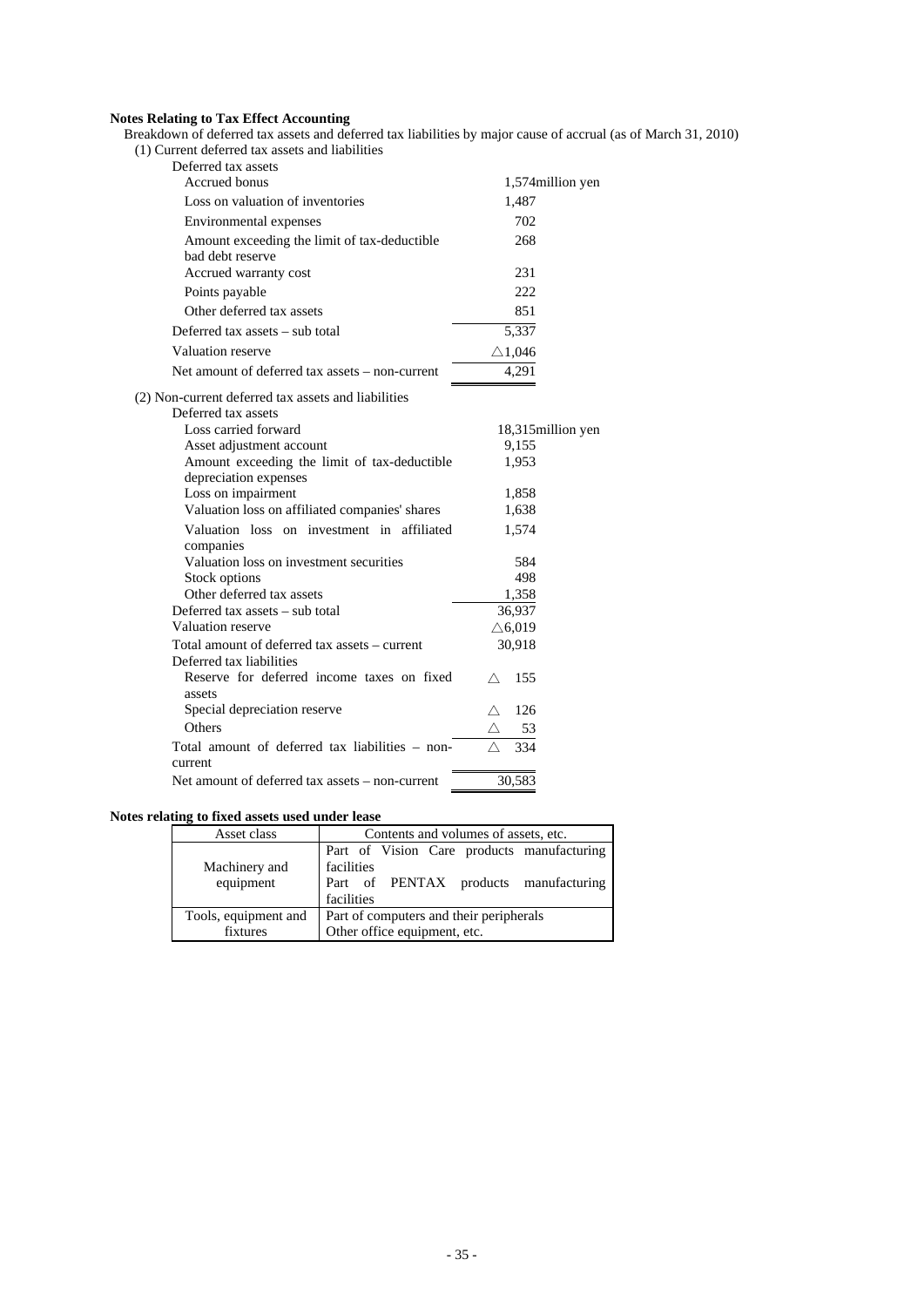**Notes Relating to Tax Effect Accounting**

Breakdown of deferred tax assets and deferred tax liabilities by major cause of accrual (as of March 31, 2010)

(1) Current deferred tax assets and liabilities

| | |
|---|---|
| Deferred tax assets | |
| Accrued bonus | 1,574million yen |
| Loss on valuation of inventories | 1,487 |
| Environmental expenses | 702 |
| Amount exceeding the limit of tax-deductible bad debt reserve | 268 |
| Accrued warranty cost | 231 |
| Points payable | 222 |
| Other deferred tax assets | 851 |
| Deferred tax assets – sub total | 5,337 |
| Valuation reserve | △1,046 |
| Net amount of deferred tax assets – non-current | 4,291 |

(2) Non-current deferred tax assets and liabilities

| | |
|---|---|
| Deferred tax assets | |
| Loss carried forward | 18,315million yen |
| Asset adjustment account | 9,155 |
| Amount exceeding the limit of tax-deductible depreciation expenses | 1,953 |
| Loss on impairment | 1,858 |
| Valuation loss on affiliated companies' shares | 1,638 |
| Valuation loss on investment in affiliated companies | 1,574 |
| Valuation loss on investment securities | 584 |
| Stock options | 498 |
| Other deferred tax assets | 1,358 |
| Deferred tax assets – sub total | 36,937 |
| Valuation reserve | △6,019 |
| Total amount of deferred tax assets – current | 30,918 |
| Deferred tax liabilities | |
| Reserve for deferred income taxes on fixed assets | △ 155 |
| Special depreciation reserve | △ 126 |
| Others | △ 53 |
| Total amount of deferred tax liabilities – non-current | △ 334 |
| Net amount of deferred tax assets – non-current | 30,583 |

**Notes relating to fixed assets used under lease**

| Asset class | Contents and volumes of assets, etc. |
|---|---|
| Machinery and equipment | Part of Vision Care products manufacturing facilities<br>Part of PENTAX products manufacturing facilities |
| Tools, equipment and fixtures | Part of computers and their peripherals<br>Other office equipment, etc. |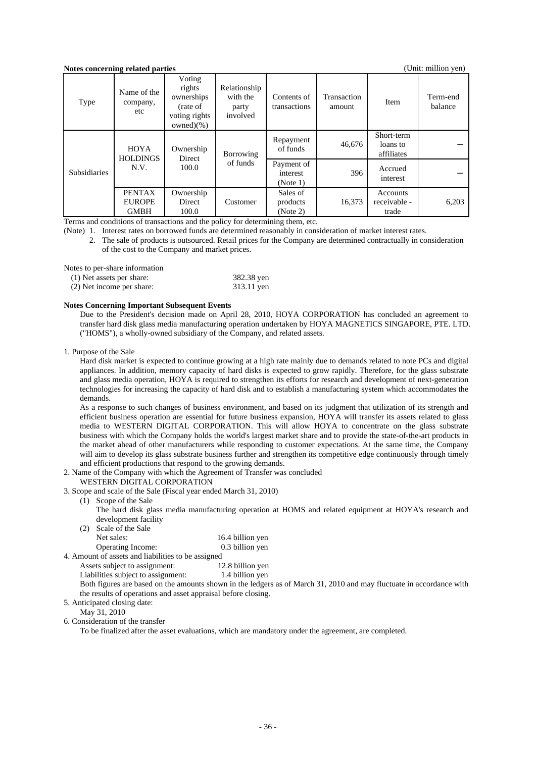**Notes concerning related parties**

(Unit: million yen)

| Type | Name of the company, etc | Voting rights ownerships (rate of voting rights owned)(%) | Relationship with the party involved | Contents of transactions | Transaction amount | Item | Term-end balance |
|---|---|---|---|---|---|---|---|
| Subsidiaries | HOYA HOLDINGS N.V. | Ownership Direct 100.0 | Borrowing of funds | Repayment of funds | 46,676 | Short-term loans to affiliates | ― |
| | | | | Payment of interest (Note 1) | 396 | Accrued interest | ― |
| | PENTAX EUROPE GMBH | Ownership Direct 100.0 | Customer | Sales of products (Note 2) | 16,373 | Accounts receivable - trade | 6,203 |

Terms and conditions of transactions and the policy for determining them, etc.

(Note) 1. Interest rates on borrowed funds are determined reasonably in consideration of market interest rates.

2. The sale of products is outsourced. Retail prices for the Company are determined contractually in consideration of the cost to the Company and market prices.

Notes to per-share information

| | |
|---|---|
| (1) Net assets per share: | 382.38 yen |
| (2) Net income per share: | 313.11 yen |

**Notes Concerning Important Subsequent Events**

Due to the President's decision made on April 28, 2010, HOYA CORPORATION has concluded an agreement to transfer hard disk glass media manufacturing operation undertaken by HOYA MAGNETICS SINGAPORE, PTE. LTD. ("HOMS"), a wholly-owned subsidiary of the Company, and related assets.

1. Purpose of the Sale

Hard disk market is expected to continue growing at a high rate mainly due to demands related to note PCs and digital appliances. In addition, memory capacity of hard disks is expected to grow rapidly. Therefore, for the glass substrate and glass media operation, HOYA is required to strengthen its efforts for research and development of next-generation technologies for increasing the capacity of hard disk and to establish a manufacturing system which accommodates the demands.

As a response to such changes of business environment, and based on its judgment that utilization of its strength and efficient business operation are essential for future business expansion, HOYA will transfer its assets related to glass media to WESTERN DIGITAL CORPORATION. This will allow HOYA to concentrate on the glass substrate business with which the Company holds the world's largest market share and to provide the state-of-the-art products in the market ahead of other manufacturers while responding to customer expectations. At the same time, the Company will aim to develop its glass substrate business further and strengthen its competitive edge continuously through timely and efficient productions that respond to the growing demands.

2. Name of the Company with which the Agreement of Transfer was concluded

WESTERN DIGITAL CORPORATION

3. Scope and scale of the Sale (Fiscal year ended March 31, 2010)

(1) Scope of the Sale

The hard disk glass media manufacturing operation at HOMS and related equipment at HOYA's research and development facility

(2) Scale of the Sale

| | |
|---|---|
| Net sales: | 16.4 billion yen |
| Operating Income: | 0.3 billion yen |

4. Amount of assets and liabilities to be assigned

| | |
|---|---|
| Assets subject to assignment: | 12.8 billion yen |
| Liabilities subject to assignment: | 1.4 billion yen |

Both figures are based on the amounts shown in the ledgers as of March 31, 2010 and may fluctuate in accordance with the results of operations and asset appraisal before closing.

5. Anticipated closing date:

May 31, 2010

6. Consideration of the transfer

To be finalized after the asset evaluations, which are mandatory under the agreement, are completed.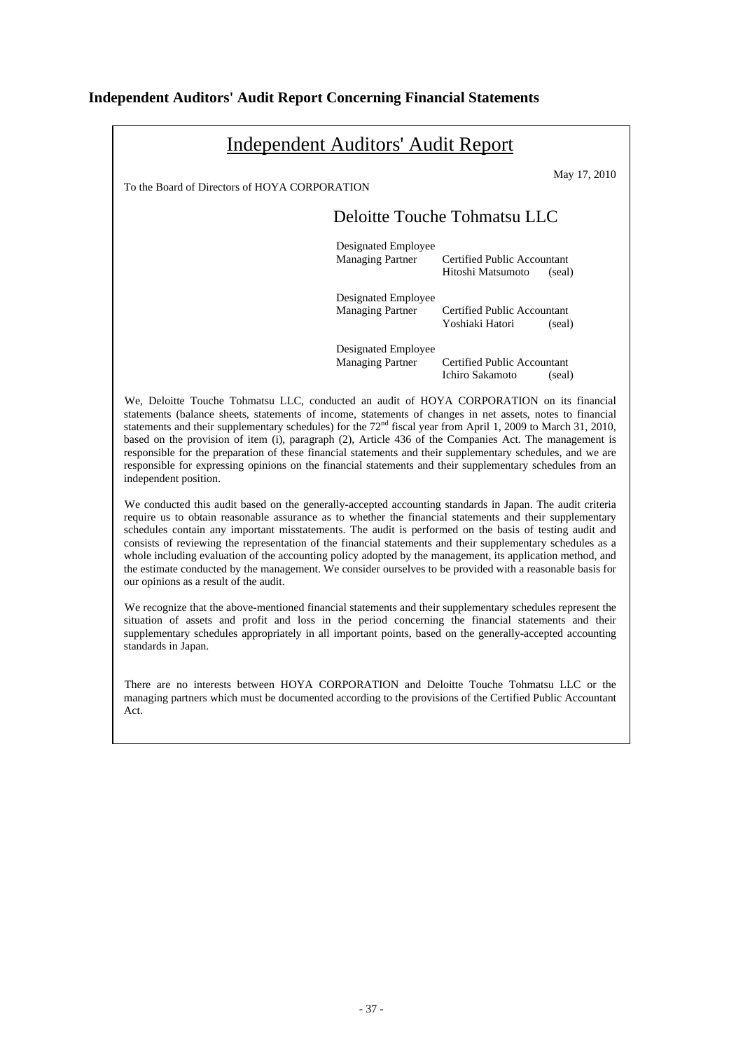## Independent Auditors' Audit Report Concerning Financial Statements

# Independent Auditors' Audit Report

May 17, 2010

To the Board of Directors of HOYA CORPORATION

Deloitte Touche Tohmatsu LLC

Designated Employee
Managing Partner — Certified Public Accountant Hitoshi Matsumoto (seal)

Designated Employee
Managing Partner — Certified Public Accountant Yoshiaki Hatori (seal)

Designated Employee
Managing Partner — Certified Public Accountant Ichiro Sakamoto (seal)

We, Deloitte Touche Tohmatsu LLC, conducted an audit of HOYA CORPORATION on its financial statements (balance sheets, statements of income, statements of changes in net assets, notes to financial statements and their supplementary schedules) for the 72nd fiscal year from April 1, 2009 to March 31, 2010, based on the provision of item (i), paragraph (2), Article 436 of the Companies Act. The management is responsible for the preparation of these financial statements and their supplementary schedules, and we are responsible for expressing opinions on the financial statements and their supplementary schedules from an independent position.

We conducted this audit based on the generally-accepted accounting standards in Japan. The audit criteria require us to obtain reasonable assurance as to whether the financial statements and their supplementary schedules contain any important misstatements. The audit is performed on the basis of testing audit and consists of reviewing the representation of the financial statements and their supplementary schedules as a whole including evaluation of the accounting policy adopted by the management, its application method, and the estimate conducted by the management. We consider ourselves to be provided with a reasonable basis for our opinions as a result of the audit.

We recognize that the above-mentioned financial statements and their supplementary schedules represent the situation of assets and profit and loss in the period concerning the financial statements and their supplementary schedules appropriately in all important points, based on the generally-accepted accounting standards in Japan.

There are no interests between HOYA CORPORATION and Deloitte Touche Tohmatsu LLC or the managing partners which must be documented according to the provisions of the Certified Public Accountant Act.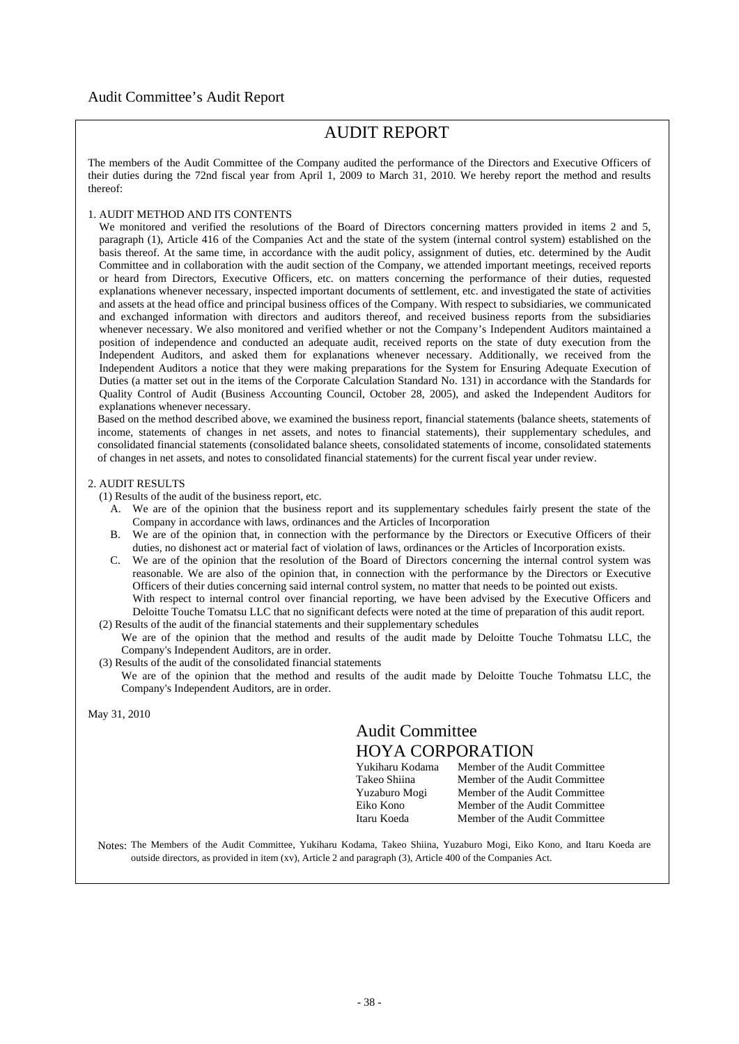## Audit Committee's Audit Report

# AUDIT REPORT

The members of the Audit Committee of the Company audited the performance of the Directors and Executive Officers of their duties during the 72nd fiscal year from April 1, 2009 to March 31, 2010. We hereby report the method and results thereof:

1. AUDIT METHOD AND ITS CONTENTS

We monitored and verified the resolutions of the Board of Directors concerning matters provided in items 2 and 5, paragraph (1), Article 416 of the Companies Act and the state of the system (internal control system) established on the basis thereof. At the same time, in accordance with the audit policy, assignment of duties, etc. determined by the Audit Committee and in collaboration with the audit section of the Company, we attended important meetings, received reports or heard from Directors, Executive Officers, etc. on matters concerning the performance of their duties, requested explanations whenever necessary, inspected important documents of settlement, etc. and investigated the state of activities and assets at the head office and principal business offices of the Company. With respect to subsidiaries, we communicated and exchanged information with directors and auditors thereof, and received business reports from the subsidiaries whenever necessary. We also monitored and verified whether or not the Company's Independent Auditors maintained a position of independence and conducted an adequate audit, received reports on the state of duty execution from the Independent Auditors, and asked them for explanations whenever necessary. Additionally, we received from the Independent Auditors a notice that they were making preparations for the System for Ensuring Adequate Execution of Duties (a matter set out in the items of the Corporate Calculation Standard No. 131) in accordance with the Standards for Quality Control of Audit (Business Accounting Council, October 28, 2005), and asked the Independent Auditors for explanations whenever necessary.

Based on the method described above, we examined the business report, financial statements (balance sheets, statements of income, statements of changes in net assets, and notes to financial statements), their supplementary schedules, and consolidated financial statements (consolidated balance sheets, consolidated statements of income, consolidated statements of changes in net assets, and notes to consolidated financial statements) for the current fiscal year under review.

2. AUDIT RESULTS

(1) Results of the audit of the business report, etc.

A. We are of the opinion that the business report and its supplementary schedules fairly present the state of the Company in accordance with laws, ordinances and the Articles of Incorporation

B. We are of the opinion that, in connection with the performance by the Directors or Executive Officers of their duties, no dishonest act or material fact of violation of laws, ordinances or the Articles of Incorporation exists.

C. We are of the opinion that the resolution of the Board of Directors concerning the internal control system was reasonable. We are also of the opinion that, in connection with the performance by the Directors or Executive Officers of their duties concerning said internal control system, no matter that needs to be pointed out exists.
With respect to internal control over financial reporting, we have been advised by the Executive Officers and Deloitte Touche Tomatsu LLC that no significant defects were noted at the time of preparation of this audit report.

(2) Results of the audit of the financial statements and their supplementary schedules

We are of the opinion that the method and results of the audit made by Deloitte Touche Tohmatsu LLC, the Company's Independent Auditors, are in order.

(3) Results of the audit of the consolidated financial statements

We are of the opinion that the method and results of the audit made by Deloitte Touche Tohmatsu LLC, the Company's Independent Auditors, are in order.

May 31, 2010

Audit Committee
HOYA CORPORATION

| | |
|---|---|
| Yukiharu Kodama | Member of the Audit Committee |
| Takeo Shiina | Member of the Audit Committee |
| Yuzaburo Mogi | Member of the Audit Committee |
| Eiko Kono | Member of the Audit Committee |
| Itaru Koeda | Member of the Audit Committee |

Notes: The Members of the Audit Committee, Yukiharu Kodama, Takeo Shiina, Yuzaburo Mogi, Eiko Kono, and Itaru Koeda are outside directors, as provided in item (xv), Article 2 and paragraph (3), Article 400 of the Companies Act.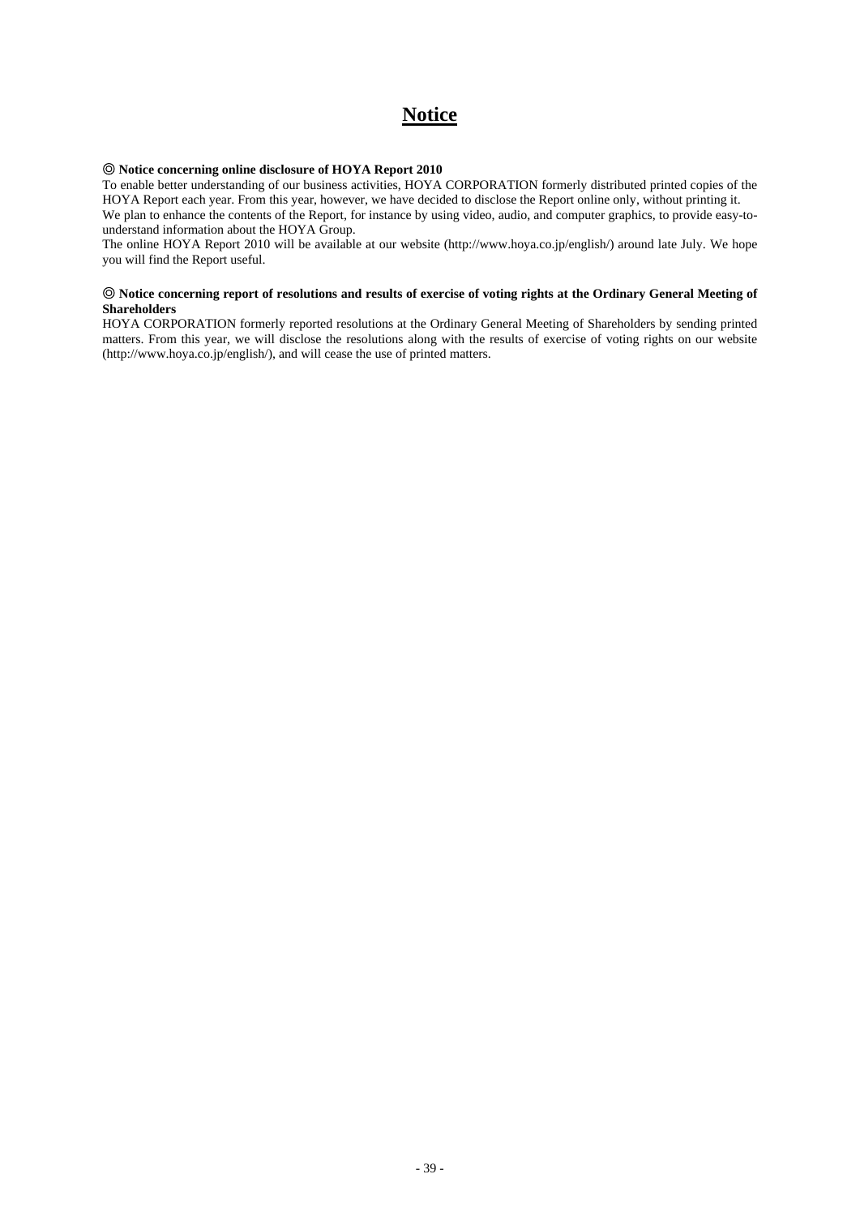# Notice

◎ **Notice concerning online disclosure of HOYA Report 2010**

To enable better understanding of our business activities, HOYA CORPORATION formerly distributed printed copies of the HOYA Report each year. From this year, however, we have decided to disclose the Report online only, without printing it.
We plan to enhance the contents of the Report, for instance by using video, audio, and computer graphics, to provide easy-to-understand information about the HOYA Group.
The online HOYA Report 2010 will be available at our website (http://www.hoya.co.jp/english/) around late July. We hope you will find the Report useful.

◎ **Notice concerning report of resolutions and results of exercise of voting rights at the Ordinary General Meeting of Shareholders**

HOYA CORPORATION formerly reported resolutions at the Ordinary General Meeting of Shareholders by sending printed matters. From this year, we will disclose the resolutions along with the results of exercise of voting rights on our website (http://www.hoya.co.jp/english/), and will cease the use of printed matters.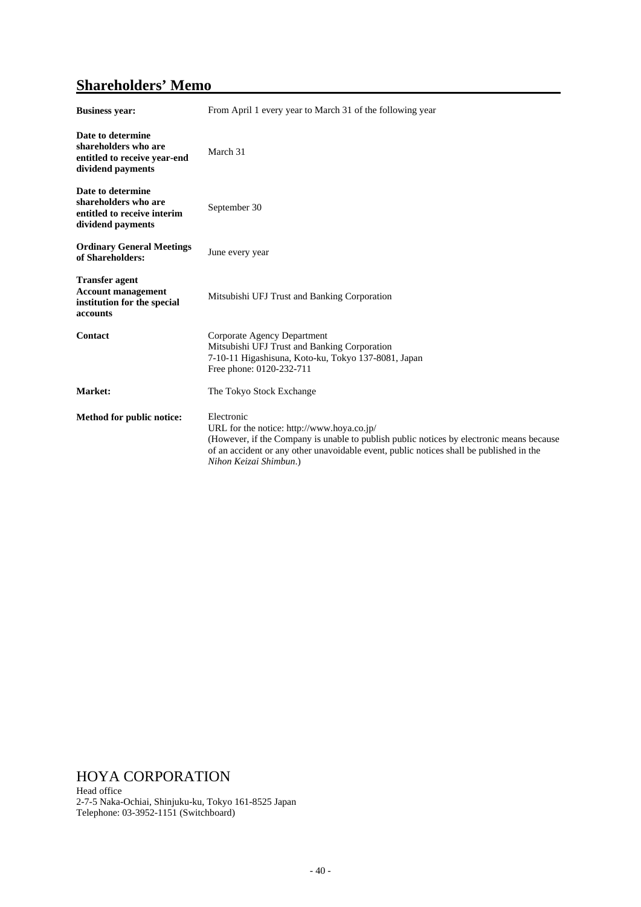## Shareholders' Memo

| | |
|---|---|
| **Business year:** | From April 1 every year to March 31 of the following year |
| **Date to determine shareholders who are entitled to receive year-end dividend payments** | March 31 |
| **Date to determine shareholders who are entitled to receive interim dividend payments** | September 30 |
| **Ordinary General Meetings of Shareholders:** | June every year |
| **Transfer agent Account management institution for the special accounts** | Mitsubishi UFJ Trust and Banking Corporation |
| **Contact** | Corporate Agency Department<br>Mitsubishi UFJ Trust and Banking Corporation<br>7-10-11 Higashisuna, Koto-ku, Tokyo 137-8081, Japan<br>Free phone: 0120-232-711 |
| **Market:** | The Tokyo Stock Exchange |
| **Method for public notice:** | Electronic<br>URL for the notice: http://www.hoya.co.jp/<br>(However, if the Company is unable to publish public notices by electronic means because of an accident or any other unavoidable event, public notices shall be published in the *Nihon Keizai Shimbun*.) |

HOYA CORPORATION

Head office
2-7-5 Naka-Ochiai, Shinjuku-ku, Tokyo 161-8525 Japan
Telephone: 03-3952-1151 (Switchboard)